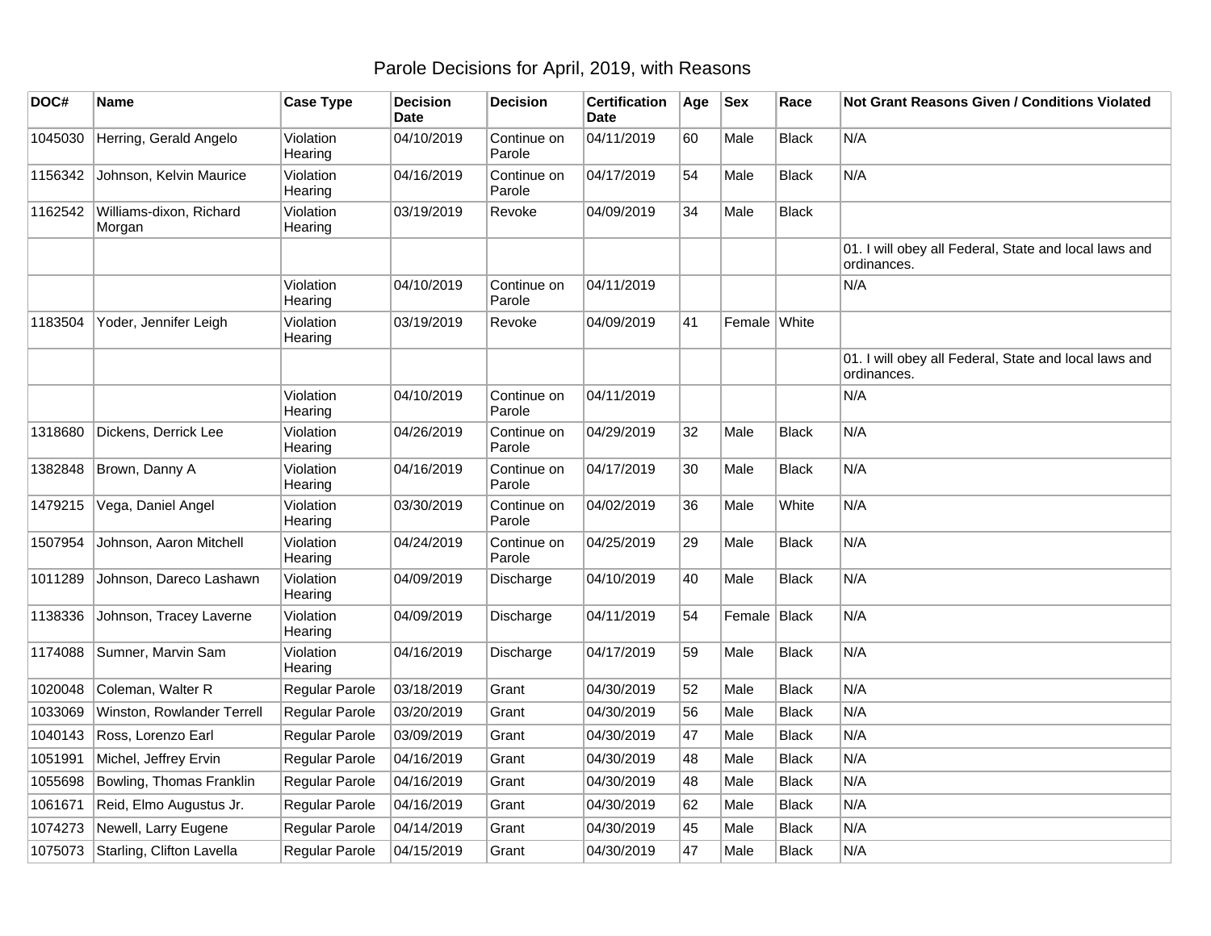# Parole Decisions for April, 2019, with Reasons

| DOC# | Name | Case Type | Decision Date | Decision | Certification Date | Age | Sex | Race | Not Grant Reasons Given / Conditions Violated |
|---|---|---|---|---|---|---|---|---|---|
| 1045030 | Herring, Gerald Angelo | Violation Hearing | 04/10/2019 | Continue on Parole | 04/11/2019 | 60 | Male | Black | N/A |
| 1156342 | Johnson, Kelvin Maurice | Violation Hearing | 04/16/2019 | Continue on Parole | 04/17/2019 | 54 | Male | Black | N/A |
| 1162542 | Williams-dixon, Richard Morgan | Violation Hearing | 03/19/2019 | Revoke | 04/09/2019 | 34 | Male | Black | |
| | | | | | | | | | 01. I will obey all Federal, State and local laws and ordinances. |
| | | Violation Hearing | 04/10/2019 | Continue on Parole | 04/11/2019 | | | | N/A |
| 1183504 | Yoder, Jennifer Leigh | Violation Hearing | 03/19/2019 | Revoke | 04/09/2019 | 41 | Female | White | |
| | | | | | | | | | 01. I will obey all Federal, State and local laws and ordinances. |
| | | Violation Hearing | 04/10/2019 | Continue on Parole | 04/11/2019 | | | | N/A |
| 1318680 | Dickens, Derrick Lee | Violation Hearing | 04/26/2019 | Continue on Parole | 04/29/2019 | 32 | Male | Black | N/A |
| 1382848 | Brown, Danny A | Violation Hearing | 04/16/2019 | Continue on Parole | 04/17/2019 | 30 | Male | Black | N/A |
| 1479215 | Vega, Daniel Angel | Violation Hearing | 03/30/2019 | Continue on Parole | 04/02/2019 | 36 | Male | White | N/A |
| 1507954 | Johnson, Aaron Mitchell | Violation Hearing | 04/24/2019 | Continue on Parole | 04/25/2019 | 29 | Male | Black | N/A |
| 1011289 | Johnson, Dareco Lashawn | Violation Hearing | 04/09/2019 | Discharge | 04/10/2019 | 40 | Male | Black | N/A |
| 1138336 | Johnson, Tracey Laverne | Violation Hearing | 04/09/2019 | Discharge | 04/11/2019 | 54 | Female | Black | N/A |
| 1174088 | Sumner, Marvin Sam | Violation Hearing | 04/16/2019 | Discharge | 04/17/2019 | 59 | Male | Black | N/A |
| 1020048 | Coleman, Walter R | Regular Parole | 03/18/2019 | Grant | 04/30/2019 | 52 | Male | Black | N/A |
| 1033069 | Winston, Rowlander Terrell | Regular Parole | 03/20/2019 | Grant | 04/30/2019 | 56 | Male | Black | N/A |
| 1040143 | Ross, Lorenzo Earl | Regular Parole | 03/09/2019 | Grant | 04/30/2019 | 47 | Male | Black | N/A |
| 1051991 | Michel, Jeffrey Ervin | Regular Parole | 04/16/2019 | Grant | 04/30/2019 | 48 | Male | Black | N/A |
| 1055698 | Bowling, Thomas Franklin | Regular Parole | 04/16/2019 | Grant | 04/30/2019 | 48 | Male | Black | N/A |
| 1061671 | Reid, Elmo Augustus Jr. | Regular Parole | 04/16/2019 | Grant | 04/30/2019 | 62 | Male | Black | N/A |
| 1074273 | Newell, Larry Eugene | Regular Parole | 04/14/2019 | Grant | 04/30/2019 | 45 | Male | Black | N/A |
| 1075073 | Starling, Clifton Lavella | Regular Parole | 04/15/2019 | Grant | 04/30/2019 | 47 | Male | Black | N/A |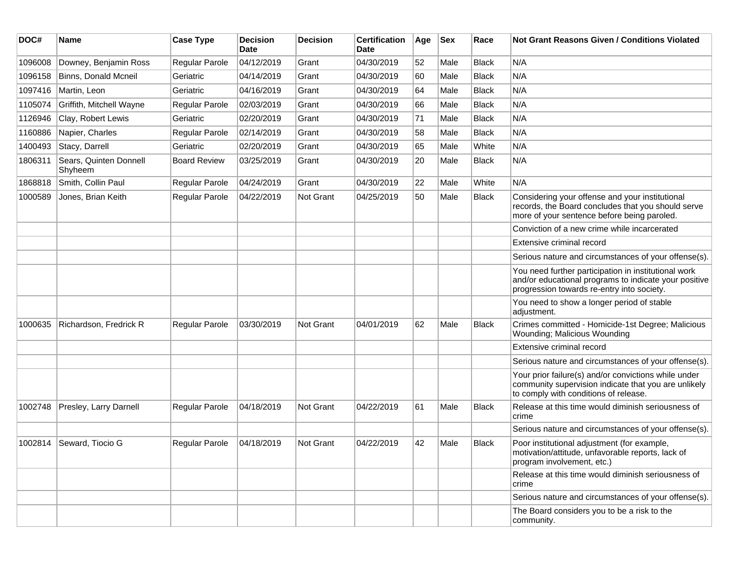| DOC# | Name | Case Type | Decision Date | Decision | Certification Date | Age | Sex | Race | Not Grant Reasons Given / Conditions Violated |
| --- | --- | --- | --- | --- | --- | --- | --- | --- | --- |
| 1096008 | Downey, Benjamin Ross | Regular Parole | 04/12/2019 | Grant | 04/30/2019 | 52 | Male | Black | N/A |
| 1096158 | Binns, Donald Mcneil | Geriatric | 04/14/2019 | Grant | 04/30/2019 | 60 | Male | Black | N/A |
| 1097416 | Martin, Leon | Geriatric | 04/16/2019 | Grant | 04/30/2019 | 64 | Male | Black | N/A |
| 1105074 | Griffith, Mitchell Wayne | Regular Parole | 02/03/2019 | Grant | 04/30/2019 | 66 | Male | Black | N/A |
| 1126946 | Clay, Robert Lewis | Geriatric | 02/20/2019 | Grant | 04/30/2019 | 71 | Male | Black | N/A |
| 1160886 | Napier, Charles | Regular Parole | 02/14/2019 | Grant | 04/30/2019 | 58 | Male | Black | N/A |
| 1400493 | Stacy, Darrell | Geriatric | 02/20/2019 | Grant | 04/30/2019 | 65 | Male | White | N/A |
| 1806311 | Sears, Quinten Donnell Shyheem | Board Review | 03/25/2019 | Grant | 04/30/2019 | 20 | Male | Black | N/A |
| 1868818 | Smith, Collin Paul | Regular Parole | 04/24/2019 | Grant | 04/30/2019 | 22 | Male | White | N/A |
| 1000589 | Jones, Brian Keith | Regular Parole | 04/22/2019 | Not Grant | 04/25/2019 | 50 | Male | Black | Considering your offense and your institutional records, the Board concludes that you should serve more of your sentence before being paroled. |
| | | | | | | | | | Conviction of a new crime while incarcerated |
| | | | | | | | | | Extensive criminal record |
| | | | | | | | | | Serious nature and circumstances of your offense(s). |
| | | | | | | | | | You need further participation in institutional work and/or educational programs to indicate your positive progression towards re-entry into society. |
| | | | | | | | | | You need to show a longer period of stable adjustment. |
| 1000635 | Richardson, Fredrick R | Regular Parole | 03/30/2019 | Not Grant | 04/01/2019 | 62 | Male | Black | Crimes committed - Homicide-1st Degree; Malicious Wounding; Malicious Wounding |
| | | | | | | | | | Extensive criminal record |
| | | | | | | | | | Serious nature and circumstances of your offense(s). |
| | | | | | | | | | Your prior failure(s) and/or convictions while under community supervision indicate that you are unlikely to comply with conditions of release. |
| 1002748 | Presley, Larry Darnell | Regular Parole | 04/18/2019 | Not Grant | 04/22/2019 | 61 | Male | Black | Release at this time would diminish seriousness of crime |
| | | | | | | | | | Serious nature and circumstances of your offense(s). |
| 1002814 | Seward, Tiocio G | Regular Parole | 04/18/2019 | Not Grant | 04/22/2019 | 42 | Male | Black | Poor institutional adjustment (for example, motivation/attitude, unfavorable reports, lack of program involvement, etc.) |
| | | | | | | | | | Release at this time would diminish seriousness of crime |
| | | | | | | | | | Serious nature and circumstances of your offense(s). |
| | | | | | | | | | The Board considers you to be a risk to the community. |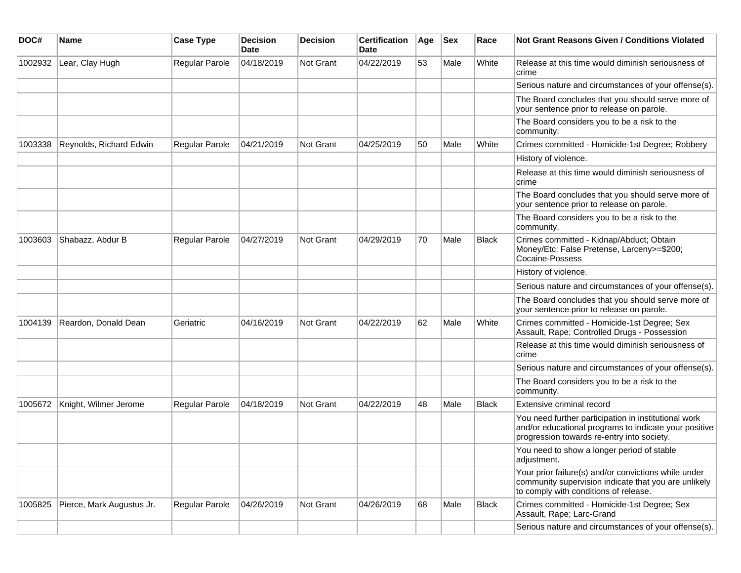| DOC# | Name | Case Type | Decision Date | Decision | Certification Date | Age | Sex | Race | Not Grant Reasons Given / Conditions Violated |
| --- | --- | --- | --- | --- | --- | --- | --- | --- | --- |
| 1002932 | Lear, Clay Hugh | Regular Parole | 04/18/2019 | Not Grant | 04/22/2019 | 53 | Male | White | Release at this time would diminish seriousness of crime |
| | | | | | | | | | Serious nature and circumstances of your offense(s). |
| | | | | | | | | | The Board concludes that you should serve more of your sentence prior to release on parole. |
| | | | | | | | | | The Board considers you to be a risk to the community. |
| 1003338 | Reynolds, Richard Edwin | Regular Parole | 04/21/2019 | Not Grant | 04/25/2019 | 50 | Male | White | Crimes committed - Homicide-1st Degree; Robbery |
| | | | | | | | | | History of violence. |
| | | | | | | | | | Release at this time would diminish seriousness of crime |
| | | | | | | | | | The Board concludes that you should serve more of your sentence prior to release on parole. |
| | | | | | | | | | The Board considers you to be a risk to the community. |
| 1003603 | Shabazz, Abdur B | Regular Parole | 04/27/2019 | Not Grant | 04/29/2019 | 70 | Male | Black | Crimes committed - Kidnap/Abduct; Obtain Money/Etc: False Pretense, Larceny>=$200; Cocaine-Possess |
| | | | | | | | | | History of violence. |
| | | | | | | | | | Serious nature and circumstances of your offense(s). |
| | | | | | | | | | The Board concludes that you should serve more of your sentence prior to release on parole. |
| 1004139 | Reardon, Donald Dean | Geriatric | 04/16/2019 | Not Grant | 04/22/2019 | 62 | Male | White | Crimes committed - Homicide-1st Degree; Sex Assault, Rape; Controlled Drugs - Possession |
| | | | | | | | | | Release at this time would diminish seriousness of crime |
| | | | | | | | | | Serious nature and circumstances of your offense(s). |
| | | | | | | | | | The Board considers you to be a risk to the community. |
| 1005672 | Knight, Wilmer Jerome | Regular Parole | 04/18/2019 | Not Grant | 04/22/2019 | 48 | Male | Black | Extensive criminal record |
| | | | | | | | | | You need further participation in institutional work and/or educational programs to indicate your positive progression towards re-entry into society. |
| | | | | | | | | | You need to show a longer period of stable adjustment. |
| | | | | | | | | | Your prior failure(s) and/or convictions while under community supervision indicate that you are unlikely to comply with conditions of release. |
| 1005825 | Pierce, Mark Augustus Jr. | Regular Parole | 04/26/2019 | Not Grant | 04/26/2019 | 68 | Male | Black | Crimes committed - Homicide-1st Degree; Sex Assault, Rape; Larc-Grand |
| | | | | | | | | | Serious nature and circumstances of your offense(s). |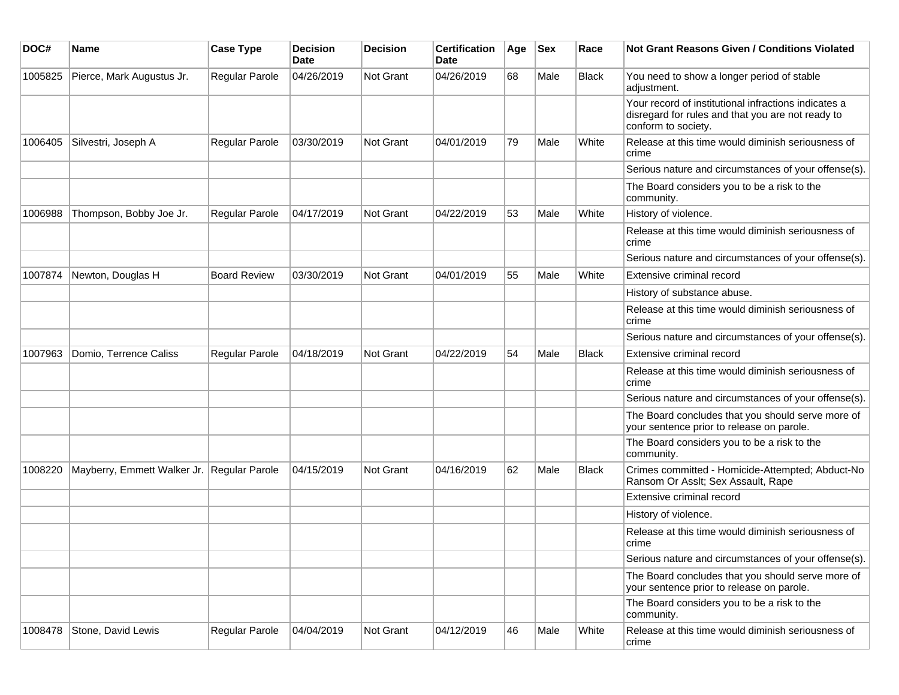| DOC# | Name | Case Type | Decision Date | Decision | Certification Date | Age | Sex | Race | Not Grant Reasons Given / Conditions Violated |
|---|---|---|---|---|---|---|---|---|---|
| 1005825 | Pierce, Mark Augustus Jr. | Regular Parole | 04/26/2019 | Not Grant | 04/26/2019 | 68 | Male | Black | You need to show a longer period of stable adjustment. |
| | | | | | | | | | Your record of institutional infractions indicates a disregard for rules and that you are not ready to conform to society. |
| 1006405 | Silvestri, Joseph A | Regular Parole | 03/30/2019 | Not Grant | 04/01/2019 | 79 | Male | White | Release at this time would diminish seriousness of crime |
| | | | | | | | | | Serious nature and circumstances of your offense(s). |
| | | | | | | | | | The Board considers you to be a risk to the community. |
| 1006988 | Thompson, Bobby Joe Jr. | Regular Parole | 04/17/2019 | Not Grant | 04/22/2019 | 53 | Male | White | History of violence. |
| | | | | | | | | | Release at this time would diminish seriousness of crime |
| | | | | | | | | | Serious nature and circumstances of your offense(s). |
| 1007874 | Newton, Douglas H | Board Review | 03/30/2019 | Not Grant | 04/01/2019 | 55 | Male | White | Extensive criminal record |
| | | | | | | | | | History of substance abuse. |
| | | | | | | | | | Release at this time would diminish seriousness of crime |
| | | | | | | | | | Serious nature and circumstances of your offense(s). |
| 1007963 | Domio, Terrence Caliss | Regular Parole | 04/18/2019 | Not Grant | 04/22/2019 | 54 | Male | Black | Extensive criminal record |
| | | | | | | | | | Release at this time would diminish seriousness of crime |
| | | | | | | | | | Serious nature and circumstances of your offense(s). |
| | | | | | | | | | The Board concludes that you should serve more of your sentence prior to release on parole. |
| | | | | | | | | | The Board considers you to be a risk to the community. |
| 1008220 | Mayberry, Emmett Walker Jr. | Regular Parole | 04/15/2019 | Not Grant | 04/16/2019 | 62 | Male | Black | Crimes committed - Homicide-Attempted; Abduct-No Ransom Or Asslt; Sex Assault, Rape |
| | | | | | | | | | Extensive criminal record |
| | | | | | | | | | History of violence. |
| | | | | | | | | | Release at this time would diminish seriousness of crime |
| | | | | | | | | | Serious nature and circumstances of your offense(s). |
| | | | | | | | | | The Board concludes that you should serve more of your sentence prior to release on parole. |
| | | | | | | | | | The Board considers you to be a risk to the community. |
| 1008478 | Stone, David Lewis | Regular Parole | 04/04/2019 | Not Grant | 04/12/2019 | 46 | Male | White | Release at this time would diminish seriousness of crime |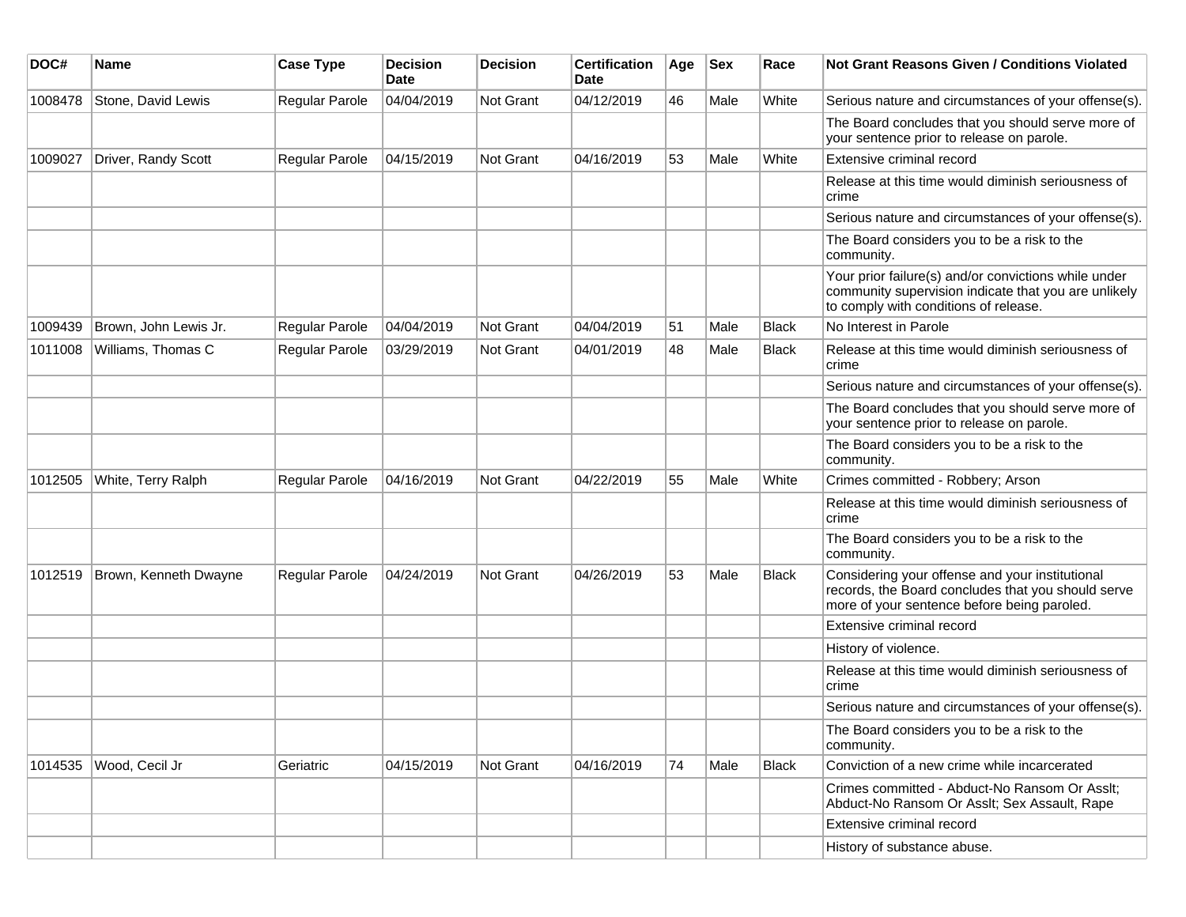| DOC# | Name | Case Type | Decision Date | Decision | Certification Date | Age | Sex | Race | Not Grant Reasons Given / Conditions Violated |
| --- | --- | --- | --- | --- | --- | --- | --- | --- | --- |
| 1008478 | Stone, David Lewis | Regular Parole | 04/04/2019 | Not Grant | 04/12/2019 | 46 | Male | White | Serious nature and circumstances of your offense(s). |
| | | | | | | | | | The Board concludes that you should serve more of your sentence prior to release on parole. |
| 1009027 | Driver, Randy Scott | Regular Parole | 04/15/2019 | Not Grant | 04/16/2019 | 53 | Male | White | Extensive criminal record |
| | | | | | | | | | Release at this time would diminish seriousness of crime |
| | | | | | | | | | Serious nature and circumstances of your offense(s). |
| | | | | | | | | | The Board considers you to be a risk to the community. |
| | | | | | | | | | Your prior failure(s) and/or convictions while under community supervision indicate that you are unlikely to comply with conditions of release. |
| 1009439 | Brown, John Lewis Jr. | Regular Parole | 04/04/2019 | Not Grant | 04/04/2019 | 51 | Male | Black | No Interest in Parole |
| 1011008 | Williams, Thomas C | Regular Parole | 03/29/2019 | Not Grant | 04/01/2019 | 48 | Male | Black | Release at this time would diminish seriousness of crime |
| | | | | | | | | | Serious nature and circumstances of your offense(s). |
| | | | | | | | | | The Board concludes that you should serve more of your sentence prior to release on parole. |
| | | | | | | | | | The Board considers you to be a risk to the community. |
| 1012505 | White, Terry Ralph | Regular Parole | 04/16/2019 | Not Grant | 04/22/2019 | 55 | Male | White | Crimes committed - Robbery; Arson |
| | | | | | | | | | Release at this time would diminish seriousness of crime |
| | | | | | | | | | The Board considers you to be a risk to the community. |
| 1012519 | Brown, Kenneth Dwayne | Regular Parole | 04/24/2019 | Not Grant | 04/26/2019 | 53 | Male | Black | Considering your offense and your institutional records, the Board concludes that you should serve more of your sentence before being paroled. |
| | | | | | | | | | Extensive criminal record |
| | | | | | | | | | History of violence. |
| | | | | | | | | | Release at this time would diminish seriousness of crime |
| | | | | | | | | | Serious nature and circumstances of your offense(s). |
| | | | | | | | | | The Board considers you to be a risk to the community. |
| 1014535 | Wood, Cecil Jr | Geriatric | 04/15/2019 | Not Grant | 04/16/2019 | 74 | Male | Black | Conviction of a new crime while incarcerated |
| | | | | | | | | | Crimes committed - Abduct-No Ransom Or Asslt; Abduct-No Ransom Or Asslt; Sex Assault, Rape |
| | | | | | | | | | Extensive criminal record |
| | | | | | | | | | History of substance abuse. |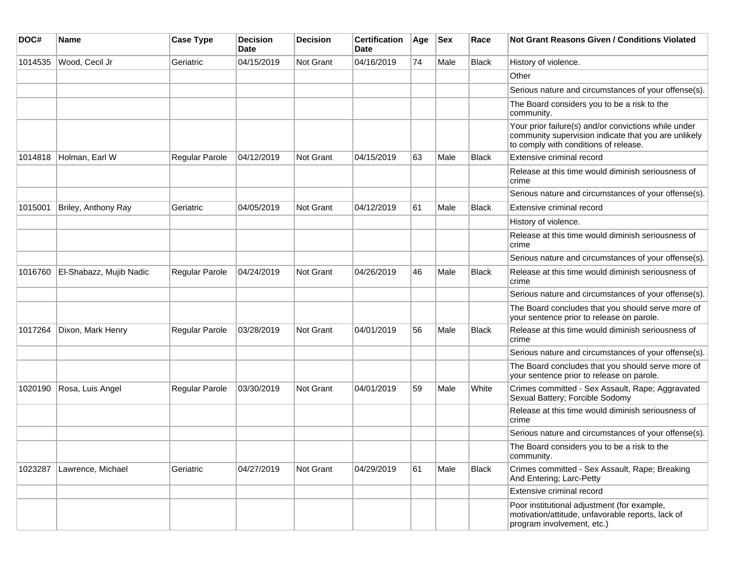| DOC# | Name | Case Type | Decision Date | Decision | Certification Date | Age | Sex | Race | Not Grant Reasons Given / Conditions Violated |
|---|---|---|---|---|---|---|---|---|---|
| 1014535 | Wood, Cecil Jr | Geriatric | 04/15/2019 | Not Grant | 04/16/2019 | 74 | Male | Black | History of violence. |
| | | | | | | | | | Other |
| | | | | | | | | | Serious nature and circumstances of your offense(s). |
| | | | | | | | | | The Board considers you to be a risk to the community. |
| | | | | | | | | | Your prior failure(s) and/or convictions while under community supervision indicate that you are unlikely to comply with conditions of release. |
| 1014818 | Holman, Earl W | Regular Parole | 04/12/2019 | Not Grant | 04/15/2019 | 63 | Male | Black | Extensive criminal record |
| | | | | | | | | | Release at this time would diminish seriousness of crime |
| | | | | | | | | | Serious nature and circumstances of your offense(s). |
| 1015001 | Briley, Anthony Ray | Geriatric | 04/05/2019 | Not Grant | 04/12/2019 | 61 | Male | Black | Extensive criminal record |
| | | | | | | | | | History of violence. |
| | | | | | | | | | Release at this time would diminish seriousness of crime |
| | | | | | | | | | Serious nature and circumstances of your offense(s). |
| 1016760 | El-Shabazz, Mujib Nadic | Regular Parole | 04/24/2019 | Not Grant | 04/26/2019 | 46 | Male | Black | Release at this time would diminish seriousness of crime |
| | | | | | | | | | Serious nature and circumstances of your offense(s). |
| | | | | | | | | | The Board concludes that you should serve more of your sentence prior to release on parole. |
| 1017264 | Dixon, Mark Henry | Regular Parole | 03/28/2019 | Not Grant | 04/01/2019 | 56 | Male | Black | Release at this time would diminish seriousness of crime |
| | | | | | | | | | Serious nature and circumstances of your offense(s). |
| | | | | | | | | | The Board concludes that you should serve more of your sentence prior to release on parole. |
| 1020190 | Rosa, Luis Angel | Regular Parole | 03/30/2019 | Not Grant | 04/01/2019 | 59 | Male | White | Crimes committed - Sex Assault, Rape; Aggravated Sexual Battery; Forcible Sodomy |
| | | | | | | | | | Release at this time would diminish seriousness of crime |
| | | | | | | | | | Serious nature and circumstances of your offense(s). |
| | | | | | | | | | The Board considers you to be a risk to the community. |
| 1023287 | Lawrence, Michael | Geriatric | 04/27/2019 | Not Grant | 04/29/2019 | 61 | Male | Black | Crimes committed - Sex Assault, Rape; Breaking And Entering; Larc-Petty |
| | | | | | | | | | Extensive criminal record |
| | | | | | | | | | Poor institutional adjustment (for example, motivation/attitude, unfavorable reports, lack of program involvement, etc.) |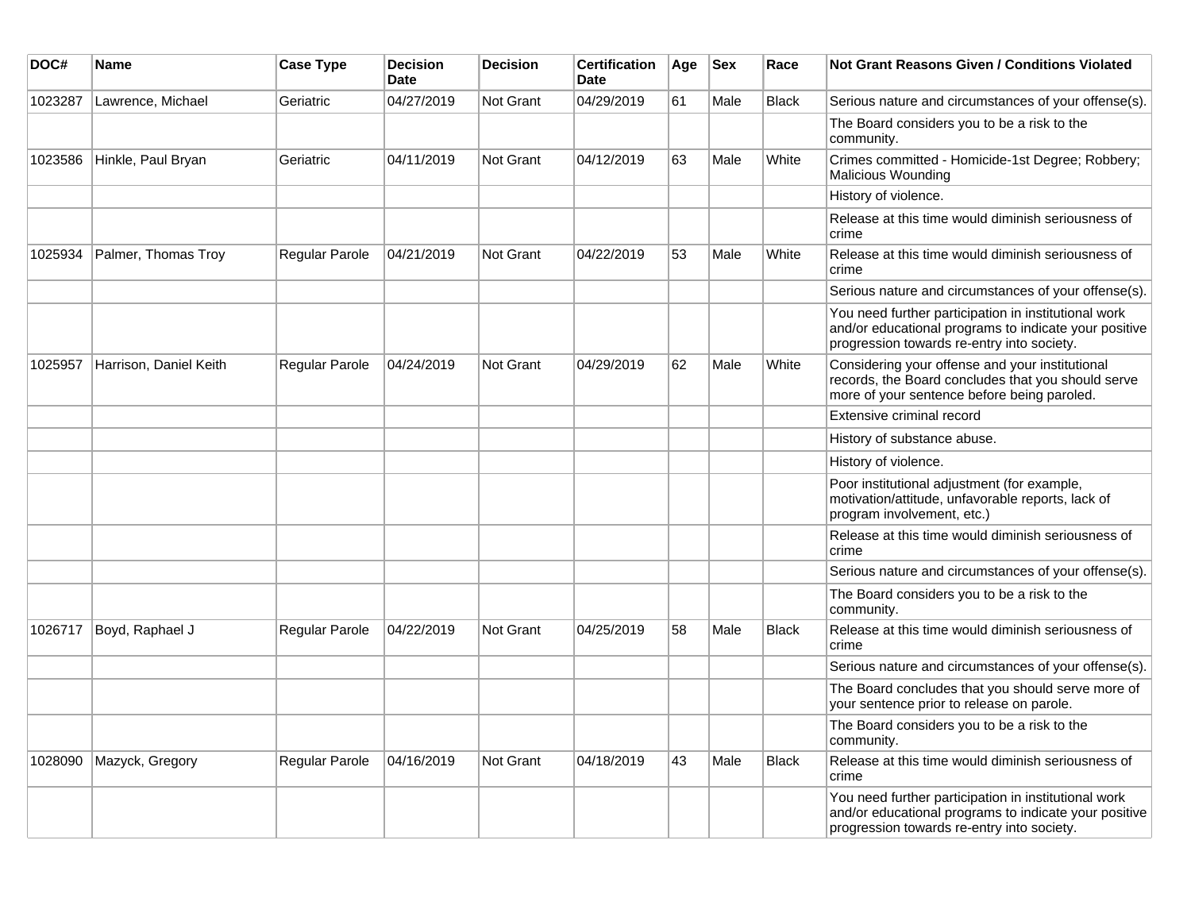| DOC# | Name | Case Type | Decision Date | Decision | Certification Date | Age | Sex | Race | Not Grant Reasons Given / Conditions Violated |
|---|---|---|---|---|---|---|---|---|---|
| 1023287 | Lawrence, Michael | Geriatric | 04/27/2019 | Not Grant | 04/29/2019 | 61 | Male | Black | Serious nature and circumstances of your offense(s). |
| | | | | | | | | | The Board considers you to be a risk to the community. |
| 1023586 | Hinkle, Paul Bryan | Geriatric | 04/11/2019 | Not Grant | 04/12/2019 | 63 | Male | White | Crimes committed - Homicide-1st Degree; Robbery; Malicious Wounding |
| | | | | | | | | | History of violence. |
| | | | | | | | | | Release at this time would diminish seriousness of crime |
| 1025934 | Palmer, Thomas Troy | Regular Parole | 04/21/2019 | Not Grant | 04/22/2019 | 53 | Male | White | Release at this time would diminish seriousness of crime |
| | | | | | | | | | Serious nature and circumstances of your offense(s). |
| | | | | | | | | | You need further participation in institutional work and/or educational programs to indicate your positive progression towards re-entry into society. |
| 1025957 | Harrison, Daniel Keith | Regular Parole | 04/24/2019 | Not Grant | 04/29/2019 | 62 | Male | White | Considering your offense and your institutional records, the Board concludes that you should serve more of your sentence before being paroled. |
| | | | | | | | | | Extensive criminal record |
| | | | | | | | | | History of substance abuse. |
| | | | | | | | | | History of violence. |
| | | | | | | | | | Poor institutional adjustment (for example, motivation/attitude, unfavorable reports, lack of program involvement, etc.) |
| | | | | | | | | | Release at this time would diminish seriousness of crime |
| | | | | | | | | | Serious nature and circumstances of your offense(s). |
| | | | | | | | | | The Board considers you to be a risk to the community. |
| 1026717 | Boyd, Raphael J | Regular Parole | 04/22/2019 | Not Grant | 04/25/2019 | 58 | Male | Black | Release at this time would diminish seriousness of crime |
| | | | | | | | | | Serious nature and circumstances of your offense(s). |
| | | | | | | | | | The Board concludes that you should serve more of your sentence prior to release on parole. |
| | | | | | | | | | The Board considers you to be a risk to the community. |
| 1028090 | Mazyck, Gregory | Regular Parole | 04/16/2019 | Not Grant | 04/18/2019 | 43 | Male | Black | Release at this time would diminish seriousness of crime |
| | | | | | | | | | You need further participation in institutional work and/or educational programs to indicate your positive progression towards re-entry into society. |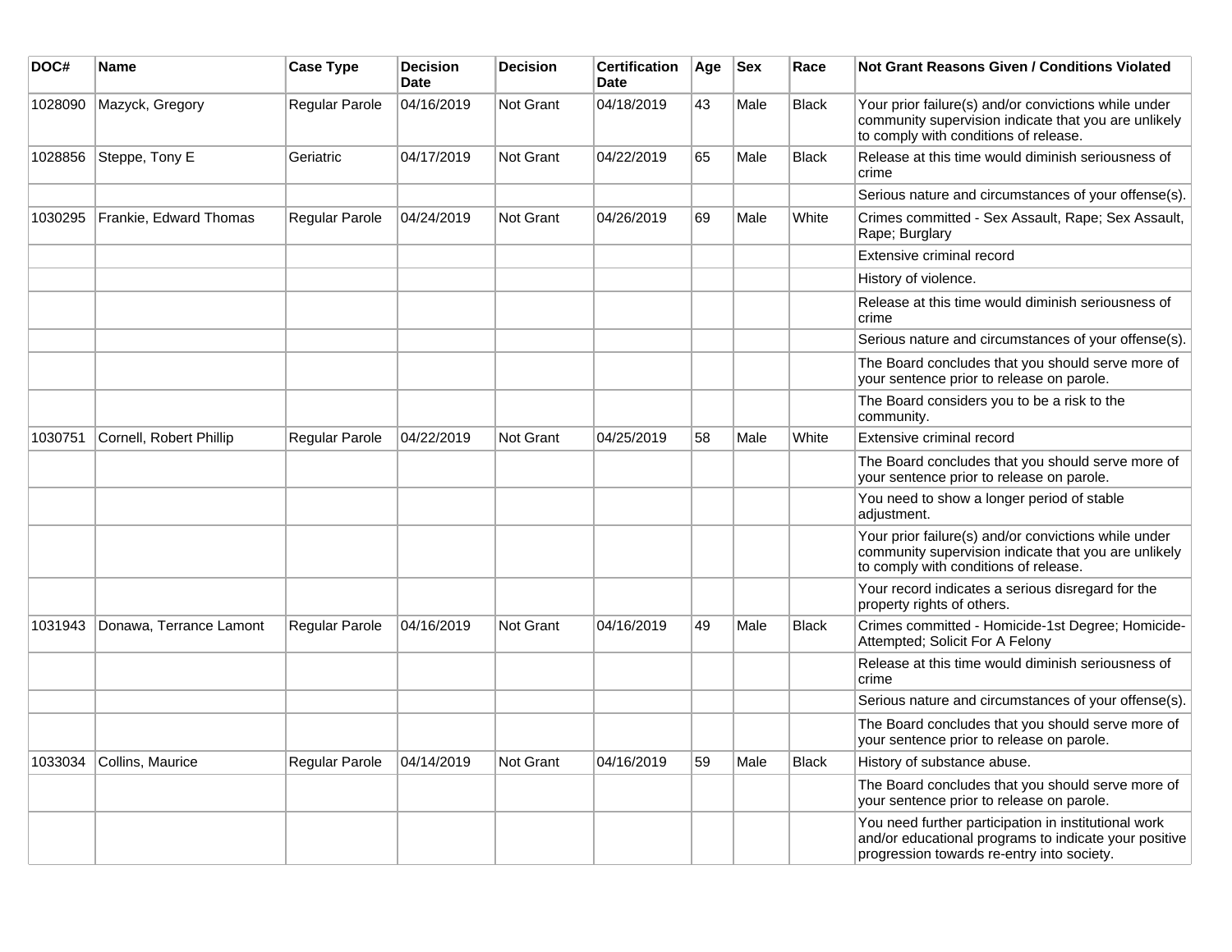| DOC# | Name | Case Type | Decision Date | Decision | Certification Date | Age | Sex | Race | Not Grant Reasons Given / Conditions Violated |
|---|---|---|---|---|---|---|---|---|---|
| 1028090 | Mazyck, Gregory | Regular Parole | 04/16/2019 | Not Grant | 04/18/2019 | 43 | Male | Black | Your prior failure(s) and/or convictions while under community supervision indicate that you are unlikely to comply with conditions of release. |
| 1028856 | Steppe, Tony E | Geriatric | 04/17/2019 | Not Grant | 04/22/2019 | 65 | Male | Black | Release at this time would diminish seriousness of crime |
| | | | | | | | | | Serious nature and circumstances of your offense(s). |
| 1030295 | Frankie, Edward Thomas | Regular Parole | 04/24/2019 | Not Grant | 04/26/2019 | 69 | Male | White | Crimes committed - Sex Assault, Rape; Sex Assault, Rape; Burglary |
| | | | | | | | | | Extensive criminal record |
| | | | | | | | | | History of violence. |
| | | | | | | | | | Release at this time would diminish seriousness of crime |
| | | | | | | | | | Serious nature and circumstances of your offense(s). |
| | | | | | | | | | The Board concludes that you should serve more of your sentence prior to release on parole. |
| | | | | | | | | | The Board considers you to be a risk to the community. |
| 1030751 | Cornell, Robert Phillip | Regular Parole | 04/22/2019 | Not Grant | 04/25/2019 | 58 | Male | White | Extensive criminal record |
| | | | | | | | | | The Board concludes that you should serve more of your sentence prior to release on parole. |
| | | | | | | | | | You need to show a longer period of stable adjustment. |
| | | | | | | | | | Your prior failure(s) and/or convictions while under community supervision indicate that you are unlikely to comply with conditions of release. |
| | | | | | | | | | Your record indicates a serious disregard for the property rights of others. |
| 1031943 | Donawa, Terrance Lamont | Regular Parole | 04/16/2019 | Not Grant | 04/16/2019 | 49 | Male | Black | Crimes committed - Homicide-1st Degree; Homicide-Attempted; Solicit For A Felony |
| | | | | | | | | | Release at this time would diminish seriousness of crime |
| | | | | | | | | | Serious nature and circumstances of your offense(s). |
| | | | | | | | | | The Board concludes that you should serve more of your sentence prior to release on parole. |
| 1033034 | Collins, Maurice | Regular Parole | 04/14/2019 | Not Grant | 04/16/2019 | 59 | Male | Black | History of substance abuse. |
| | | | | | | | | | The Board concludes that you should serve more of your sentence prior to release on parole. |
| | | | | | | | | | You need further participation in institutional work and/or educational programs to indicate your positive progression towards re-entry into society. |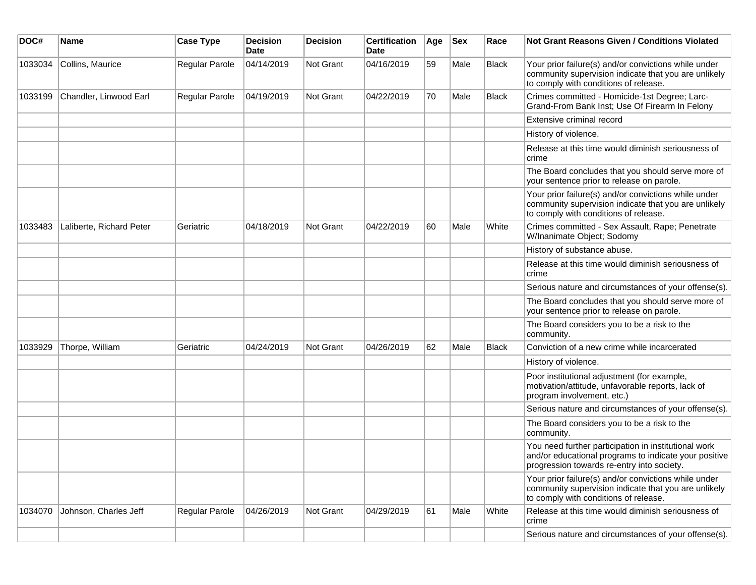| DOC# | Name | Case Type | Decision Date | Decision | Certification Date | Age | Sex | Race | Not Grant Reasons Given / Conditions Violated |
|---|---|---|---|---|---|---|---|---|---|
| 1033034 | Collins, Maurice | Regular Parole | 04/14/2019 | Not Grant | 04/16/2019 | 59 | Male | Black | Your prior failure(s) and/or convictions while under community supervision indicate that you are unlikely to comply with conditions of release. |
| 1033199 | Chandler, Linwood Earl | Regular Parole | 04/19/2019 | Not Grant | 04/22/2019 | 70 | Male | Black | Crimes committed - Homicide-1st Degree; Larc-Grand-From Bank Inst; Use Of Firearm In Felony |
| | | | | | | | | | Extensive criminal record |
| | | | | | | | | | History of violence. |
| | | | | | | | | | Release at this time would diminish seriousness of crime |
| | | | | | | | | | The Board concludes that you should serve more of your sentence prior to release on parole. |
| | | | | | | | | | Your prior failure(s) and/or convictions while under community supervision indicate that you are unlikely to comply with conditions of release. |
| 1033483 | Laliberte, Richard Peter | Geriatric | 04/18/2019 | Not Grant | 04/22/2019 | 60 | Male | White | Crimes committed - Sex Assault, Rape; Penetrate W/Inanimate Object; Sodomy |
| | | | | | | | | | History of substance abuse. |
| | | | | | | | | | Release at this time would diminish seriousness of crime |
| | | | | | | | | | Serious nature and circumstances of your offense(s). |
| | | | | | | | | | The Board concludes that you should serve more of your sentence prior to release on parole. |
| | | | | | | | | | The Board considers you to be a risk to the community. |
| 1033929 | Thorpe, William | Geriatric | 04/24/2019 | Not Grant | 04/26/2019 | 62 | Male | Black | Conviction of a new crime while incarcerated |
| | | | | | | | | | History of violence. |
| | | | | | | | | | Poor institutional adjustment (for example, motivation/attitude, unfavorable reports, lack of program involvement, etc.) |
| | | | | | | | | | Serious nature and circumstances of your offense(s). |
| | | | | | | | | | The Board considers you to be a risk to the community. |
| | | | | | | | | | You need further participation in institutional work and/or educational programs to indicate your positive progression towards re-entry into society. |
| | | | | | | | | | Your prior failure(s) and/or convictions while under community supervision indicate that you are unlikely to comply with conditions of release. |
| 1034070 | Johnson, Charles Jeff | Regular Parole | 04/26/2019 | Not Grant | 04/29/2019 | 61 | Male | White | Release at this time would diminish seriousness of crime |
| | | | | | | | | | Serious nature and circumstances of your offense(s). |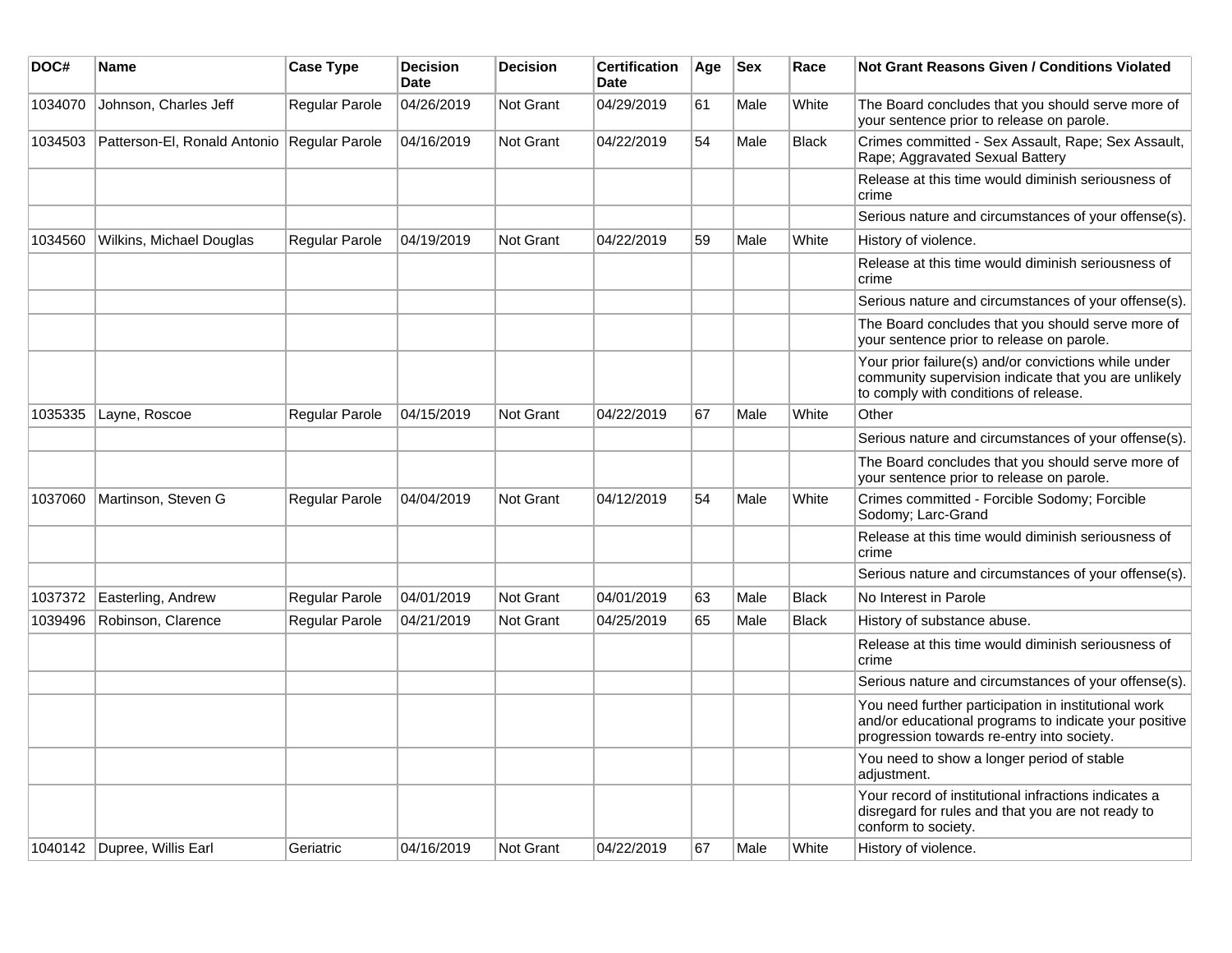| DOC# | Name | Case Type | Decision Date | Decision | Certification Date | Age | Sex | Race | Not Grant Reasons Given / Conditions Violated |
|---|---|---|---|---|---|---|---|---|---|
| 1034070 | Johnson, Charles Jeff | Regular Parole | 04/26/2019 | Not Grant | 04/29/2019 | 61 | Male | White | The Board concludes that you should serve more of your sentence prior to release on parole. |
| 1034503 | Patterson-El, Ronald Antonio | Regular Parole | 04/16/2019 | Not Grant | 04/22/2019 | 54 | Male | Black | Crimes committed - Sex Assault, Rape; Sex Assault, Rape; Aggravated Sexual Battery |
| | | | | | | | | | Release at this time would diminish seriousness of crime |
| | | | | | | | | | Serious nature and circumstances of your offense(s). |
| 1034560 | Wilkins, Michael Douglas | Regular Parole | 04/19/2019 | Not Grant | 04/22/2019 | 59 | Male | White | History of violence. |
| | | | | | | | | | Release at this time would diminish seriousness of crime |
| | | | | | | | | | Serious nature and circumstances of your offense(s). |
| | | | | | | | | | The Board concludes that you should serve more of your sentence prior to release on parole. |
| | | | | | | | | | Your prior failure(s) and/or convictions while under community supervision indicate that you are unlikely to comply with conditions of release. |
| 1035335 | Layne, Roscoe | Regular Parole | 04/15/2019 | Not Grant | 04/22/2019 | 67 | Male | White | Other |
| | | | | | | | | | Serious nature and circumstances of your offense(s). |
| | | | | | | | | | The Board concludes that you should serve more of your sentence prior to release on parole. |
| 1037060 | Martinson, Steven G | Regular Parole | 04/04/2019 | Not Grant | 04/12/2019 | 54 | Male | White | Crimes committed - Forcible Sodomy; Forcible Sodomy; Larc-Grand |
| | | | | | | | | | Release at this time would diminish seriousness of crime |
| | | | | | | | | | Serious nature and circumstances of your offense(s). |
| 1037372 | Easterling, Andrew | Regular Parole | 04/01/2019 | Not Grant | 04/01/2019 | 63 | Male | Black | No Interest in Parole |
| 1039496 | Robinson, Clarence | Regular Parole | 04/21/2019 | Not Grant | 04/25/2019 | 65 | Male | Black | History of substance abuse. |
| | | | | | | | | | Release at this time would diminish seriousness of crime |
| | | | | | | | | | Serious nature and circumstances of your offense(s). |
| | | | | | | | | | You need further participation in institutional work and/or educational programs to indicate your positive progression towards re-entry into society. |
| | | | | | | | | | You need to show a longer period of stable adjustment. |
| | | | | | | | | | Your record of institutional infractions indicates a disregard for rules and that you are not ready to conform to society. |
| 1040142 | Dupree, Willis Earl | Geriatric | 04/16/2019 | Not Grant | 04/22/2019 | 67 | Male | White | History of violence. |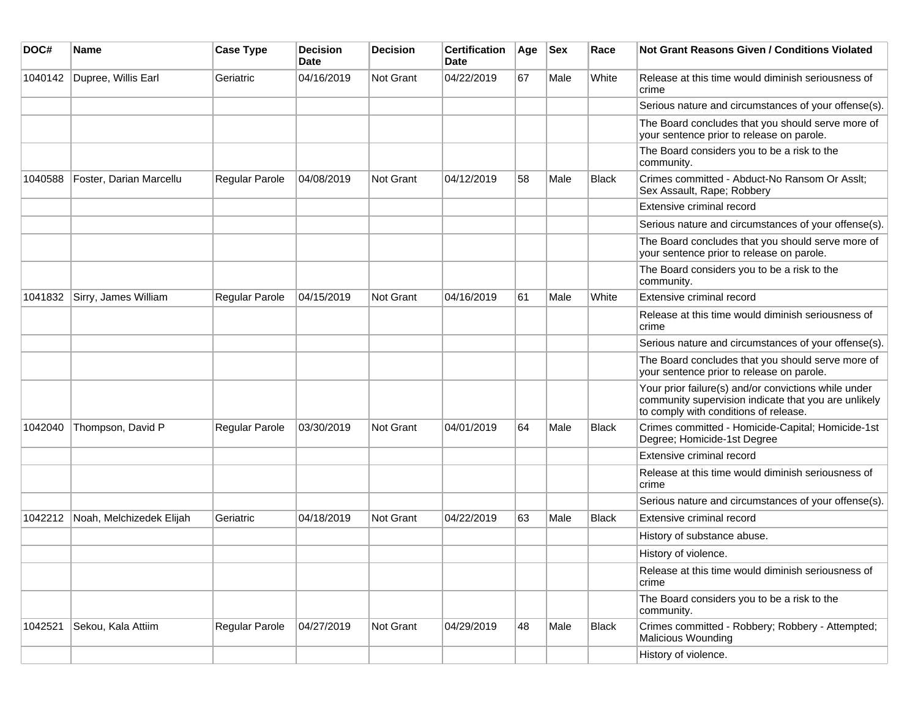| DOC# | Name | Case Type | Decision Date | Decision | Certification Date | Age | Sex | Race | Not Grant Reasons Given / Conditions Violated |
|---|---|---|---|---|---|---|---|---|---|
| 1040142 | Dupree, Willis Earl | Geriatric | 04/16/2019 | Not Grant | 04/22/2019 | 67 | Male | White | Release at this time would diminish seriousness of crime |
| | | | | | | | | | Serious nature and circumstances of your offense(s). |
| | | | | | | | | | The Board concludes that you should serve more of your sentence prior to release on parole. |
| | | | | | | | | | The Board considers you to be a risk to the community. |
| 1040588 | Foster, Darian Marcellu | Regular Parole | 04/08/2019 | Not Grant | 04/12/2019 | 58 | Male | Black | Crimes committed - Abduct-No Ransom Or Asslt; Sex Assault, Rape; Robbery |
| | | | | | | | | | Extensive criminal record |
| | | | | | | | | | Serious nature and circumstances of your offense(s). |
| | | | | | | | | | The Board concludes that you should serve more of your sentence prior to release on parole. |
| | | | | | | | | | The Board considers you to be a risk to the community. |
| 1041832 | Sirry, James William | Regular Parole | 04/15/2019 | Not Grant | 04/16/2019 | 61 | Male | White | Extensive criminal record |
| | | | | | | | | | Release at this time would diminish seriousness of crime |
| | | | | | | | | | Serious nature and circumstances of your offense(s). |
| | | | | | | | | | The Board concludes that you should serve more of your sentence prior to release on parole. |
| | | | | | | | | | Your prior failure(s) and/or convictions while under community supervision indicate that you are unlikely to comply with conditions of release. |
| 1042040 | Thompson, David P | Regular Parole | 03/30/2019 | Not Grant | 04/01/2019 | 64 | Male | Black | Crimes committed - Homicide-Capital; Homicide-1st Degree; Homicide-1st Degree |
| | | | | | | | | | Extensive criminal record |
| | | | | | | | | | Release at this time would diminish seriousness of crime |
| | | | | | | | | | Serious nature and circumstances of your offense(s). |
| 1042212 | Noah, Melchizedek Elijah | Geriatric | 04/18/2019 | Not Grant | 04/22/2019 | 63 | Male | Black | Extensive criminal record |
| | | | | | | | | | History of substance abuse. |
| | | | | | | | | | History of violence. |
| | | | | | | | | | Release at this time would diminish seriousness of crime |
| | | | | | | | | | The Board considers you to be a risk to the community. |
| 1042521 | Sekou, Kala Attiim | Regular Parole | 04/27/2019 | Not Grant | 04/29/2019 | 48 | Male | Black | Crimes committed - Robbery; Robbery - Attempted; Malicious Wounding |
| | | | | | | | | | History of violence. |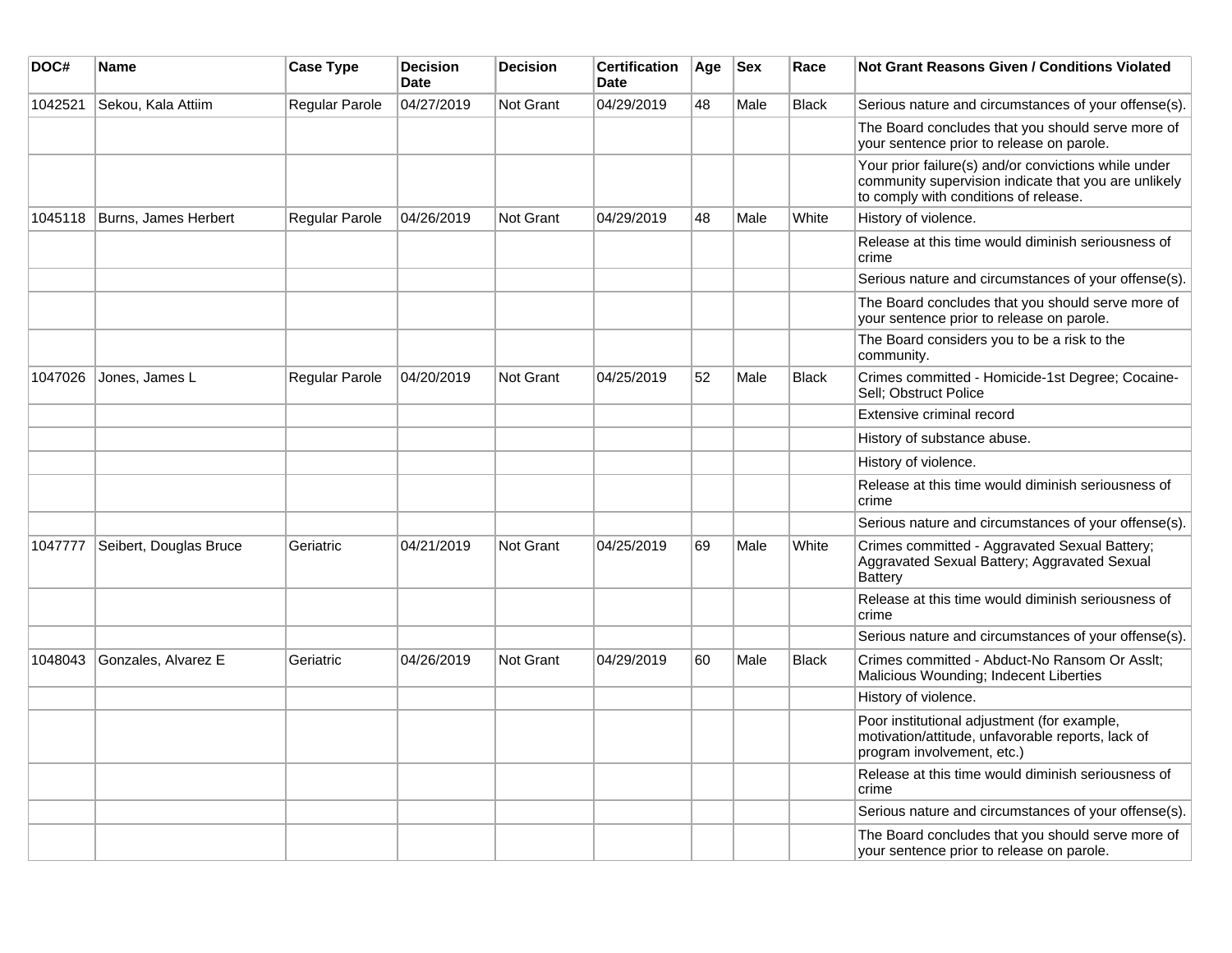| DOC# | Name | Case Type | Decision Date | Decision | Certification Date | Age | Sex | Race | Not Grant Reasons Given / Conditions Violated |
| --- | --- | --- | --- | --- | --- | --- | --- | --- | --- |
| 1042521 | Sekou, Kala Attiim | Regular Parole | 04/27/2019 | Not Grant | 04/29/2019 | 48 | Male | Black | Serious nature and circumstances of your offense(s). |
| | | | | | | | | | The Board concludes that you should serve more of your sentence prior to release on parole. |
| | | | | | | | | | Your prior failure(s) and/or convictions while under community supervision indicate that you are unlikely to comply with conditions of release. |
| 1045118 | Burns, James Herbert | Regular Parole | 04/26/2019 | Not Grant | 04/29/2019 | 48 | Male | White | History of violence. |
| | | | | | | | | | Release at this time would diminish seriousness of crime |
| | | | | | | | | | Serious nature and circumstances of your offense(s). |
| | | | | | | | | | The Board concludes that you should serve more of your sentence prior to release on parole. |
| | | | | | | | | | The Board considers you to be a risk to the community. |
| 1047026 | Jones, James L | Regular Parole | 04/20/2019 | Not Grant | 04/25/2019 | 52 | Male | Black | Crimes committed - Homicide-1st Degree; Cocaine-Sell; Obstruct Police |
| | | | | | | | | | Extensive criminal record |
| | | | | | | | | | History of substance abuse. |
| | | | | | | | | | History of violence. |
| | | | | | | | | | Release at this time would diminish seriousness of crime |
| | | | | | | | | | Serious nature and circumstances of your offense(s). |
| 1047777 | Seibert, Douglas Bruce | Geriatric | 04/21/2019 | Not Grant | 04/25/2019 | 69 | Male | White | Crimes committed - Aggravated Sexual Battery; Aggravated Sexual Battery; Aggravated Sexual Battery |
| | | | | | | | | | Release at this time would diminish seriousness of crime |
| | | | | | | | | | Serious nature and circumstances of your offense(s). |
| 1048043 | Gonzales, Alvarez E | Geriatric | 04/26/2019 | Not Grant | 04/29/2019 | 60 | Male | Black | Crimes committed - Abduct-No Ransom Or Asslt; Malicious Wounding; Indecent Liberties |
| | | | | | | | | | History of violence. |
| | | | | | | | | | Poor institutional adjustment (for example, motivation/attitude, unfavorable reports, lack of program involvement, etc.) |
| | | | | | | | | | Release at this time would diminish seriousness of crime |
| | | | | | | | | | Serious nature and circumstances of your offense(s). |
| | | | | | | | | | The Board concludes that you should serve more of your sentence prior to release on parole. |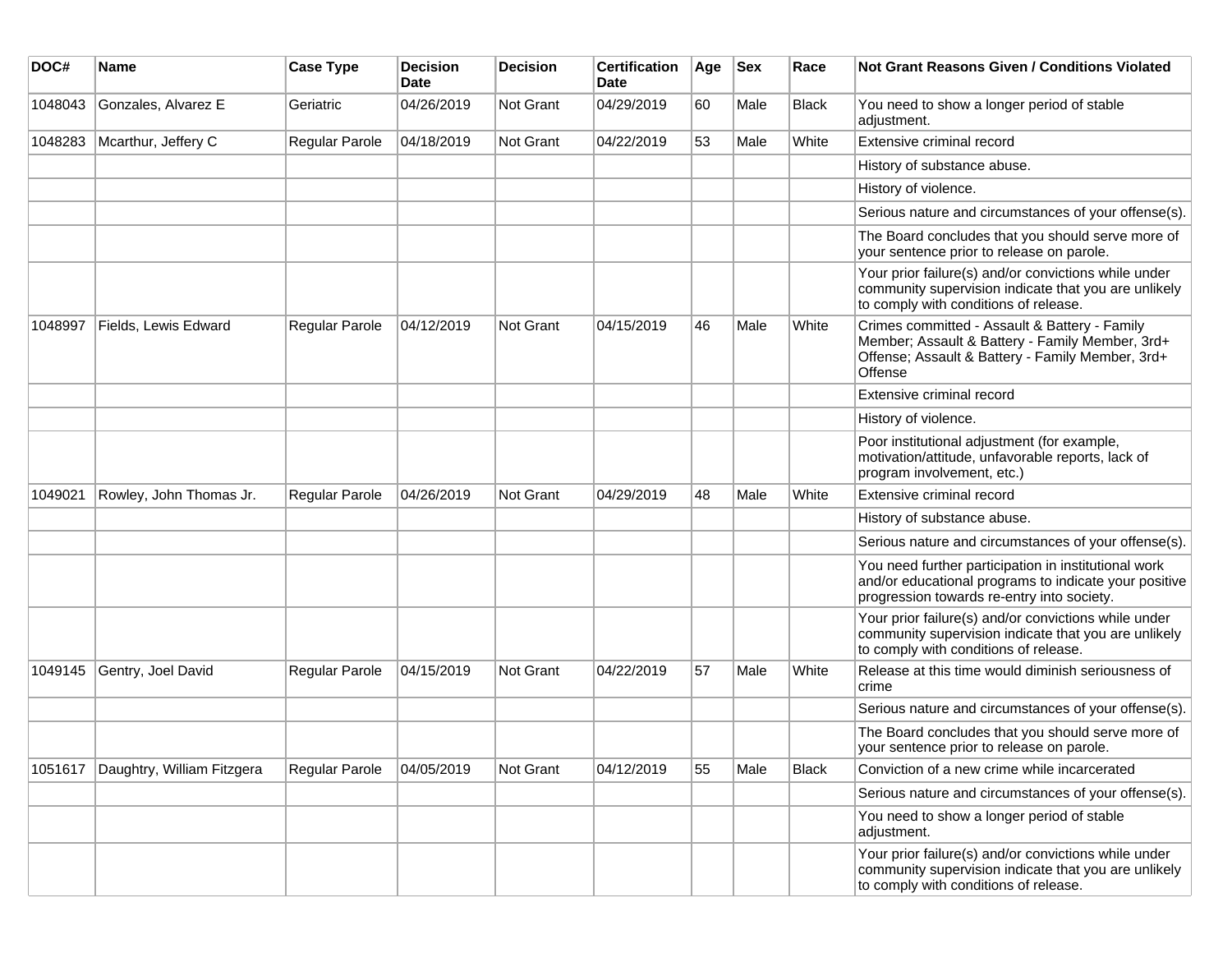| DOC# | Name | Case Type | Decision Date | Decision | Certification Date | Age | Sex | Race | Not Grant Reasons Given / Conditions Violated |
|---|---|---|---|---|---|---|---|---|---|
| 1048043 | Gonzales, Alvarez E | Geriatric | 04/26/2019 | Not Grant | 04/29/2019 | 60 | Male | Black | You need to show a longer period of stable adjustment. |
| 1048283 | Mcarthur, Jeffery C | Regular Parole | 04/18/2019 | Not Grant | 04/22/2019 | 53 | Male | White | Extensive criminal record |
| | | | | | | | | | History of substance abuse. |
| | | | | | | | | | History of violence. |
| | | | | | | | | | Serious nature and circumstances of your offense(s). |
| | | | | | | | | | The Board concludes that you should serve more of your sentence prior to release on parole. |
| | | | | | | | | | Your prior failure(s) and/or convictions while under community supervision indicate that you are unlikely to comply with conditions of release. |
| 1048997 | Fields, Lewis Edward | Regular Parole | 04/12/2019 | Not Grant | 04/15/2019 | 46 | Male | White | Crimes committed - Assault & Battery - Family Member; Assault & Battery - Family Member, 3rd+ Offense; Assault & Battery - Family Member, 3rd+ Offense |
| | | | | | | | | | Extensive criminal record |
| | | | | | | | | | History of violence. |
| | | | | | | | | | Poor institutional adjustment (for example, motivation/attitude, unfavorable reports, lack of program involvement, etc.) |
| 1049021 | Rowley, John Thomas Jr. | Regular Parole | 04/26/2019 | Not Grant | 04/29/2019 | 48 | Male | White | Extensive criminal record |
| | | | | | | | | | History of substance abuse. |
| | | | | | | | | | Serious nature and circumstances of your offense(s). |
| | | | | | | | | | You need further participation in institutional work and/or educational programs to indicate your positive progression towards re-entry into society. |
| | | | | | | | | | Your prior failure(s) and/or convictions while under community supervision indicate that you are unlikely to comply with conditions of release. |
| 1049145 | Gentry, Joel David | Regular Parole | 04/15/2019 | Not Grant | 04/22/2019 | 57 | Male | White | Release at this time would diminish seriousness of crime |
| | | | | | | | | | Serious nature and circumstances of your offense(s). |
| | | | | | | | | | The Board concludes that you should serve more of your sentence prior to release on parole. |
| 1051617 | Daughtry, William Fitzgera | Regular Parole | 04/05/2019 | Not Grant | 04/12/2019 | 55 | Male | Black | Conviction of a new crime while incarcerated |
| | | | | | | | | | Serious nature and circumstances of your offense(s). |
| | | | | | | | | | You need to show a longer period of stable adjustment. |
| | | | | | | | | | Your prior failure(s) and/or convictions while under community supervision indicate that you are unlikely to comply with conditions of release. |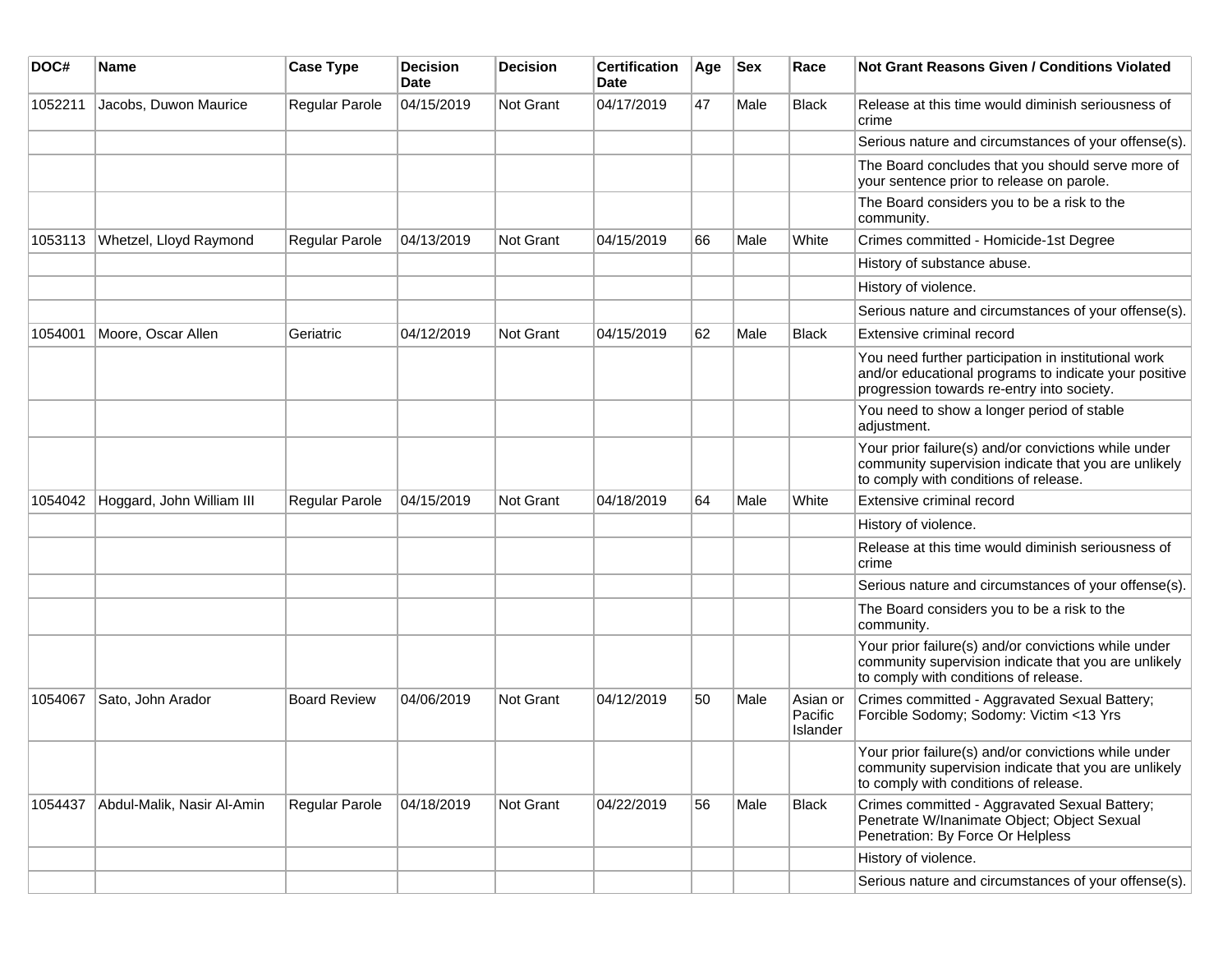| DOC# | Name | Case Type | Decision Date | Decision | Certification Date | Age | Sex | Race | Not Grant Reasons Given / Conditions Violated |
|---|---|---|---|---|---|---|---|---|---|
| 1052211 | Jacobs, Duwon Maurice | Regular Parole | 04/15/2019 | Not Grant | 04/17/2019 | 47 | Male | Black | Release at this time would diminish seriousness of crime |
| | | | | | | | | | Serious nature and circumstances of your offense(s). |
| | | | | | | | | | The Board concludes that you should serve more of your sentence prior to release on parole. |
| | | | | | | | | | The Board considers you to be a risk to the community. |
| 1053113 | Whetzel, Lloyd Raymond | Regular Parole | 04/13/2019 | Not Grant | 04/15/2019 | 66 | Male | White | Crimes committed - Homicide-1st Degree |
| | | | | | | | | | History of substance abuse. |
| | | | | | | | | | History of violence. |
| | | | | | | | | | Serious nature and circumstances of your offense(s). |
| 1054001 | Moore, Oscar Allen | Geriatric | 04/12/2019 | Not Grant | 04/15/2019 | 62 | Male | Black | Extensive criminal record |
| | | | | | | | | | You need further participation in institutional work and/or educational programs to indicate your positive progression towards re-entry into society. |
| | | | | | | | | | You need to show a longer period of stable adjustment. |
| | | | | | | | | | Your prior failure(s) and/or convictions while under community supervision indicate that you are unlikely to comply with conditions of release. |
| 1054042 | Hoggard, John William III | Regular Parole | 04/15/2019 | Not Grant | 04/18/2019 | 64 | Male | White | Extensive criminal record |
| | | | | | | | | | History of violence. |
| | | | | | | | | | Release at this time would diminish seriousness of crime |
| | | | | | | | | | Serious nature and circumstances of your offense(s). |
| | | | | | | | | | The Board considers you to be a risk to the community. |
| | | | | | | | | | Your prior failure(s) and/or convictions while under community supervision indicate that you are unlikely to comply with conditions of release. |
| 1054067 | Sato, John Arador | Board Review | 04/06/2019 | Not Grant | 04/12/2019 | 50 | Male | Asian or Pacific Islander | Crimes committed - Aggravated Sexual Battery; Forcible Sodomy; Sodomy: Victim <13 Yrs |
| | | | | | | | | | Your prior failure(s) and/or convictions while under community supervision indicate that you are unlikely to comply with conditions of release. |
| 1054437 | Abdul-Malik, Nasir Al-Amin | Regular Parole | 04/18/2019 | Not Grant | 04/22/2019 | 56 | Male | Black | Crimes committed - Aggravated Sexual Battery; Penetrate W/Inanimate Object; Object Sexual Penetration: By Force Or Helpless |
| | | | | | | | | | History of violence. |
| | | | | | | | | | Serious nature and circumstances of your offense(s). |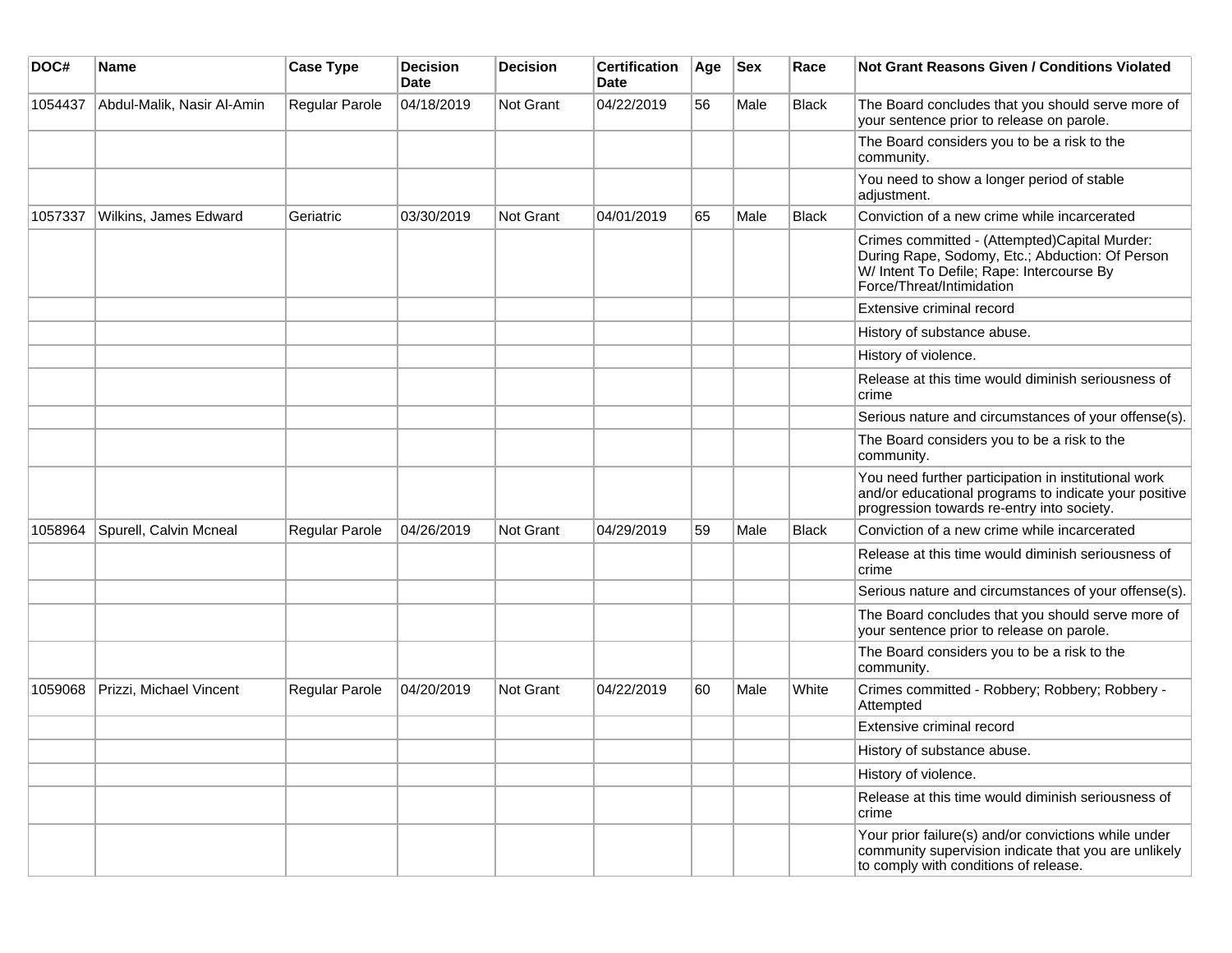| DOC# | Name | Case Type | Decision Date | Decision | Certification Date | Age | Sex | Race | Not Grant Reasons Given / Conditions Violated |
|---|---|---|---|---|---|---|---|---|---|
| 1054437 | Abdul-Malik, Nasir Al-Amin | Regular Parole | 04/18/2019 | Not Grant | 04/22/2019 | 56 | Male | Black | The Board concludes that you should serve more of your sentence prior to release on parole. |
| | | | | | | | | | The Board considers you to be a risk to the community. |
| | | | | | | | | | You need to show a longer period of stable adjustment. |
| 1057337 | Wilkins, James Edward | Geriatric | 03/30/2019 | Not Grant | 04/01/2019 | 65 | Male | Black | Conviction of a new crime while incarcerated |
| | | | | | | | | | Crimes committed - (Attempted)Capital Murder: During Rape, Sodomy, Etc.; Abduction: Of Person W/ Intent To Defile; Rape: Intercourse By Force/Threat/Intimidation |
| | | | | | | | | | Extensive criminal record |
| | | | | | | | | | History of substance abuse. |
| | | | | | | | | | History of violence. |
| | | | | | | | | | Release at this time would diminish seriousness of crime |
| | | | | | | | | | Serious nature and circumstances of your offense(s). |
| | | | | | | | | | The Board considers you to be a risk to the community. |
| | | | | | | | | | You need further participation in institutional work and/or educational programs to indicate your positive progression towards re-entry into society. |
| 1058964 | Spurell, Calvin Mcneal | Regular Parole | 04/26/2019 | Not Grant | 04/29/2019 | 59 | Male | Black | Conviction of a new crime while incarcerated |
| | | | | | | | | | Release at this time would diminish seriousness of crime |
| | | | | | | | | | Serious nature and circumstances of your offense(s). |
| | | | | | | | | | The Board concludes that you should serve more of your sentence prior to release on parole. |
| | | | | | | | | | The Board considers you to be a risk to the community. |
| 1059068 | Prizzi, Michael Vincent | Regular Parole | 04/20/2019 | Not Grant | 04/22/2019 | 60 | Male | White | Crimes committed - Robbery; Robbery; Robbery - Attempted |
| | | | | | | | | | Extensive criminal record |
| | | | | | | | | | History of substance abuse. |
| | | | | | | | | | History of violence. |
| | | | | | | | | | Release at this time would diminish seriousness of crime |
| | | | | | | | | | Your prior failure(s) and/or convictions while under community supervision indicate that you are unlikely to comply with conditions of release. |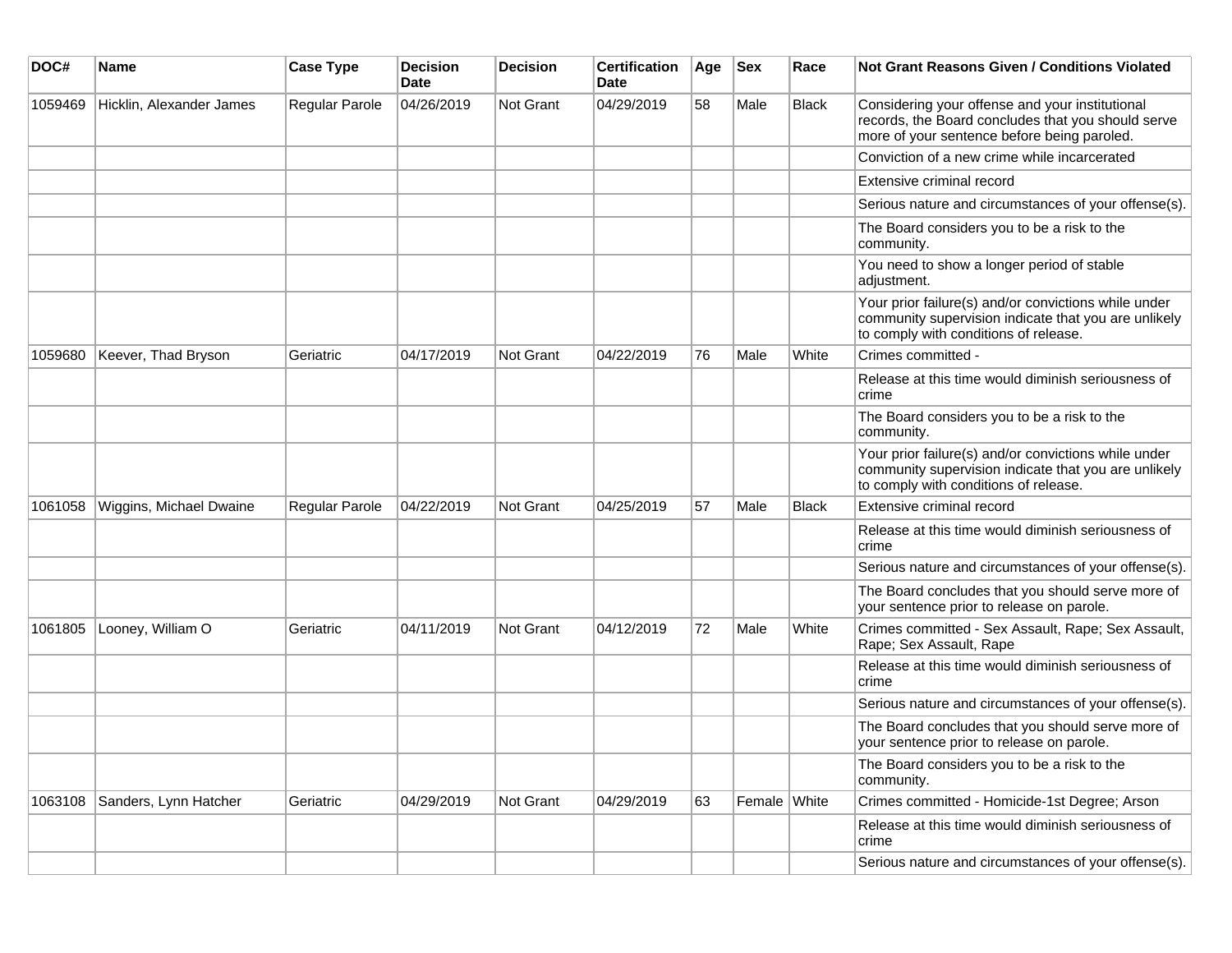| DOC# | Name | Case Type | Decision Date | Decision | Certification Date | Age | Sex | Race | Not Grant Reasons Given / Conditions Violated |
| --- | --- | --- | --- | --- | --- | --- | --- | --- | --- |
| 1059469 | Hicklin, Alexander James | Regular Parole | 04/26/2019 | Not Grant | 04/29/2019 | 58 | Male | Black | Considering your offense and your institutional records, the Board concludes that you should serve more of your sentence before being paroled. |
| | | | | | | | | | Conviction of a new crime while incarcerated |
| | | | | | | | | | Extensive criminal record |
| | | | | | | | | | Serious nature and circumstances of your offense(s). |
| | | | | | | | | | The Board considers you to be a risk to the community. |
| | | | | | | | | | You need to show a longer period of stable adjustment. |
| | | | | | | | | | Your prior failure(s) and/or convictions while under community supervision indicate that you are unlikely to comply with conditions of release. |
| 1059680 | Keever, Thad Bryson | Geriatric | 04/17/2019 | Not Grant | 04/22/2019 | 76 | Male | White | Crimes committed - |
| | | | | | | | | | Release at this time would diminish seriousness of crime |
| | | | | | | | | | The Board considers you to be a risk to the community. |
| | | | | | | | | | Your prior failure(s) and/or convictions while under community supervision indicate that you are unlikely to comply with conditions of release. |
| 1061058 | Wiggins, Michael Dwaine | Regular Parole | 04/22/2019 | Not Grant | 04/25/2019 | 57 | Male | Black | Extensive criminal record |
| | | | | | | | | | Release at this time would diminish seriousness of crime |
| | | | | | | | | | Serious nature and circumstances of your offense(s). |
| | | | | | | | | | The Board concludes that you should serve more of your sentence prior to release on parole. |
| 1061805 | Looney, William O | Geriatric | 04/11/2019 | Not Grant | 04/12/2019 | 72 | Male | White | Crimes committed - Sex Assault, Rape; Sex Assault, Rape; Sex Assault, Rape |
| | | | | | | | | | Release at this time would diminish seriousness of crime |
| | | | | | | | | | Serious nature and circumstances of your offense(s). |
| | | | | | | | | | The Board concludes that you should serve more of your sentence prior to release on parole. |
| | | | | | | | | | The Board considers you to be a risk to the community. |
| 1063108 | Sanders, Lynn Hatcher | Geriatric | 04/29/2019 | Not Grant | 04/29/2019 | 63 | Female | White | Crimes committed - Homicide-1st Degree; Arson |
| | | | | | | | | | Release at this time would diminish seriousness of crime |
| | | | | | | | | | Serious nature and circumstances of your offense(s). |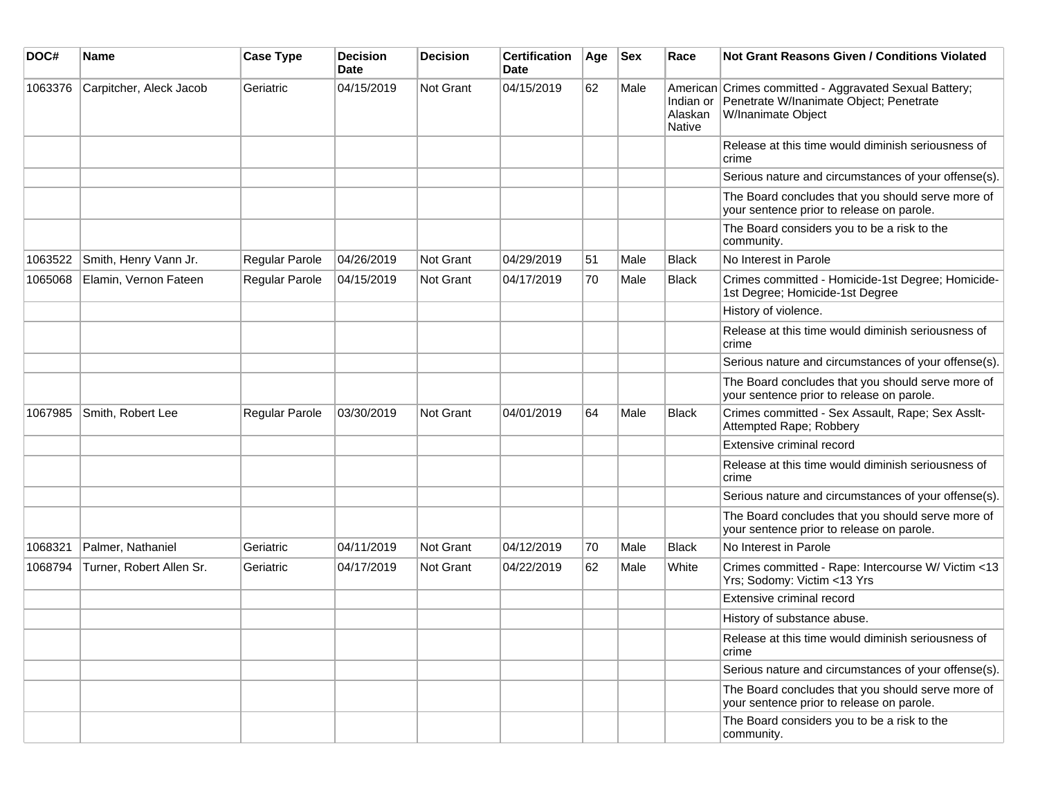| DOC# | Name | Case Type | Decision Date | Decision | Certification Date | Age | Sex | Race | Not Grant Reasons Given / Conditions Violated |
|---|---|---|---|---|---|---|---|---|---|
| 1063376 | Carpitcher, Aleck Jacob | Geriatric | 04/15/2019 | Not Grant | 04/15/2019 | 62 | Male | American Indian or Alaskan Native | Crimes committed - Aggravated Sexual Battery; Penetrate W/Inanimate Object; Penetrate W/Inanimate Object |
| | | | | | | | | | Release at this time would diminish seriousness of crime |
| | | | | | | | | | Serious nature and circumstances of your offense(s). |
| | | | | | | | | | The Board concludes that you should serve more of your sentence prior to release on parole. |
| | | | | | | | | | The Board considers you to be a risk to the community. |
| 1063522 | Smith, Henry Vann Jr. | Regular Parole | 04/26/2019 | Not Grant | 04/29/2019 | 51 | Male | Black | No Interest in Parole |
| 1065068 | Elamin, Vernon Fateen | Regular Parole | 04/15/2019 | Not Grant | 04/17/2019 | 70 | Male | Black | Crimes committed - Homicide-1st Degree; Homicide-1st Degree; Homicide-1st Degree |
| | | | | | | | | | History of violence. |
| | | | | | | | | | Release at this time would diminish seriousness of crime |
| | | | | | | | | | Serious nature and circumstances of your offense(s). |
| | | | | | | | | | The Board concludes that you should serve more of your sentence prior to release on parole. |
| 1067985 | Smith, Robert Lee | Regular Parole | 03/30/2019 | Not Grant | 04/01/2019 | 64 | Male | Black | Crimes committed - Sex Assault, Rape; Sex Asslt-Attempted Rape; Robbery |
| | | | | | | | | | Extensive criminal record |
| | | | | | | | | | Release at this time would diminish seriousness of crime |
| | | | | | | | | | Serious nature and circumstances of your offense(s). |
| | | | | | | | | | The Board concludes that you should serve more of your sentence prior to release on parole. |
| 1068321 | Palmer, Nathaniel | Geriatric | 04/11/2019 | Not Grant | 04/12/2019 | 70 | Male | Black | No Interest in Parole |
| 1068794 | Turner, Robert Allen Sr. | Geriatric | 04/17/2019 | Not Grant | 04/22/2019 | 62 | Male | White | Crimes committed - Rape: Intercourse W/ Victim <13 Yrs; Sodomy: Victim <13 Yrs |
| | | | | | | | | | Extensive criminal record |
| | | | | | | | | | History of substance abuse. |
| | | | | | | | | | Release at this time would diminish seriousness of crime |
| | | | | | | | | | Serious nature and circumstances of your offense(s). |
| | | | | | | | | | The Board concludes that you should serve more of your sentence prior to release on parole. |
| | | | | | | | | | The Board considers you to be a risk to the community. |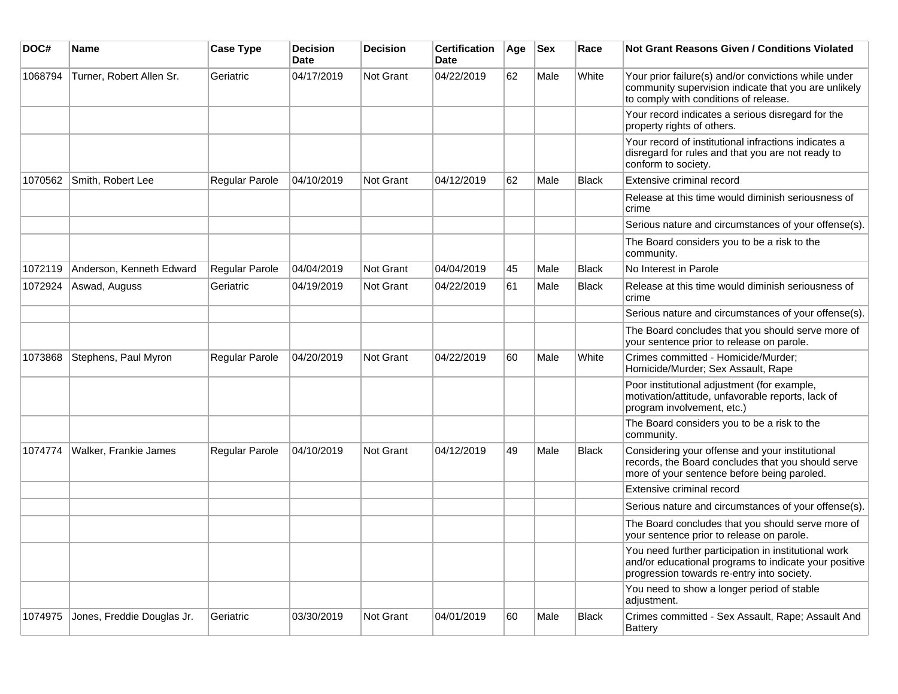| DOC# | Name | Case Type | Decision Date | Decision | Certification Date | Age | Sex | Race | Not Grant Reasons Given / Conditions Violated |
| --- | --- | --- | --- | --- | --- | --- | --- | --- | --- |
| 1068794 | Turner, Robert Allen Sr. | Geriatric | 04/17/2019 | Not Grant | 04/22/2019 | 62 | Male | White | Your prior failure(s) and/or convictions while under community supervision indicate that you are unlikely to comply with conditions of release. |
| | | | | | | | | | Your record indicates a serious disregard for the property rights of others. |
| | | | | | | | | | Your record of institutional infractions indicates a disregard for rules and that you are not ready to conform to society. |
| 1070562 | Smith, Robert Lee | Regular Parole | 04/10/2019 | Not Grant | 04/12/2019 | 62 | Male | Black | Extensive criminal record |
| | | | | | | | | | Release at this time would diminish seriousness of crime |
| | | | | | | | | | Serious nature and circumstances of your offense(s). |
| | | | | | | | | | The Board considers you to be a risk to the community. |
| 1072119 | Anderson, Kenneth Edward | Regular Parole | 04/04/2019 | Not Grant | 04/04/2019 | 45 | Male | Black | No Interest in Parole |
| 1072924 | Aswad, Auguss | Geriatric | 04/19/2019 | Not Grant | 04/22/2019 | 61 | Male | Black | Release at this time would diminish seriousness of crime |
| | | | | | | | | | Serious nature and circumstances of your offense(s). |
| | | | | | | | | | The Board concludes that you should serve more of your sentence prior to release on parole. |
| 1073868 | Stephens, Paul Myron | Regular Parole | 04/20/2019 | Not Grant | 04/22/2019 | 60 | Male | White | Crimes committed - Homicide/Murder; Homicide/Murder; Sex Assault, Rape |
| | | | | | | | | | Poor institutional adjustment (for example, motivation/attitude, unfavorable reports, lack of program involvement, etc.) |
| | | | | | | | | | The Board considers you to be a risk to the community. |
| 1074774 | Walker, Frankie James | Regular Parole | 04/10/2019 | Not Grant | 04/12/2019 | 49 | Male | Black | Considering your offense and your institutional records, the Board concludes that you should serve more of your sentence before being paroled. |
| | | | | | | | | | Extensive criminal record |
| | | | | | | | | | Serious nature and circumstances of your offense(s). |
| | | | | | | | | | The Board concludes that you should serve more of your sentence prior to release on parole. |
| | | | | | | | | | You need further participation in institutional work and/or educational programs to indicate your positive progression towards re-entry into society. |
| | | | | | | | | | You need to show a longer period of stable adjustment. |
| 1074975 | Jones, Freddie Douglas Jr. | Geriatric | 03/30/2019 | Not Grant | 04/01/2019 | 60 | Male | Black | Crimes committed - Sex Assault, Rape; Assault And Battery |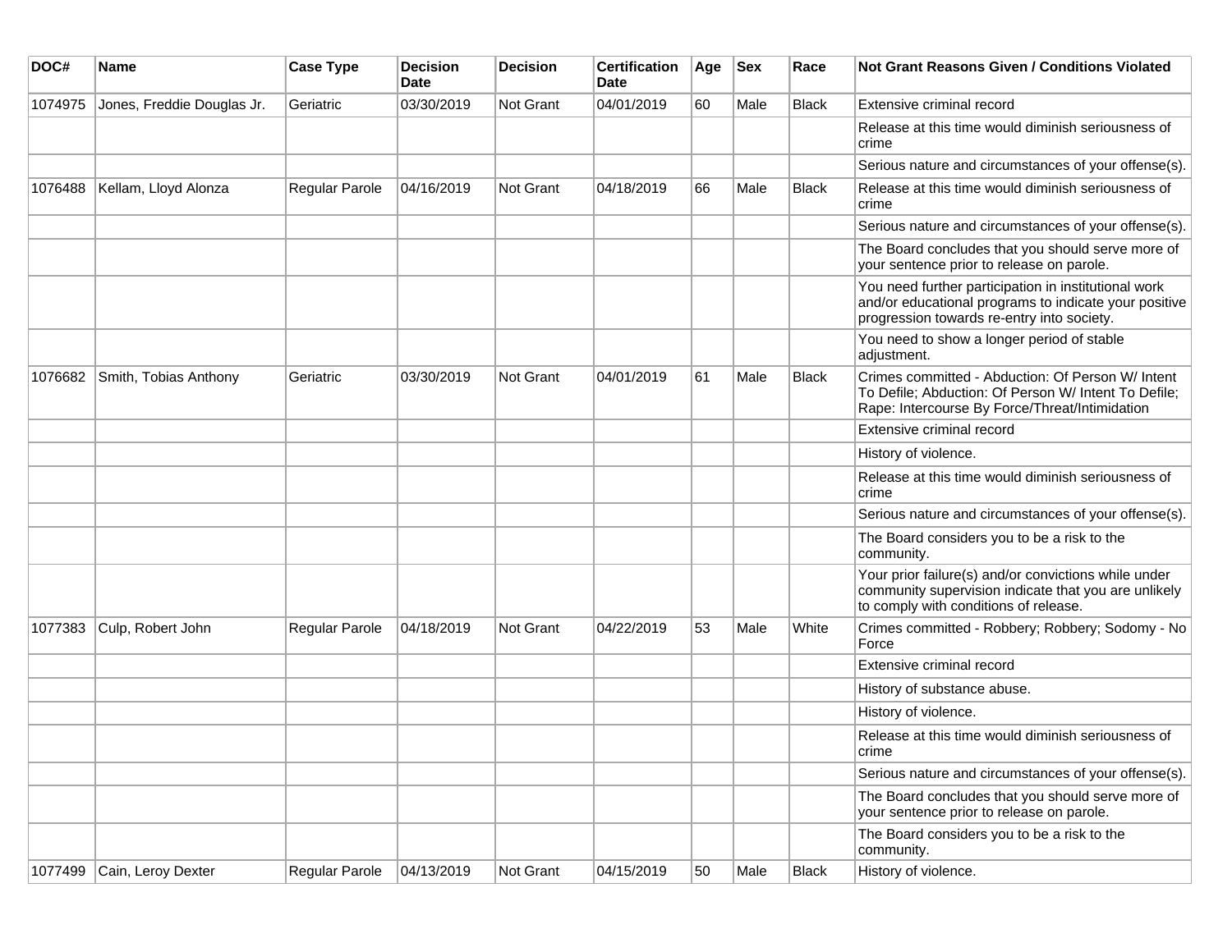| DOC# | Name | Case Type | Decision Date | Decision | Certification Date | Age | Sex | Race | Not Grant Reasons Given / Conditions Violated |
|---|---|---|---|---|---|---|---|---|---|
| 1074975 | Jones, Freddie Douglas Jr. | Geriatric | 03/30/2019 | Not Grant | 04/01/2019 | 60 | Male | Black | Extensive criminal record |
| | | | | | | | | | Release at this time would diminish seriousness of crime |
| | | | | | | | | | Serious nature and circumstances of your offense(s). |
| 1076488 | Kellam, Lloyd Alonza | Regular Parole | 04/16/2019 | Not Grant | 04/18/2019 | 66 | Male | Black | Release at this time would diminish seriousness of crime |
| | | | | | | | | | Serious nature and circumstances of your offense(s). |
| | | | | | | | | | The Board concludes that you should serve more of your sentence prior to release on parole. |
| | | | | | | | | | You need further participation in institutional work and/or educational programs to indicate your positive progression towards re-entry into society. |
| | | | | | | | | | You need to show a longer period of stable adjustment. |
| 1076682 | Smith, Tobias Anthony | Geriatric | 03/30/2019 | Not Grant | 04/01/2019 | 61 | Male | Black | Crimes committed - Abduction: Of Person W/ Intent To Defile; Abduction: Of Person W/ Intent To Defile; Rape: Intercourse By Force/Threat/Intimidation |
| | | | | | | | | | Extensive criminal record |
| | | | | | | | | | History of violence. |
| | | | | | | | | | Release at this time would diminish seriousness of crime |
| | | | | | | | | | Serious nature and circumstances of your offense(s). |
| | | | | | | | | | The Board considers you to be a risk to the community. |
| | | | | | | | | | Your prior failure(s) and/or convictions while under community supervision indicate that you are unlikely to comply with conditions of release. |
| 1077383 | Culp, Robert John | Regular Parole | 04/18/2019 | Not Grant | 04/22/2019 | 53 | Male | White | Crimes committed - Robbery; Robbery; Sodomy - No Force |
| | | | | | | | | | Extensive criminal record |
| | | | | | | | | | History of substance abuse. |
| | | | | | | | | | History of violence. |
| | | | | | | | | | Release at this time would diminish seriousness of crime |
| | | | | | | | | | Serious nature and circumstances of your offense(s). |
| | | | | | | | | | The Board concludes that you should serve more of your sentence prior to release on parole. |
| | | | | | | | | | The Board considers you to be a risk to the community. |
| 1077499 | Cain, Leroy Dexter | Regular Parole | 04/13/2019 | Not Grant | 04/15/2019 | 50 | Male | Black | History of violence. |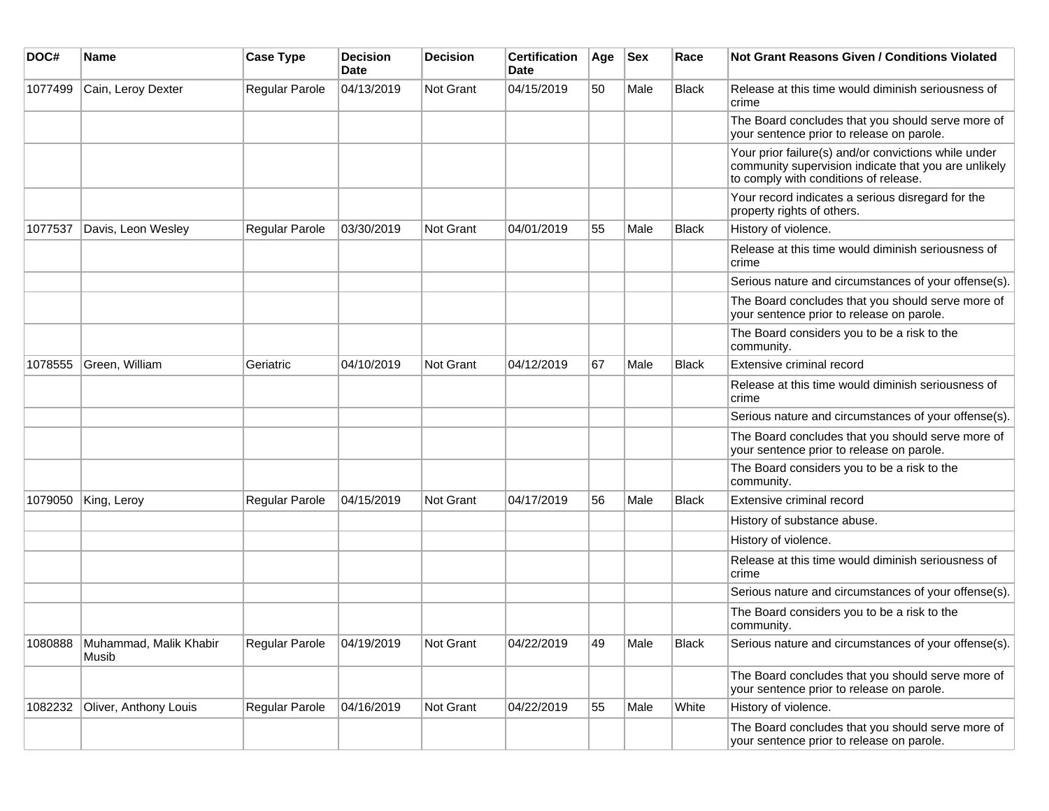| DOC# | Name | Case Type | Decision Date | Decision | Certification Date | Age | Sex | Race | Not Grant Reasons Given / Conditions Violated |
|---|---|---|---|---|---|---|---|---|---|
| 1077499 | Cain, Leroy Dexter | Regular Parole | 04/13/2019 | Not Grant | 04/15/2019 | 50 | Male | Black | Release at this time would diminish seriousness of crime |
| | | | | | | | | | The Board concludes that you should serve more of your sentence prior to release on parole. |
| | | | | | | | | | Your prior failure(s) and/or convictions while under community supervision indicate that you are unlikely to comply with conditions of release. |
| | | | | | | | | | Your record indicates a serious disregard for the property rights of others. |
| 1077537 | Davis, Leon Wesley | Regular Parole | 03/30/2019 | Not Grant | 04/01/2019 | 55 | Male | Black | History of violence. |
| | | | | | | | | | Release at this time would diminish seriousness of crime |
| | | | | | | | | | Serious nature and circumstances of your offense(s). |
| | | | | | | | | | The Board concludes that you should serve more of your sentence prior to release on parole. |
| | | | | | | | | | The Board considers you to be a risk to the community. |
| 1078555 | Green, William | Geriatric | 04/10/2019 | Not Grant | 04/12/2019 | 67 | Male | Black | Extensive criminal record |
| | | | | | | | | | Release at this time would diminish seriousness of crime |
| | | | | | | | | | Serious nature and circumstances of your offense(s). |
| | | | | | | | | | The Board concludes that you should serve more of your sentence prior to release on parole. |
| | | | | | | | | | The Board considers you to be a risk to the community. |
| 1079050 | King, Leroy | Regular Parole | 04/15/2019 | Not Grant | 04/17/2019 | 56 | Male | Black | Extensive criminal record |
| | | | | | | | | | History of substance abuse. |
| | | | | | | | | | History of violence. |
| | | | | | | | | | Release at this time would diminish seriousness of crime |
| | | | | | | | | | Serious nature and circumstances of your offense(s). |
| | | | | | | | | | The Board considers you to be a risk to the community. |
| 1080888 | Muhammad, Malik Khabir Musib | Regular Parole | 04/19/2019 | Not Grant | 04/22/2019 | 49 | Male | Black | Serious nature and circumstances of your offense(s). |
| | | | | | | | | | The Board concludes that you should serve more of your sentence prior to release on parole. |
| 1082232 | Oliver, Anthony Louis | Regular Parole | 04/16/2019 | Not Grant | 04/22/2019 | 55 | Male | White | History of violence. |
| | | | | | | | | | The Board concludes that you should serve more of your sentence prior to release on parole. |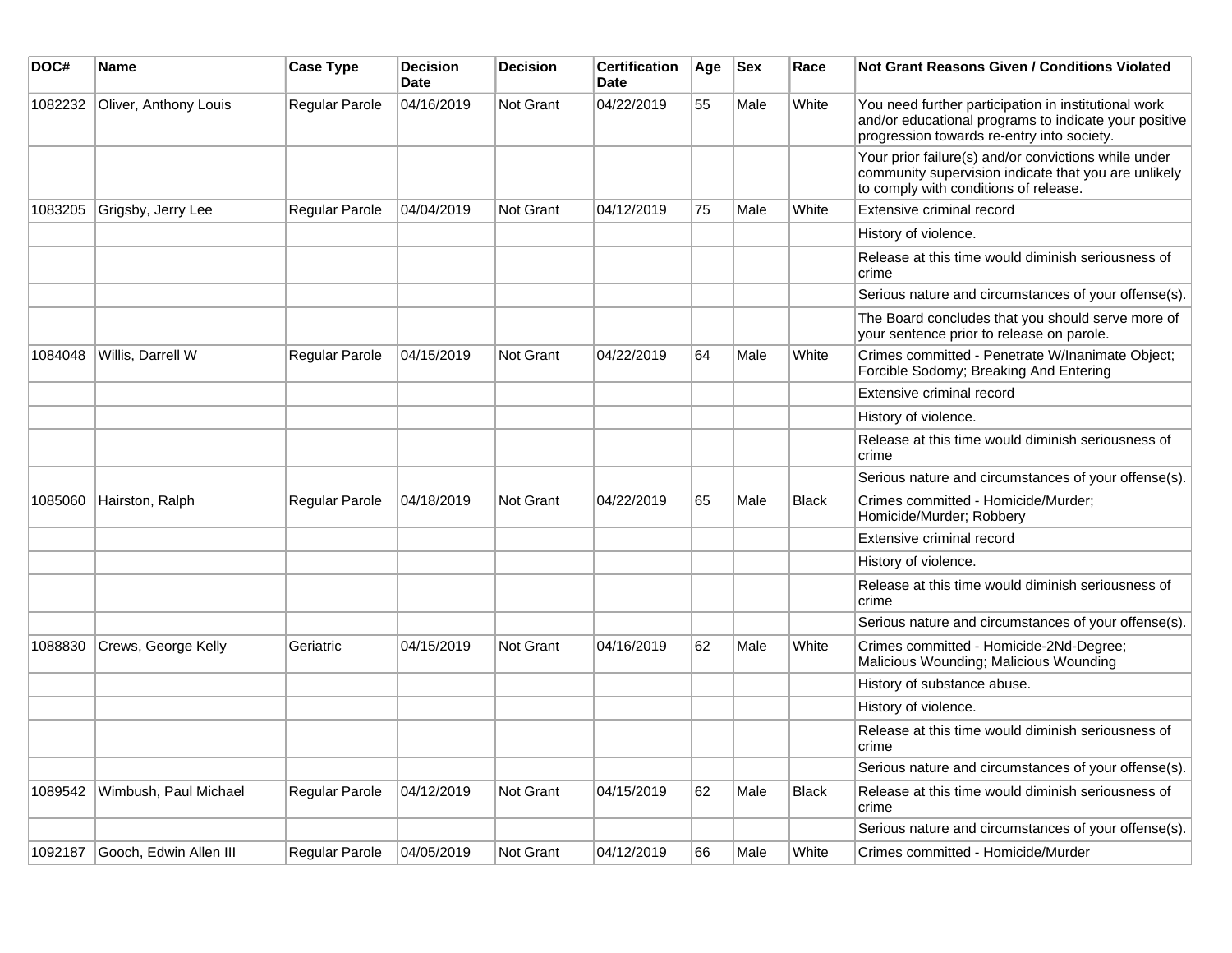| DOC# | Name | Case Type | Decision Date | Decision | Certification Date | Age | Sex | Race | Not Grant Reasons Given / Conditions Violated |
|---|---|---|---|---|---|---|---|---|---|
| 1082232 | Oliver, Anthony Louis | Regular Parole | 04/16/2019 | Not Grant | 04/22/2019 | 55 | Male | White | You need further participation in institutional work and/or educational programs to indicate your positive progression towards re-entry into society. |
| | | | | | | | | | Your prior failure(s) and/or convictions while under community supervision indicate that you are unlikely to comply with conditions of release. |
| 1083205 | Grigsby, Jerry Lee | Regular Parole | 04/04/2019 | Not Grant | 04/12/2019 | 75 | Male | White | Extensive criminal record |
| | | | | | | | | | History of violence. |
| | | | | | | | | | Release at this time would diminish seriousness of crime |
| | | | | | | | | | Serious nature and circumstances of your offense(s). |
| | | | | | | | | | The Board concludes that you should serve more of your sentence prior to release on parole. |
| 1084048 | Willis, Darrell W | Regular Parole | 04/15/2019 | Not Grant | 04/22/2019 | 64 | Male | White | Crimes committed - Penetrate W/Inanimate Object; Forcible Sodomy; Breaking And Entering |
| | | | | | | | | | Extensive criminal record |
| | | | | | | | | | History of violence. |
| | | | | | | | | | Release at this time would diminish seriousness of crime |
| | | | | | | | | | Serious nature and circumstances of your offense(s). |
| 1085060 | Hairston, Ralph | Regular Parole | 04/18/2019 | Not Grant | 04/22/2019 | 65 | Male | Black | Crimes committed - Homicide/Murder; Homicide/Murder; Robbery |
| | | | | | | | | | Extensive criminal record |
| | | | | | | | | | History of violence. |
| | | | | | | | | | Release at this time would diminish seriousness of crime |
| | | | | | | | | | Serious nature and circumstances of your offense(s). |
| 1088830 | Crews, George Kelly | Geriatric | 04/15/2019 | Not Grant | 04/16/2019 | 62 | Male | White | Crimes committed - Homicide-2Nd-Degree; Malicious Wounding; Malicious Wounding |
| | | | | | | | | | History of substance abuse. |
| | | | | | | | | | History of violence. |
| | | | | | | | | | Release at this time would diminish seriousness of crime |
| | | | | | | | | | Serious nature and circumstances of your offense(s). |
| 1089542 | Wimbush, Paul Michael | Regular Parole | 04/12/2019 | Not Grant | 04/15/2019 | 62 | Male | Black | Release at this time would diminish seriousness of crime |
| | | | | | | | | | Serious nature and circumstances of your offense(s). |
| 1092187 | Gooch, Edwin Allen III | Regular Parole | 04/05/2019 | Not Grant | 04/12/2019 | 66 | Male | White | Crimes committed - Homicide/Murder |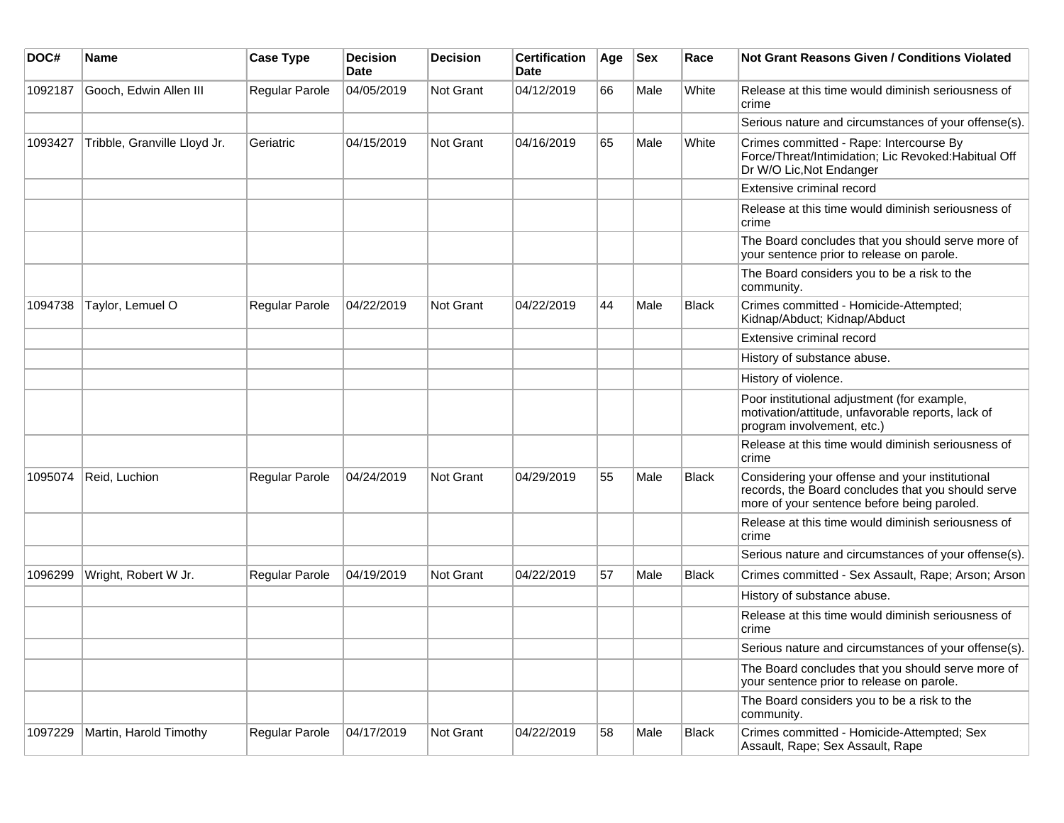| DOC# | Name | Case Type | Decision Date | Decision | Certification Date | Age | Sex | Race | Not Grant Reasons Given / Conditions Violated |
|---|---|---|---|---|---|---|---|---|---|
| 1092187 | Gooch, Edwin Allen III | Regular Parole | 04/05/2019 | Not Grant | 04/12/2019 | 66 | Male | White | Release at this time would diminish seriousness of crime |
| | | | | | | | | | Serious nature and circumstances of your offense(s). |
| 1093427 | Tribble, Granville Lloyd Jr. | Geriatric | 04/15/2019 | Not Grant | 04/16/2019 | 65 | Male | White | Crimes committed - Rape: Intercourse By Force/Threat/Intimidation; Lic Revoked:Habitual Off Dr W/O Lic,Not Endanger |
| | | | | | | | | | Extensive criminal record |
| | | | | | | | | | Release at this time would diminish seriousness of crime |
| | | | | | | | | | The Board concludes that you should serve more of your sentence prior to release on parole. |
| | | | | | | | | | The Board considers you to be a risk to the community. |
| 1094738 | Taylor, Lemuel O | Regular Parole | 04/22/2019 | Not Grant | 04/22/2019 | 44 | Male | Black | Crimes committed - Homicide-Attempted; Kidnap/Abduct; Kidnap/Abduct |
| | | | | | | | | | Extensive criminal record |
| | | | | | | | | | History of substance abuse. |
| | | | | | | | | | History of violence. |
| | | | | | | | | | Poor institutional adjustment (for example, motivation/attitude, unfavorable reports, lack of program involvement, etc.) |
| | | | | | | | | | Release at this time would diminish seriousness of crime |
| 1095074 | Reid, Luchion | Regular Parole | 04/24/2019 | Not Grant | 04/29/2019 | 55 | Male | Black | Considering your offense and your institutional records, the Board concludes that you should serve more of your sentence before being paroled. |
| | | | | | | | | | Release at this time would diminish seriousness of crime |
| | | | | | | | | | Serious nature and circumstances of your offense(s). |
| 1096299 | Wright, Robert W Jr. | Regular Parole | 04/19/2019 | Not Grant | 04/22/2019 | 57 | Male | Black | Crimes committed - Sex Assault, Rape; Arson; Arson |
| | | | | | | | | | History of substance abuse. |
| | | | | | | | | | Release at this time would diminish seriousness of crime |
| | | | | | | | | | Serious nature and circumstances of your offense(s). |
| | | | | | | | | | The Board concludes that you should serve more of your sentence prior to release on parole. |
| | | | | | | | | | The Board considers you to be a risk to the community. |
| 1097229 | Martin, Harold Timothy | Regular Parole | 04/17/2019 | Not Grant | 04/22/2019 | 58 | Male | Black | Crimes committed - Homicide-Attempted; Sex Assault, Rape; Sex Assault, Rape |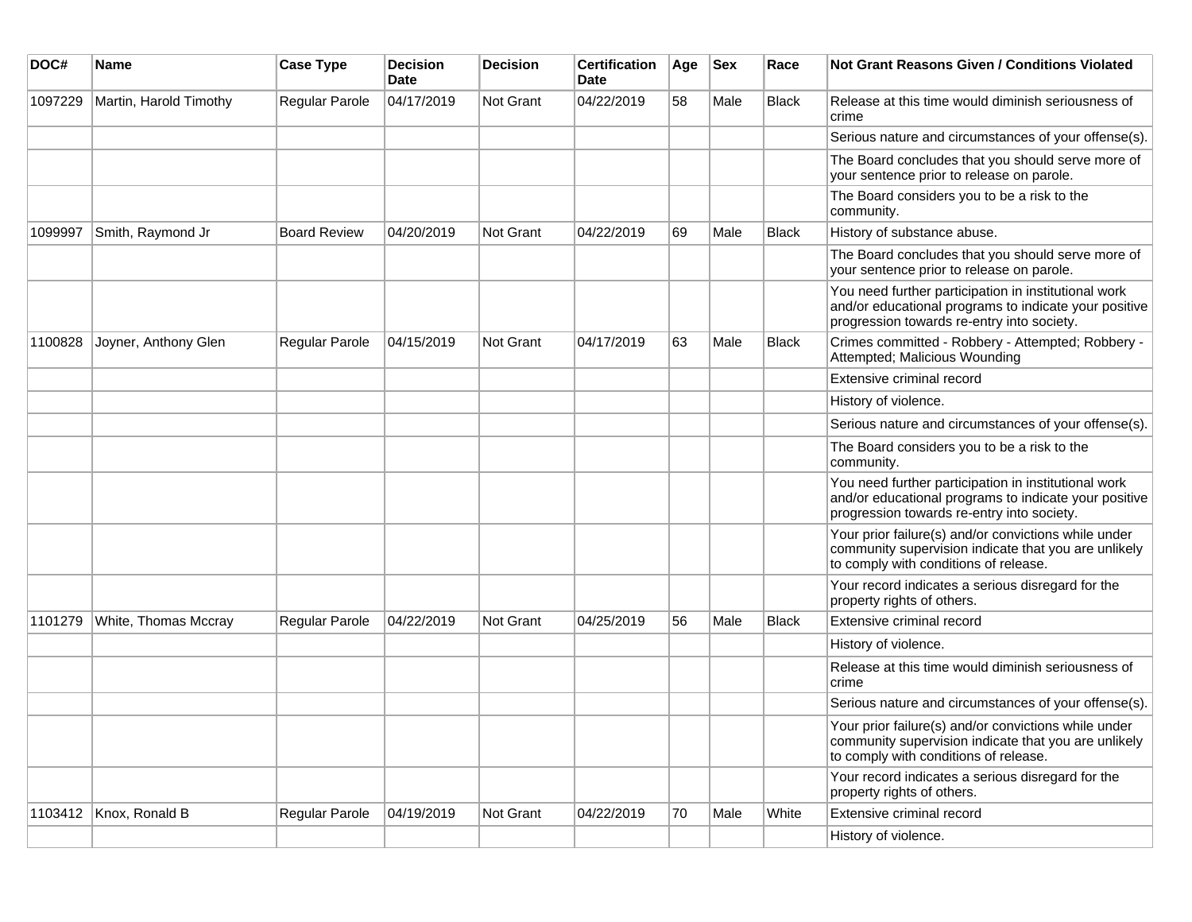| DOC# | Name | Case Type | Decision Date | Decision | Certification Date | Age | Sex | Race | Not Grant Reasons Given / Conditions Violated |
|---|---|---|---|---|---|---|---|---|---|
| 1097229 | Martin, Harold Timothy | Regular Parole | 04/17/2019 | Not Grant | 04/22/2019 | 58 | Male | Black | Release at this time would diminish seriousness of crime |
| | | | | | | | | | Serious nature and circumstances of your offense(s). |
| | | | | | | | | | The Board concludes that you should serve more of your sentence prior to release on parole. |
| | | | | | | | | | The Board considers you to be a risk to the community. |
| 1099997 | Smith, Raymond Jr | Board Review | 04/20/2019 | Not Grant | 04/22/2019 | 69 | Male | Black | History of substance abuse. |
| | | | | | | | | | The Board concludes that you should serve more of your sentence prior to release on parole. |
| | | | | | | | | | You need further participation in institutional work and/or educational programs to indicate your positive progression towards re-entry into society. |
| 1100828 | Joyner, Anthony Glen | Regular Parole | 04/15/2019 | Not Grant | 04/17/2019 | 63 | Male | Black | Crimes committed - Robbery - Attempted; Robbery - Attempted; Malicious Wounding |
| | | | | | | | | | Extensive criminal record |
| | | | | | | | | | History of violence. |
| | | | | | | | | | Serious nature and circumstances of your offense(s). |
| | | | | | | | | | The Board considers you to be a risk to the community. |
| | | | | | | | | | You need further participation in institutional work and/or educational programs to indicate your positive progression towards re-entry into society. |
| | | | | | | | | | Your prior failure(s) and/or convictions while under community supervision indicate that you are unlikely to comply with conditions of release. |
| | | | | | | | | | Your record indicates a serious disregard for the property rights of others. |
| 1101279 | White, Thomas Mccray | Regular Parole | 04/22/2019 | Not Grant | 04/25/2019 | 56 | Male | Black | Extensive criminal record |
| | | | | | | | | | History of violence. |
| | | | | | | | | | Release at this time would diminish seriousness of crime |
| | | | | | | | | | Serious nature and circumstances of your offense(s). |
| | | | | | | | | | Your prior failure(s) and/or convictions while under community supervision indicate that you are unlikely to comply with conditions of release. |
| | | | | | | | | | Your record indicates a serious disregard for the property rights of others. |
| 1103412 | Knox, Ronald B | Regular Parole | 04/19/2019 | Not Grant | 04/22/2019 | 70 | Male | White | Extensive criminal record |
| | | | | | | | | | History of violence. |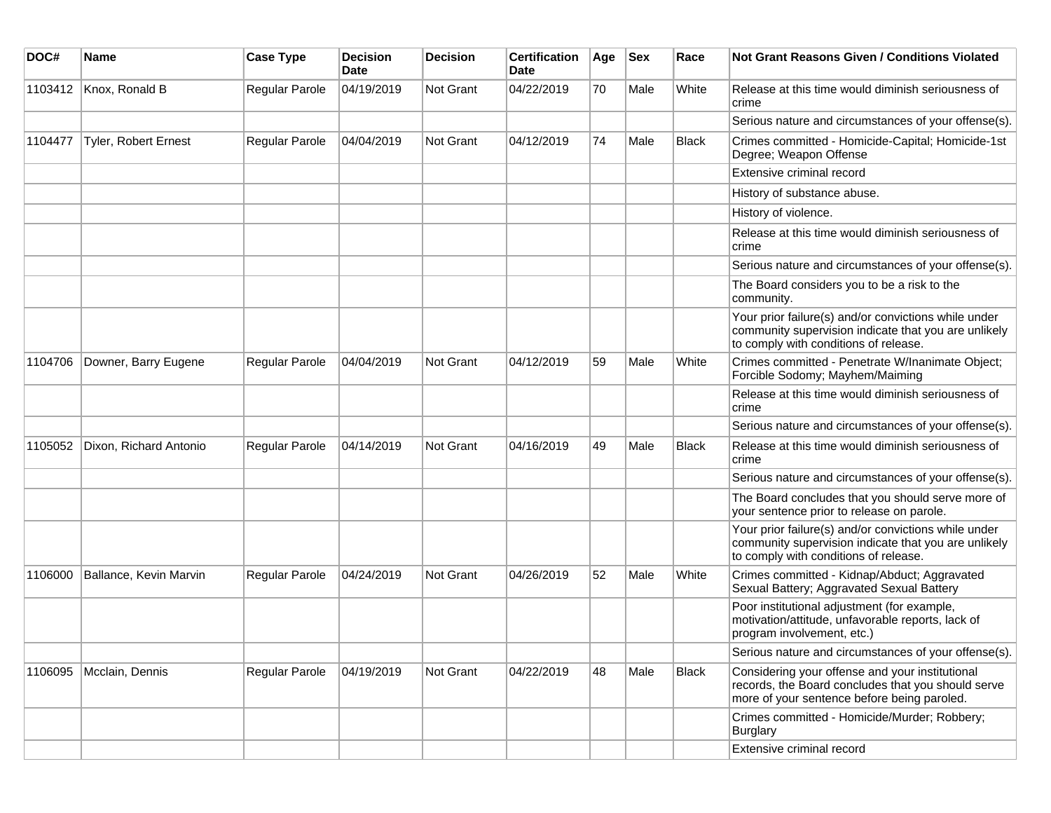| DOC# | Name | Case Type | Decision Date | Decision | Certification Date | Age | Sex | Race | Not Grant Reasons Given / Conditions Violated |
|---|---|---|---|---|---|---|---|---|---|
| 1103412 | Knox, Ronald B | Regular Parole | 04/19/2019 | Not Grant | 04/22/2019 | 70 | Male | White | Release at this time would diminish seriousness of crime |
| | | | | | | | | | Serious nature and circumstances of your offense(s). |
| 1104477 | Tyler, Robert Ernest | Regular Parole | 04/04/2019 | Not Grant | 04/12/2019 | 74 | Male | Black | Crimes committed - Homicide-Capital; Homicide-1st Degree; Weapon Offense |
| | | | | | | | | | Extensive criminal record |
| | | | | | | | | | History of substance abuse. |
| | | | | | | | | | History of violence. |
| | | | | | | | | | Release at this time would diminish seriousness of crime |
| | | | | | | | | | Serious nature and circumstances of your offense(s). |
| | | | | | | | | | The Board considers you to be a risk to the community. |
| | | | | | | | | | Your prior failure(s) and/or convictions while under community supervision indicate that you are unlikely to comply with conditions of release. |
| 1104706 | Downer, Barry Eugene | Regular Parole | 04/04/2019 | Not Grant | 04/12/2019 | 59 | Male | White | Crimes committed - Penetrate W/Inanimate Object; Forcible Sodomy; Mayhem/Maiming |
| | | | | | | | | | Release at this time would diminish seriousness of crime |
| | | | | | | | | | Serious nature and circumstances of your offense(s). |
| 1105052 | Dixon, Richard Antonio | Regular Parole | 04/14/2019 | Not Grant | 04/16/2019 | 49 | Male | Black | Release at this time would diminish seriousness of crime |
| | | | | | | | | | Serious nature and circumstances of your offense(s). |
| | | | | | | | | | The Board concludes that you should serve more of your sentence prior to release on parole. |
| | | | | | | | | | Your prior failure(s) and/or convictions while under community supervision indicate that you are unlikely to comply with conditions of release. |
| 1106000 | Ballance, Kevin Marvin | Regular Parole | 04/24/2019 | Not Grant | 04/26/2019 | 52 | Male | White | Crimes committed - Kidnap/Abduct; Aggravated Sexual Battery; Aggravated Sexual Battery |
| | | | | | | | | | Poor institutional adjustment (for example, motivation/attitude, unfavorable reports, lack of program involvement, etc.) |
| | | | | | | | | | Serious nature and circumstances of your offense(s). |
| 1106095 | Mcclain, Dennis | Regular Parole | 04/19/2019 | Not Grant | 04/22/2019 | 48 | Male | Black | Considering your offense and your institutional records, the Board concludes that you should serve more of your sentence before being paroled. |
| | | | | | | | | | Crimes committed - Homicide/Murder; Robbery; Burglary |
| | | | | | | | | | Extensive criminal record |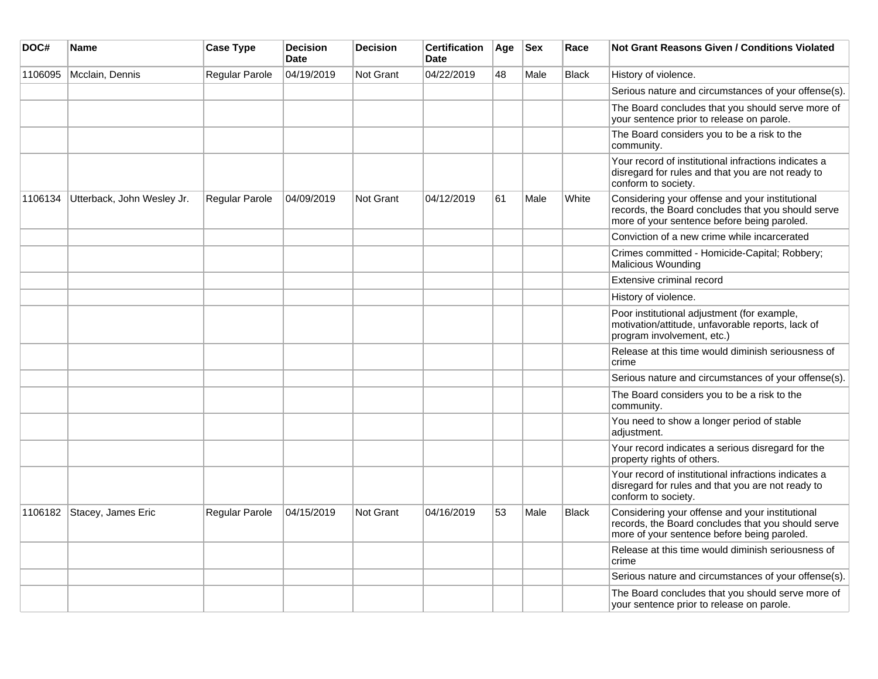| DOC# | Name | Case Type | Decision Date | Decision | Certification Date | Age | Sex | Race | Not Grant Reasons Given / Conditions Violated |
|---|---|---|---|---|---|---|---|---|---|
| 1106095 | Mcclain, Dennis | Regular Parole | 04/19/2019 | Not Grant | 04/22/2019 | 48 | Male | Black | History of violence. |
| | | | | | | | | | Serious nature and circumstances of your offense(s). |
| | | | | | | | | | The Board concludes that you should serve more of your sentence prior to release on parole. |
| | | | | | | | | | The Board considers you to be a risk to the community. |
| | | | | | | | | | Your record of institutional infractions indicates a disregard for rules and that you are not ready to conform to society. |
| 1106134 | Utterback, John Wesley Jr. | Regular Parole | 04/09/2019 | Not Grant | 04/12/2019 | 61 | Male | White | Considering your offense and your institutional records, the Board concludes that you should serve more of your sentence before being paroled. |
| | | | | | | | | | Conviction of a new crime while incarcerated |
| | | | | | | | | | Crimes committed - Homicide-Capital; Robbery; Malicious Wounding |
| | | | | | | | | | Extensive criminal record |
| | | | | | | | | | History of violence. |
| | | | | | | | | | Poor institutional adjustment (for example, motivation/attitude, unfavorable reports, lack of program involvement, etc.) |
| | | | | | | | | | Release at this time would diminish seriousness of crime |
| | | | | | | | | | Serious nature and circumstances of your offense(s). |
| | | | | | | | | | The Board considers you to be a risk to the community. |
| | | | | | | | | | You need to show a longer period of stable adjustment. |
| | | | | | | | | | Your record indicates a serious disregard for the property rights of others. |
| | | | | | | | | | Your record of institutional infractions indicates a disregard for rules and that you are not ready to conform to society. |
| 1106182 | Stacey, James Eric | Regular Parole | 04/15/2019 | Not Grant | 04/16/2019 | 53 | Male | Black | Considering your offense and your institutional records, the Board concludes that you should serve more of your sentence before being paroled. |
| | | | | | | | | | Release at this time would diminish seriousness of crime |
| | | | | | | | | | Serious nature and circumstances of your offense(s). |
| | | | | | | | | | The Board concludes that you should serve more of your sentence prior to release on parole. |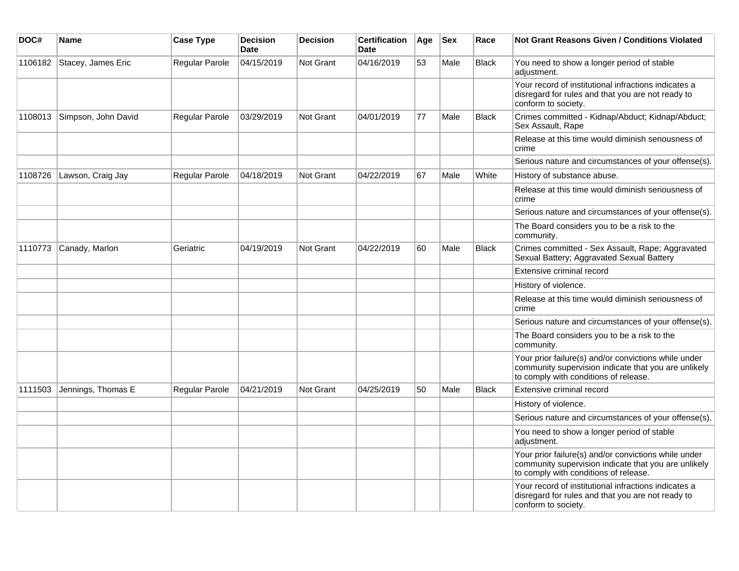| DOC# | Name | Case Type | Decision Date | Decision | Certification Date | Age | Sex | Race | Not Grant Reasons Given / Conditions Violated |
|---|---|---|---|---|---|---|---|---|---|
| 1106182 | Stacey, James Eric | Regular Parole | 04/15/2019 | Not Grant | 04/16/2019 | 53 | Male | Black | You need to show a longer period of stable adjustment. |
| | | | | | | | | | Your record of institutional infractions indicates a disregard for rules and that you are not ready to conform to society. |
| 1108013 | Simpson, John David | Regular Parole | 03/29/2019 | Not Grant | 04/01/2019 | 77 | Male | Black | Crimes committed - Kidnap/Abduct; Kidnap/Abduct; Sex Assault, Rape |
| | | | | | | | | | Release at this time would diminish seriousness of crime |
| | | | | | | | | | Serious nature and circumstances of your offense(s). |
| 1108726 | Lawson, Craig Jay | Regular Parole | 04/18/2019 | Not Grant | 04/22/2019 | 67 | Male | White | History of substance abuse. |
| | | | | | | | | | Release at this time would diminish seriousness of crime |
| | | | | | | | | | Serious nature and circumstances of your offense(s). |
| | | | | | | | | | The Board considers you to be a risk to the community. |
| 1110773 | Canady, Marlon | Geriatric | 04/19/2019 | Not Grant | 04/22/2019 | 60 | Male | Black | Crimes committed - Sex Assault, Rape; Aggravated Sexual Battery; Aggravated Sexual Battery |
| | | | | | | | | | Extensive criminal record |
| | | | | | | | | | History of violence. |
| | | | | | | | | | Release at this time would diminish seriousness of crime |
| | | | | | | | | | Serious nature and circumstances of your offense(s). |
| | | | | | | | | | The Board considers you to be a risk to the community. |
| | | | | | | | | | Your prior failure(s) and/or convictions while under community supervision indicate that you are unlikely to comply with conditions of release. |
| 1111503 | Jennings, Thomas E | Regular Parole | 04/21/2019 | Not Grant | 04/25/2019 | 50 | Male | Black | Extensive criminal record |
| | | | | | | | | | History of violence. |
| | | | | | | | | | Serious nature and circumstances of your offense(s). |
| | | | | | | | | | You need to show a longer period of stable adjustment. |
| | | | | | | | | | Your prior failure(s) and/or convictions while under community supervision indicate that you are unlikely to comply with conditions of release. |
| | | | | | | | | | Your record of institutional infractions indicates a disregard for rules and that you are not ready to conform to society. |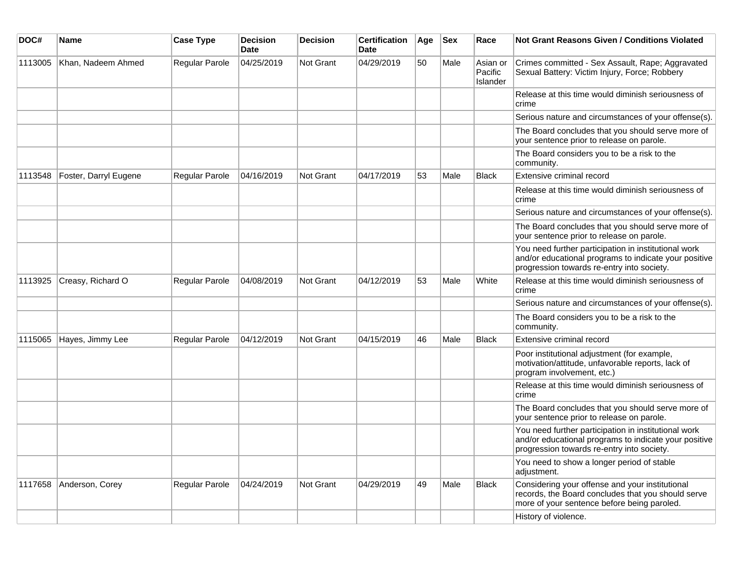| DOC# | Name | Case Type | Decision Date | Decision | Certification Date | Age | Sex | Race | Not Grant Reasons Given / Conditions Violated |
|---|---|---|---|---|---|---|---|---|---|
| 1113005 | Khan, Nadeem Ahmed | Regular Parole | 04/25/2019 | Not Grant | 04/29/2019 | 50 | Male | Asian or Pacific Islander | Crimes committed - Sex Assault, Rape; Aggravated Sexual Battery: Victim Injury, Force; Robbery |
| | | | | | | | | | Release at this time would diminish seriousness of crime |
| | | | | | | | | | Serious nature and circumstances of your offense(s). |
| | | | | | | | | | The Board concludes that you should serve more of your sentence prior to release on parole. |
| | | | | | | | | | The Board considers you to be a risk to the community. |
| 1113548 | Foster, Darryl Eugene | Regular Parole | 04/16/2019 | Not Grant | 04/17/2019 | 53 | Male | Black | Extensive criminal record |
| | | | | | | | | | Release at this time would diminish seriousness of crime |
| | | | | | | | | | Serious nature and circumstances of your offense(s). |
| | | | | | | | | | The Board concludes that you should serve more of your sentence prior to release on parole. |
| | | | | | | | | | You need further participation in institutional work and/or educational programs to indicate your positive progression towards re-entry into society. |
| 1113925 | Creasy, Richard O | Regular Parole | 04/08/2019 | Not Grant | 04/12/2019 | 53 | Male | White | Release at this time would diminish seriousness of crime |
| | | | | | | | | | Serious nature and circumstances of your offense(s). |
| | | | | | | | | | The Board considers you to be a risk to the community. |
| 1115065 | Hayes, Jimmy Lee | Regular Parole | 04/12/2019 | Not Grant | 04/15/2019 | 46 | Male | Black | Extensive criminal record |
| | | | | | | | | | Poor institutional adjustment (for example, motivation/attitude, unfavorable reports, lack of program involvement, etc.) |
| | | | | | | | | | Release at this time would diminish seriousness of crime |
| | | | | | | | | | The Board concludes that you should serve more of your sentence prior to release on parole. |
| | | | | | | | | | You need further participation in institutional work and/or educational programs to indicate your positive progression towards re-entry into society. |
| | | | | | | | | | You need to show a longer period of stable adjustment. |
| 1117658 | Anderson, Corey | Regular Parole | 04/24/2019 | Not Grant | 04/29/2019 | 49 | Male | Black | Considering your offense and your institutional records, the Board concludes that you should serve more of your sentence before being paroled. |
| | | | | | | | | | History of violence. |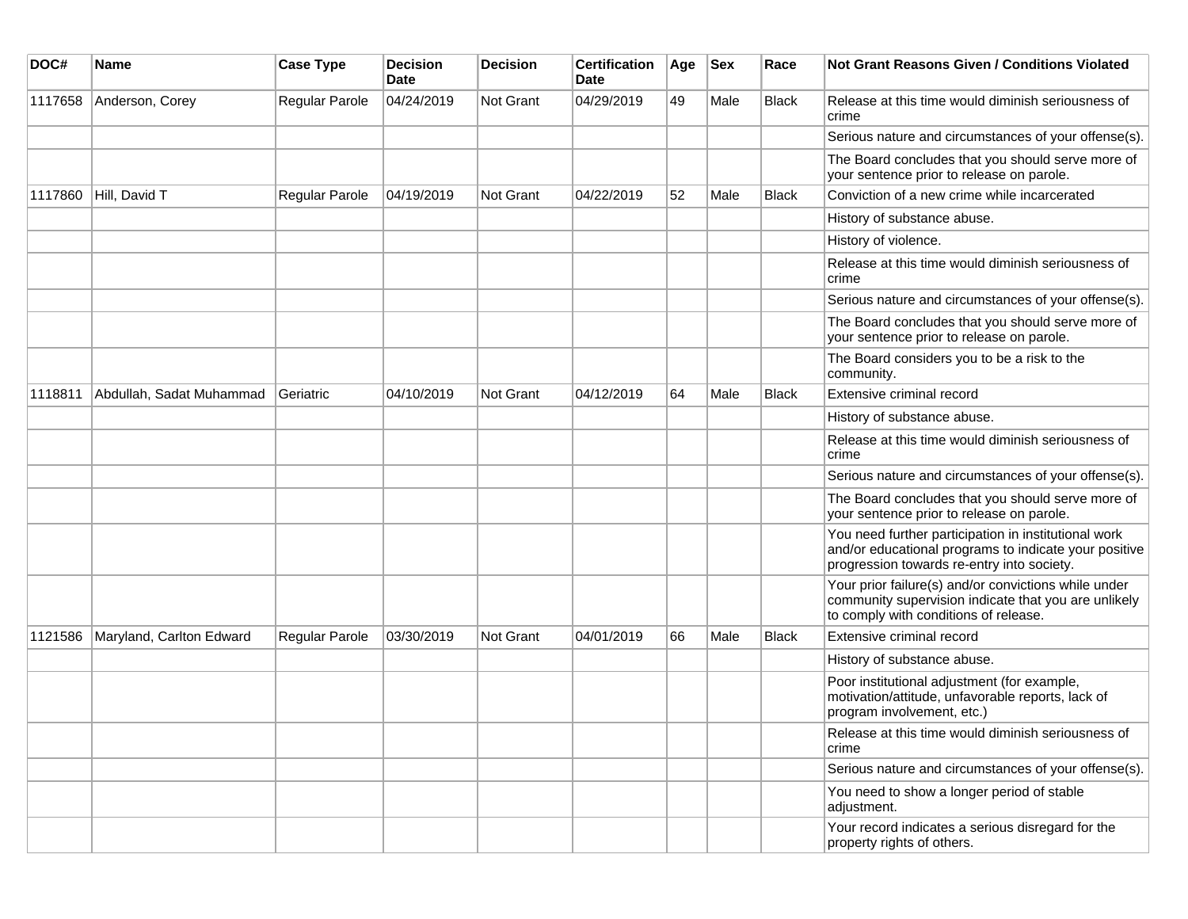| DOC# | Name | Case Type | Decision Date | Decision | Certification Date | Age | Sex | Race | Not Grant Reasons Given / Conditions Violated |
|---|---|---|---|---|---|---|---|---|---|
| 1117658 | Anderson, Corey | Regular Parole | 04/24/2019 | Not Grant | 04/29/2019 | 49 | Male | Black | Release at this time would diminish seriousness of crime |
| | | | | | | | | | Serious nature and circumstances of your offense(s). |
| | | | | | | | | | The Board concludes that you should serve more of your sentence prior to release on parole. |
| 1117860 | Hill, David T | Regular Parole | 04/19/2019 | Not Grant | 04/22/2019 | 52 | Male | Black | Conviction of a new crime while incarcerated |
| | | | | | | | | | History of substance abuse. |
| | | | | | | | | | History of violence. |
| | | | | | | | | | Release at this time would diminish seriousness of crime |
| | | | | | | | | | Serious nature and circumstances of your offense(s). |
| | | | | | | | | | The Board concludes that you should serve more of your sentence prior to release on parole. |
| | | | | | | | | | The Board considers you to be a risk to the community. |
| 1118811 | Abdullah, Sadat Muhammad | Geriatric | 04/10/2019 | Not Grant | 04/12/2019 | 64 | Male | Black | Extensive criminal record |
| | | | | | | | | | History of substance abuse. |
| | | | | | | | | | Release at this time would diminish seriousness of crime |
| | | | | | | | | | Serious nature and circumstances of your offense(s). |
| | | | | | | | | | The Board concludes that you should serve more of your sentence prior to release on parole. |
| | | | | | | | | | You need further participation in institutional work and/or educational programs to indicate your positive progression towards re-entry into society. |
| | | | | | | | | | Your prior failure(s) and/or convictions while under community supervision indicate that you are unlikely to comply with conditions of release. |
| 1121586 | Maryland, Carlton Edward | Regular Parole | 03/30/2019 | Not Grant | 04/01/2019 | 66 | Male | Black | Extensive criminal record |
| | | | | | | | | | History of substance abuse. |
| | | | | | | | | | Poor institutional adjustment (for example, motivation/attitude, unfavorable reports, lack of program involvement, etc.) |
| | | | | | | | | | Release at this time would diminish seriousness of crime |
| | | | | | | | | | Serious nature and circumstances of your offense(s). |
| | | | | | | | | | You need to show a longer period of stable adjustment. |
| | | | | | | | | | Your record indicates a serious disregard for the property rights of others. |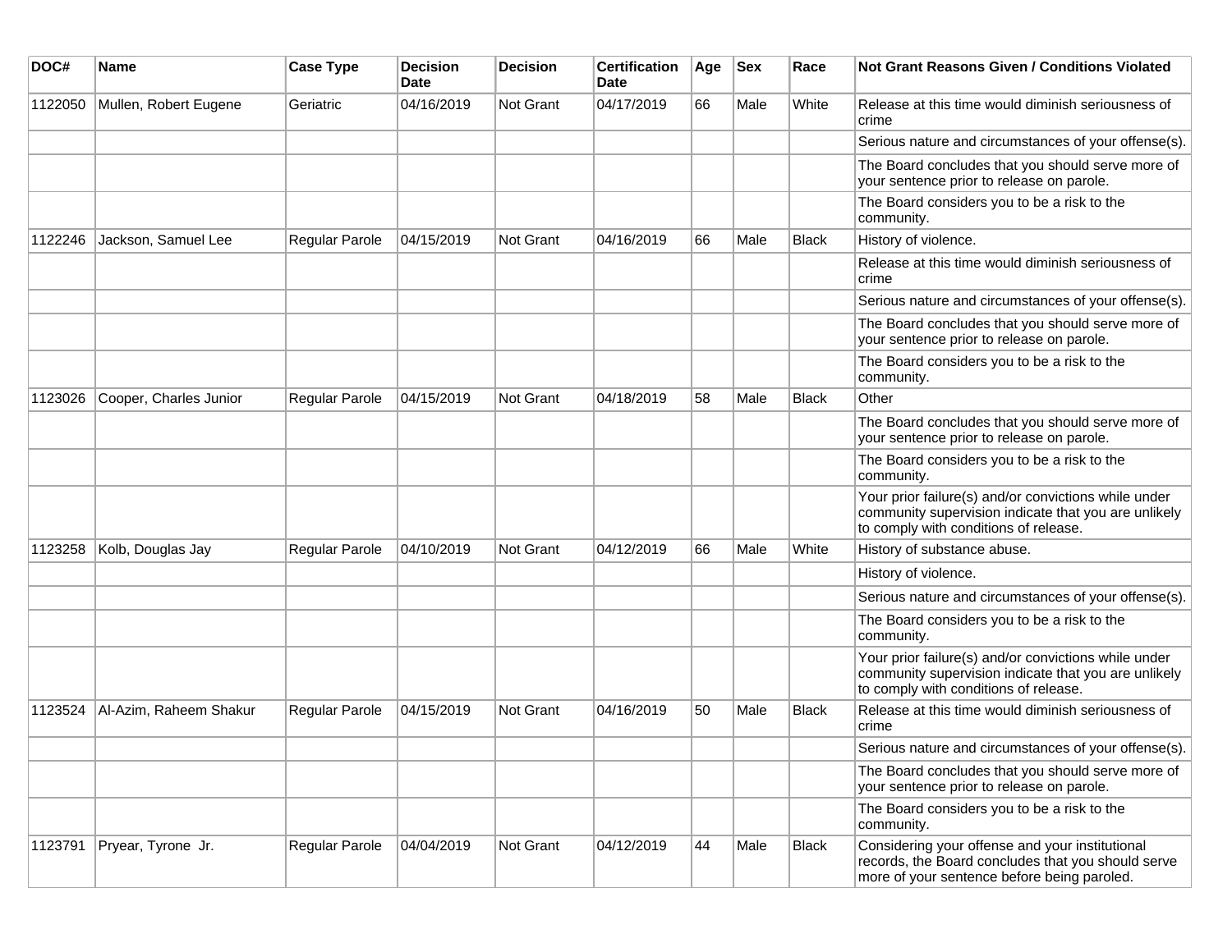| DOC# | Name | Case Type | Decision Date | Decision | Certification Date | Age | Sex | Race | Not Grant Reasons Given / Conditions Violated |
|---|---|---|---|---|---|---|---|---|---|
| 1122050 | Mullen, Robert Eugene | Geriatric | 04/16/2019 | Not Grant | 04/17/2019 | 66 | Male | White | Release at this time would diminish seriousness of crime |
| | | | | | | | | | Serious nature and circumstances of your offense(s). |
| | | | | | | | | | The Board concludes that you should serve more of your sentence prior to release on parole. |
| | | | | | | | | | The Board considers you to be a risk to the community. |
| 1122246 | Jackson, Samuel Lee | Regular Parole | 04/15/2019 | Not Grant | 04/16/2019 | 66 | Male | Black | History of violence. |
| | | | | | | | | | Release at this time would diminish seriousness of crime |
| | | | | | | | | | Serious nature and circumstances of your offense(s). |
| | | | | | | | | | The Board concludes that you should serve more of your sentence prior to release on parole. |
| | | | | | | | | | The Board considers you to be a risk to the community. |
| 1123026 | Cooper, Charles Junior | Regular Parole | 04/15/2019 | Not Grant | 04/18/2019 | 58 | Male | Black | Other |
| | | | | | | | | | The Board concludes that you should serve more of your sentence prior to release on parole. |
| | | | | | | | | | The Board considers you to be a risk to the community. |
| | | | | | | | | | Your prior failure(s) and/or convictions while under community supervision indicate that you are unlikely to comply with conditions of release. |
| 1123258 | Kolb, Douglas Jay | Regular Parole | 04/10/2019 | Not Grant | 04/12/2019 | 66 | Male | White | History of substance abuse. |
| | | | | | | | | | History of violence. |
| | | | | | | | | | Serious nature and circumstances of your offense(s). |
| | | | | | | | | | The Board considers you to be a risk to the community. |
| | | | | | | | | | Your prior failure(s) and/or convictions while under community supervision indicate that you are unlikely to comply with conditions of release. |
| 1123524 | Al-Azim, Raheem Shakur | Regular Parole | 04/15/2019 | Not Grant | 04/16/2019 | 50 | Male | Black | Release at this time would diminish seriousness of crime |
| | | | | | | | | | Serious nature and circumstances of your offense(s). |
| | | | | | | | | | The Board concludes that you should serve more of your sentence prior to release on parole. |
| | | | | | | | | | The Board considers you to be a risk to the community. |
| 1123791 | Pryear, Tyrone Jr. | Regular Parole | 04/04/2019 | Not Grant | 04/12/2019 | 44 | Male | Black | Considering your offense and your institutional records, the Board concludes that you should serve more of your sentence before being paroled. |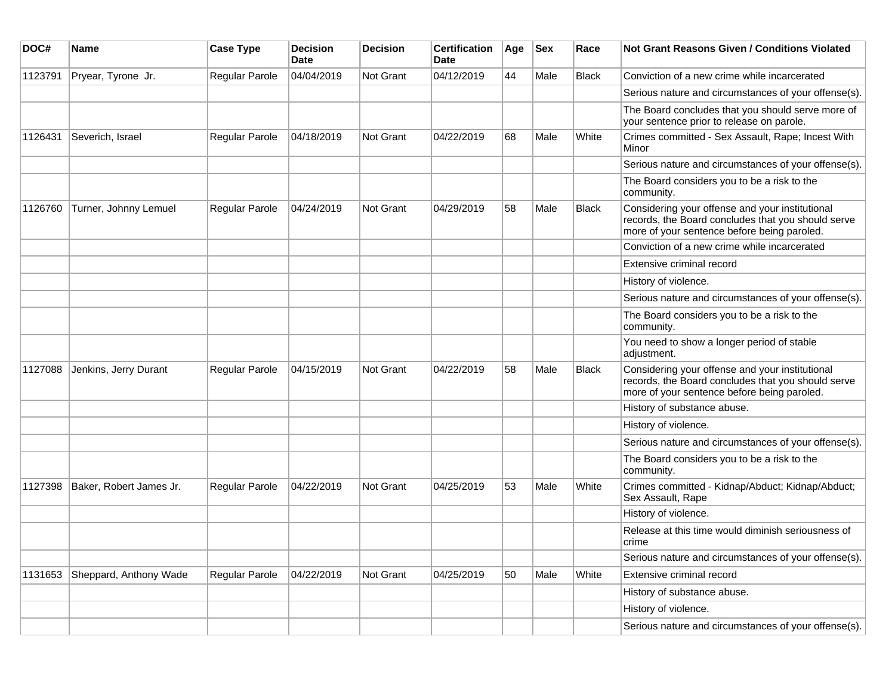| DOC# | Name | Case Type | Decision Date | Decision | Certification Date | Age | Sex | Race | Not Grant Reasons Given / Conditions Violated |
| --- | --- | --- | --- | --- | --- | --- | --- | --- | --- |
| 1123791 | Pryear, Tyrone Jr. | Regular Parole | 04/04/2019 | Not Grant | 04/12/2019 | 44 | Male | Black | Conviction of a new crime while incarcerated |
| | | | | | | | | | Serious nature and circumstances of your offense(s). |
| | | | | | | | | | The Board concludes that you should serve more of your sentence prior to release on parole. |
| 1126431 | Severich, Israel | Regular Parole | 04/18/2019 | Not Grant | 04/22/2019 | 68 | Male | White | Crimes committed - Sex Assault, Rape; Incest With Minor |
| | | | | | | | | | Serious nature and circumstances of your offense(s). |
| | | | | | | | | | The Board considers you to be a risk to the community. |
| 1126760 | Turner, Johnny Lemuel | Regular Parole | 04/24/2019 | Not Grant | 04/29/2019 | 58 | Male | Black | Considering your offense and your institutional records, the Board concludes that you should serve more of your sentence before being paroled. |
| | | | | | | | | | Conviction of a new crime while incarcerated |
| | | | | | | | | | Extensive criminal record |
| | | | | | | | | | History of violence. |
| | | | | | | | | | Serious nature and circumstances of your offense(s). |
| | | | | | | | | | The Board considers you to be a risk to the community. |
| | | | | | | | | | You need to show a longer period of stable adjustment. |
| 1127088 | Jenkins, Jerry Durant | Regular Parole | 04/15/2019 | Not Grant | 04/22/2019 | 58 | Male | Black | Considering your offense and your institutional records, the Board concludes that you should serve more of your sentence before being paroled. |
| | | | | | | | | | History of substance abuse. |
| | | | | | | | | | History of violence. |
| | | | | | | | | | Serious nature and circumstances of your offense(s). |
| | | | | | | | | | The Board considers you to be a risk to the community. |
| 1127398 | Baker, Robert James Jr. | Regular Parole | 04/22/2019 | Not Grant | 04/25/2019 | 53 | Male | White | Crimes committed - Kidnap/Abduct; Kidnap/Abduct; Sex Assault, Rape |
| | | | | | | | | | History of violence. |
| | | | | | | | | | Release at this time would diminish seriousness of crime |
| | | | | | | | | | Serious nature and circumstances of your offense(s). |
| 1131653 | Sheppard, Anthony Wade | Regular Parole | 04/22/2019 | Not Grant | 04/25/2019 | 50 | Male | White | Extensive criminal record |
| | | | | | | | | | History of substance abuse. |
| | | | | | | | | | History of violence. |
| | | | | | | | | | Serious nature and circumstances of your offense(s). |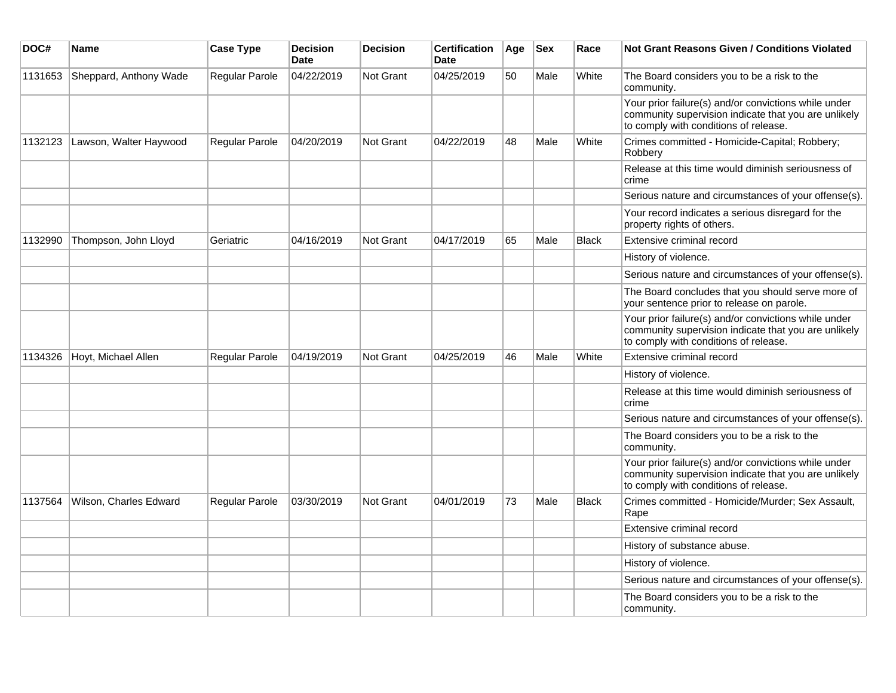| DOC# | Name | Case Type | Decision Date | Decision | Certification Date | Age | Sex | Race | Not Grant Reasons Given / Conditions Violated |
|---|---|---|---|---|---|---|---|---|---|
| 1131653 | Sheppard, Anthony Wade | Regular Parole | 04/22/2019 | Not Grant | 04/25/2019 | 50 | Male | White | The Board considers you to be a risk to the community. |
| | | | | | | | | | Your prior failure(s) and/or convictions while under community supervision indicate that you are unlikely to comply with conditions of release. |
| 1132123 | Lawson, Walter Haywood | Regular Parole | 04/20/2019 | Not Grant | 04/22/2019 | 48 | Male | White | Crimes committed - Homicide-Capital; Robbery; Robbery |
| | | | | | | | | | Release at this time would diminish seriousness of crime |
| | | | | | | | | | Serious nature and circumstances of your offense(s). |
| | | | | | | | | | Your record indicates a serious disregard for the property rights of others. |
| 1132990 | Thompson, John Lloyd | Geriatric | 04/16/2019 | Not Grant | 04/17/2019 | 65 | Male | Black | Extensive criminal record |
| | | | | | | | | | History of violence. |
| | | | | | | | | | Serious nature and circumstances of your offense(s). |
| | | | | | | | | | The Board concludes that you should serve more of your sentence prior to release on parole. |
| | | | | | | | | | Your prior failure(s) and/or convictions while under community supervision indicate that you are unlikely to comply with conditions of release. |
| 1134326 | Hoyt, Michael Allen | Regular Parole | 04/19/2019 | Not Grant | 04/25/2019 | 46 | Male | White | Extensive criminal record |
| | | | | | | | | | History of violence. |
| | | | | | | | | | Release at this time would diminish seriousness of crime |
| | | | | | | | | | Serious nature and circumstances of your offense(s). |
| | | | | | | | | | The Board considers you to be a risk to the community. |
| | | | | | | | | | Your prior failure(s) and/or convictions while under community supervision indicate that you are unlikely to comply with conditions of release. |
| 1137564 | Wilson, Charles Edward | Regular Parole | 03/30/2019 | Not Grant | 04/01/2019 | 73 | Male | Black | Crimes committed - Homicide/Murder; Sex Assault, Rape |
| | | | | | | | | | Extensive criminal record |
| | | | | | | | | | History of substance abuse. |
| | | | | | | | | | History of violence. |
| | | | | | | | | | Serious nature and circumstances of your offense(s). |
| | | | | | | | | | The Board considers you to be a risk to the community. |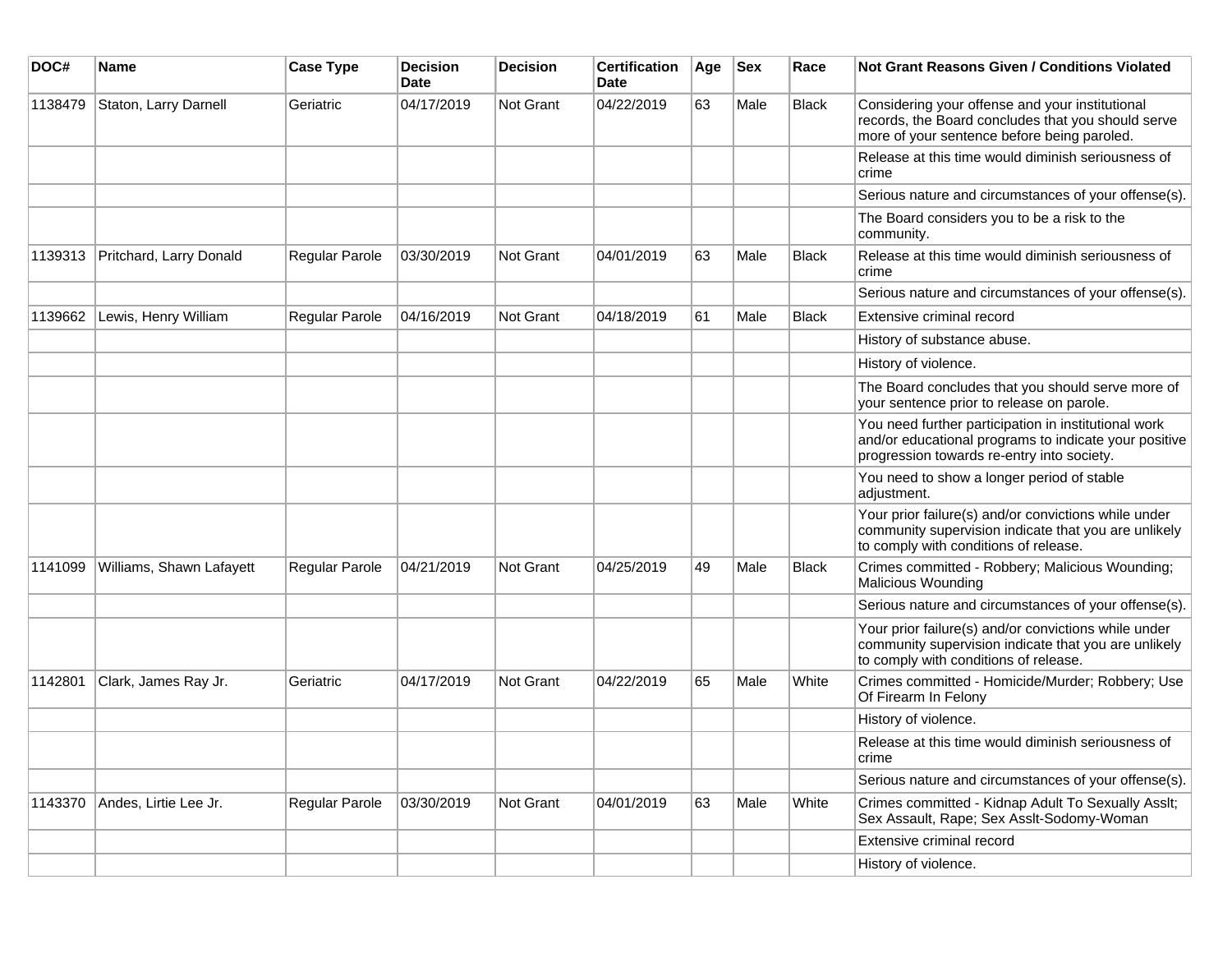| DOC# | Name | Case Type | Decision Date | Decision | Certification Date | Age | Sex | Race | Not Grant Reasons Given / Conditions Violated |
|---|---|---|---|---|---|---|---|---|---|
| 1138479 | Staton, Larry Darnell | Geriatric | 04/17/2019 | Not Grant | 04/22/2019 | 63 | Male | Black | Considering your offense and your institutional records, the Board concludes that you should serve more of your sentence before being paroled. |
| | | | | | | | | | Release at this time would diminish seriousness of crime |
| | | | | | | | | | Serious nature and circumstances of your offense(s). |
| | | | | | | | | | The Board considers you to be a risk to the community. |
| 1139313 | Pritchard, Larry Donald | Regular Parole | 03/30/2019 | Not Grant | 04/01/2019 | 63 | Male | Black | Release at this time would diminish seriousness of crime |
| | | | | | | | | | Serious nature and circumstances of your offense(s). |
| 1139662 | Lewis, Henry William | Regular Parole | 04/16/2019 | Not Grant | 04/18/2019 | 61 | Male | Black | Extensive criminal record |
| | | | | | | | | | History of substance abuse. |
| | | | | | | | | | History of violence. |
| | | | | | | | | | The Board concludes that you should serve more of your sentence prior to release on parole. |
| | | | | | | | | | You need further participation in institutional work and/or educational programs to indicate your positive progression towards re-entry into society. |
| | | | | | | | | | You need to show a longer period of stable adjustment. |
| | | | | | | | | | Your prior failure(s) and/or convictions while under community supervision indicate that you are unlikely to comply with conditions of release. |
| 1141099 | Williams, Shawn Lafayett | Regular Parole | 04/21/2019 | Not Grant | 04/25/2019 | 49 | Male | Black | Crimes committed - Robbery; Malicious Wounding; Malicious Wounding |
| | | | | | | | | | Serious nature and circumstances of your offense(s). |
| | | | | | | | | | Your prior failure(s) and/or convictions while under community supervision indicate that you are unlikely to comply with conditions of release. |
| 1142801 | Clark, James Ray Jr. | Geriatric | 04/17/2019 | Not Grant | 04/22/2019 | 65 | Male | White | Crimes committed - Homicide/Murder; Robbery; Use Of Firearm In Felony |
| | | | | | | | | | History of violence. |
| | | | | | | | | | Release at this time would diminish seriousness of crime |
| | | | | | | | | | Serious nature and circumstances of your offense(s). |
| 1143370 | Andes, Lirtie Lee Jr. | Regular Parole | 03/30/2019 | Not Grant | 04/01/2019 | 63 | Male | White | Crimes committed - Kidnap Adult To Sexually Asslt; Sex Assault, Rape; Sex Asslt-Sodomy-Woman |
| | | | | | | | | | Extensive criminal record |
| | | | | | | | | | History of violence. |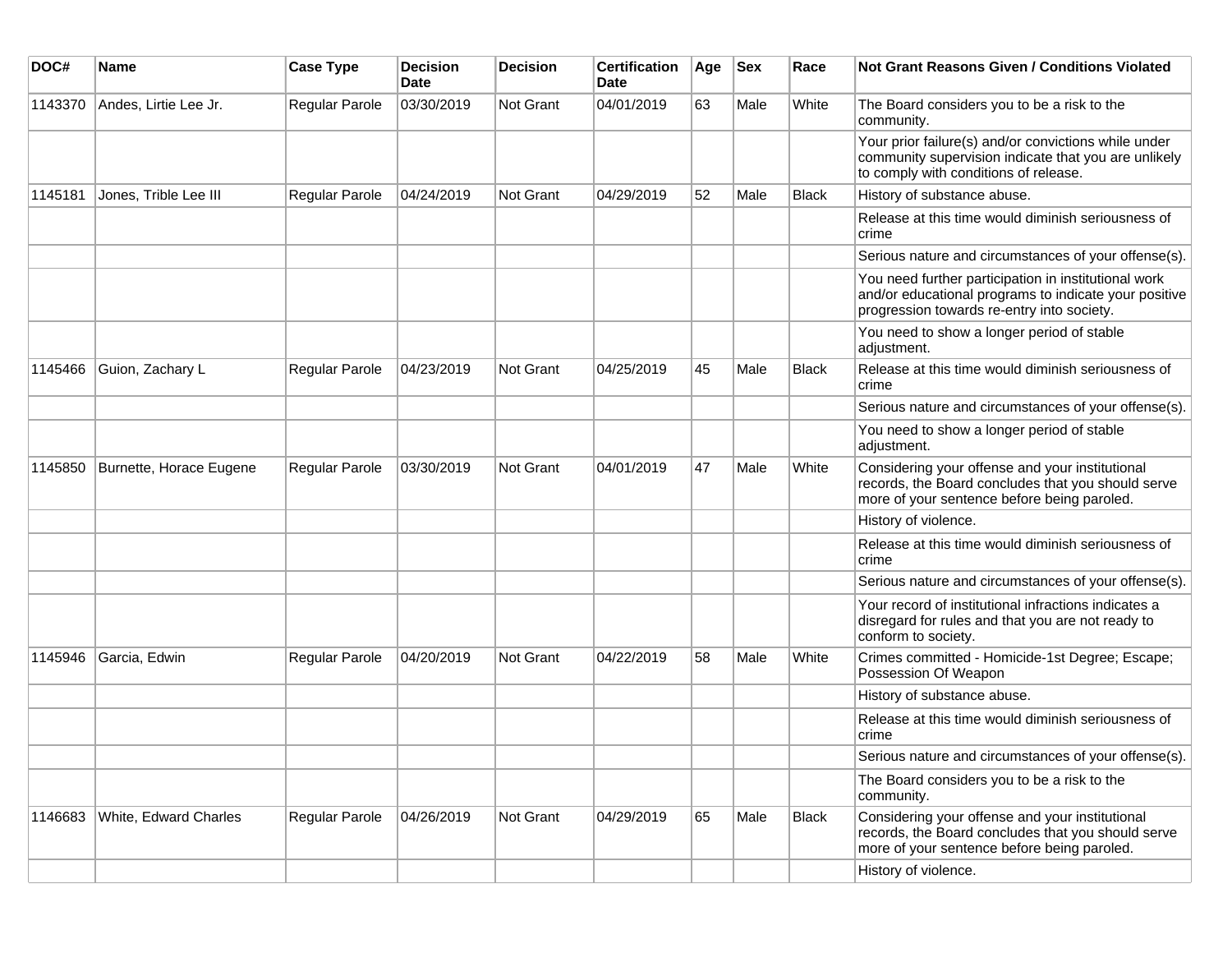| DOC# | Name | Case Type | Decision Date | Decision | Certification Date | Age | Sex | Race | Not Grant Reasons Given / Conditions Violated |
|---|---|---|---|---|---|---|---|---|---|
| 1143370 | Andes, Lirtie Lee Jr. | Regular Parole | 03/30/2019 | Not Grant | 04/01/2019 | 63 | Male | White | The Board considers you to be a risk to the community. |
| | | | | | | | | | Your prior failure(s) and/or convictions while under community supervision indicate that you are unlikely to comply with conditions of release. |
| 1145181 | Jones, Trible Lee III | Regular Parole | 04/24/2019 | Not Grant | 04/29/2019 | 52 | Male | Black | History of substance abuse. |
| | | | | | | | | | Release at this time would diminish seriousness of crime |
| | | | | | | | | | Serious nature and circumstances of your offense(s). |
| | | | | | | | | | You need further participation in institutional work and/or educational programs to indicate your positive progression towards re-entry into society. |
| | | | | | | | | | You need to show a longer period of stable adjustment. |
| 1145466 | Guion, Zachary L | Regular Parole | 04/23/2019 | Not Grant | 04/25/2019 | 45 | Male | Black | Release at this time would diminish seriousness of crime |
| | | | | | | | | | Serious nature and circumstances of your offense(s). |
| | | | | | | | | | You need to show a longer period of stable adjustment. |
| 1145850 | Burnette, Horace Eugene | Regular Parole | 03/30/2019 | Not Grant | 04/01/2019 | 47 | Male | White | Considering your offense and your institutional records, the Board concludes that you should serve more of your sentence before being paroled. |
| | | | | | | | | | History of violence. |
| | | | | | | | | | Release at this time would diminish seriousness of crime |
| | | | | | | | | | Serious nature and circumstances of your offense(s). |
| | | | | | | | | | Your record of institutional infractions indicates a disregard for rules and that you are not ready to conform to society. |
| 1145946 | Garcia, Edwin | Regular Parole | 04/20/2019 | Not Grant | 04/22/2019 | 58 | Male | White | Crimes committed - Homicide-1st Degree; Escape; Possession Of Weapon |
| | | | | | | | | | History of substance abuse. |
| | | | | | | | | | Release at this time would diminish seriousness of crime |
| | | | | | | | | | Serious nature and circumstances of your offense(s). |
| | | | | | | | | | The Board considers you to be a risk to the community. |
| 1146683 | White, Edward Charles | Regular Parole | 04/26/2019 | Not Grant | 04/29/2019 | 65 | Male | Black | Considering your offense and your institutional records, the Board concludes that you should serve more of your sentence before being paroled. |
| | | | | | | | | | History of violence. |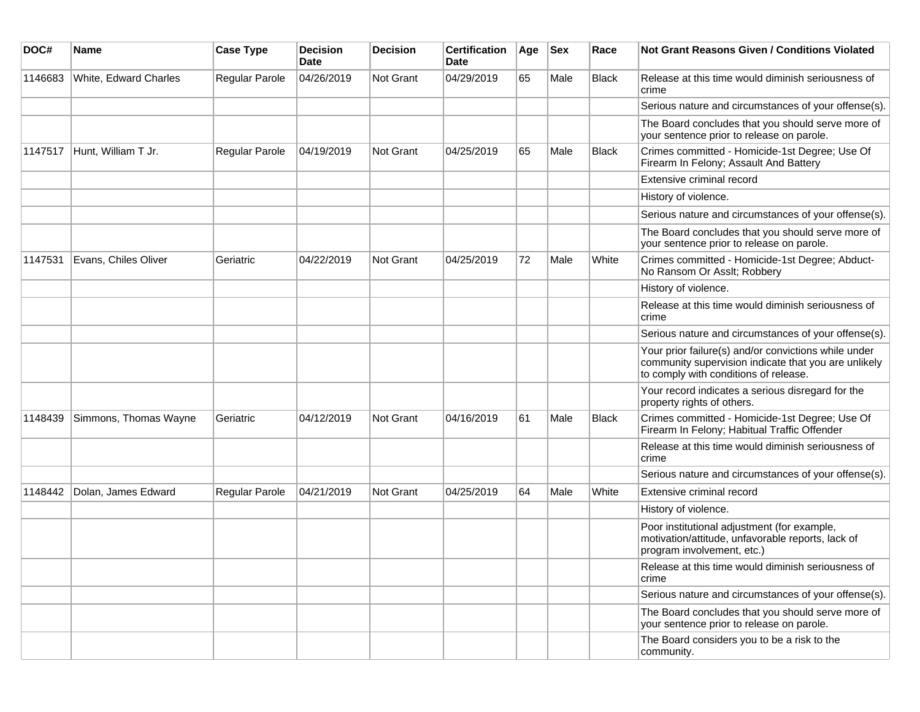| DOC# | Name | Case Type | Decision Date | Decision | Certification Date | Age | Sex | Race | Not Grant Reasons Given / Conditions Violated |
|---|---|---|---|---|---|---|---|---|---|
| 1146683 | White, Edward Charles | Regular Parole | 04/26/2019 | Not Grant | 04/29/2019 | 65 | Male | Black | Release at this time would diminish seriousness of crime |
| | | | | | | | | | Serious nature and circumstances of your offense(s). |
| | | | | | | | | | The Board concludes that you should serve more of your sentence prior to release on parole. |
| 1147517 | Hunt, William T Jr. | Regular Parole | 04/19/2019 | Not Grant | 04/25/2019 | 65 | Male | Black | Crimes committed - Homicide-1st Degree; Use Of Firearm In Felony; Assault And Battery |
| | | | | | | | | | Extensive criminal record |
| | | | | | | | | | History of violence. |
| | | | | | | | | | Serious nature and circumstances of your offense(s). |
| | | | | | | | | | The Board concludes that you should serve more of your sentence prior to release on parole. |
| 1147531 | Evans, Chiles Oliver | Geriatric | 04/22/2019 | Not Grant | 04/25/2019 | 72 | Male | White | Crimes committed - Homicide-1st Degree; Abduct-No Ransom Or Asslt; Robbery |
| | | | | | | | | | History of violence. |
| | | | | | | | | | Release at this time would diminish seriousness of crime |
| | | | | | | | | | Serious nature and circumstances of your offense(s). |
| | | | | | | | | | Your prior failure(s) and/or convictions while under community supervision indicate that you are unlikely to comply with conditions of release. |
| | | | | | | | | | Your record indicates a serious disregard for the property rights of others. |
| 1148439 | Simmons, Thomas Wayne | Geriatric | 04/12/2019 | Not Grant | 04/16/2019 | 61 | Male | Black | Crimes committed - Homicide-1st Degree; Use Of Firearm In Felony; Habitual Traffic Offender |
| | | | | | | | | | Release at this time would diminish seriousness of crime |
| | | | | | | | | | Serious nature and circumstances of your offense(s). |
| 1148442 | Dolan, James Edward | Regular Parole | 04/21/2019 | Not Grant | 04/25/2019 | 64 | Male | White | Extensive criminal record |
| | | | | | | | | | History of violence. |
| | | | | | | | | | Poor institutional adjustment (for example, motivation/attitude, unfavorable reports, lack of program involvement, etc.) |
| | | | | | | | | | Release at this time would diminish seriousness of crime |
| | | | | | | | | | Serious nature and circumstances of your offense(s). |
| | | | | | | | | | The Board concludes that you should serve more of your sentence prior to release on parole. |
| | | | | | | | | | The Board considers you to be a risk to the community. |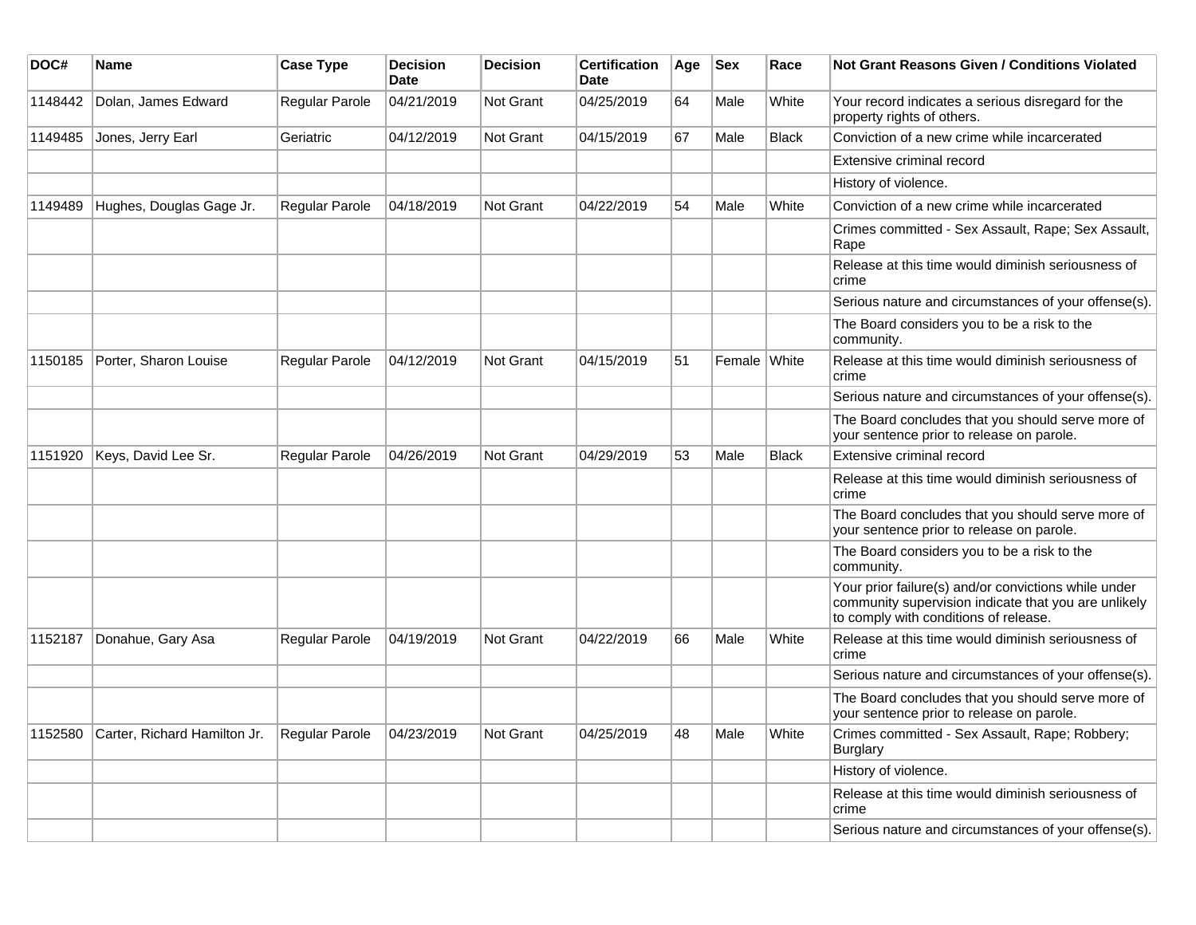| DOC# | Name | Case Type | Decision Date | Decision | Certification Date | Age | Sex | Race | Not Grant Reasons Given / Conditions Violated |
|---|---|---|---|---|---|---|---|---|---|
| 1148442 | Dolan, James Edward | Regular Parole | 04/21/2019 | Not Grant | 04/25/2019 | 64 | Male | White | Your record indicates a serious disregard for the property rights of others. |
| 1149485 | Jones, Jerry Earl | Geriatric | 04/12/2019 | Not Grant | 04/15/2019 | 67 | Male | Black | Conviction of a new crime while incarcerated |
| | | | | | | | | | Extensive criminal record |
| | | | | | | | | | History of violence. |
| 1149489 | Hughes, Douglas Gage Jr. | Regular Parole | 04/18/2019 | Not Grant | 04/22/2019 | 54 | Male | White | Conviction of a new crime while incarcerated |
| | | | | | | | | | Crimes committed - Sex Assault, Rape; Sex Assault, Rape |
| | | | | | | | | | Release at this time would diminish seriousness of crime |
| | | | | | | | | | Serious nature and circumstances of your offense(s). |
| | | | | | | | | | The Board considers you to be a risk to the community. |
| 1150185 | Porter, Sharon Louise | Regular Parole | 04/12/2019 | Not Grant | 04/15/2019 | 51 | Female | White | Release at this time would diminish seriousness of crime |
| | | | | | | | | | Serious nature and circumstances of your offense(s). |
| | | | | | | | | | The Board concludes that you should serve more of your sentence prior to release on parole. |
| 1151920 | Keys, David Lee Sr. | Regular Parole | 04/26/2019 | Not Grant | 04/29/2019 | 53 | Male | Black | Extensive criminal record |
| | | | | | | | | | Release at this time would diminish seriousness of crime |
| | | | | | | | | | The Board concludes that you should serve more of your sentence prior to release on parole. |
| | | | | | | | | | The Board considers you to be a risk to the community. |
| | | | | | | | | | Your prior failure(s) and/or convictions while under community supervision indicate that you are unlikely to comply with conditions of release. |
| 1152187 | Donahue, Gary Asa | Regular Parole | 04/19/2019 | Not Grant | 04/22/2019 | 66 | Male | White | Release at this time would diminish seriousness of crime |
| | | | | | | | | | Serious nature and circumstances of your offense(s). |
| | | | | | | | | | The Board concludes that you should serve more of your sentence prior to release on parole. |
| 1152580 | Carter, Richard Hamilton Jr. | Regular Parole | 04/23/2019 | Not Grant | 04/25/2019 | 48 | Male | White | Crimes committed - Sex Assault, Rape; Robbery; Burglary |
| | | | | | | | | | History of violence. |
| | | | | | | | | | Release at this time would diminish seriousness of crime |
| | | | | | | | | | Serious nature and circumstances of your offense(s). |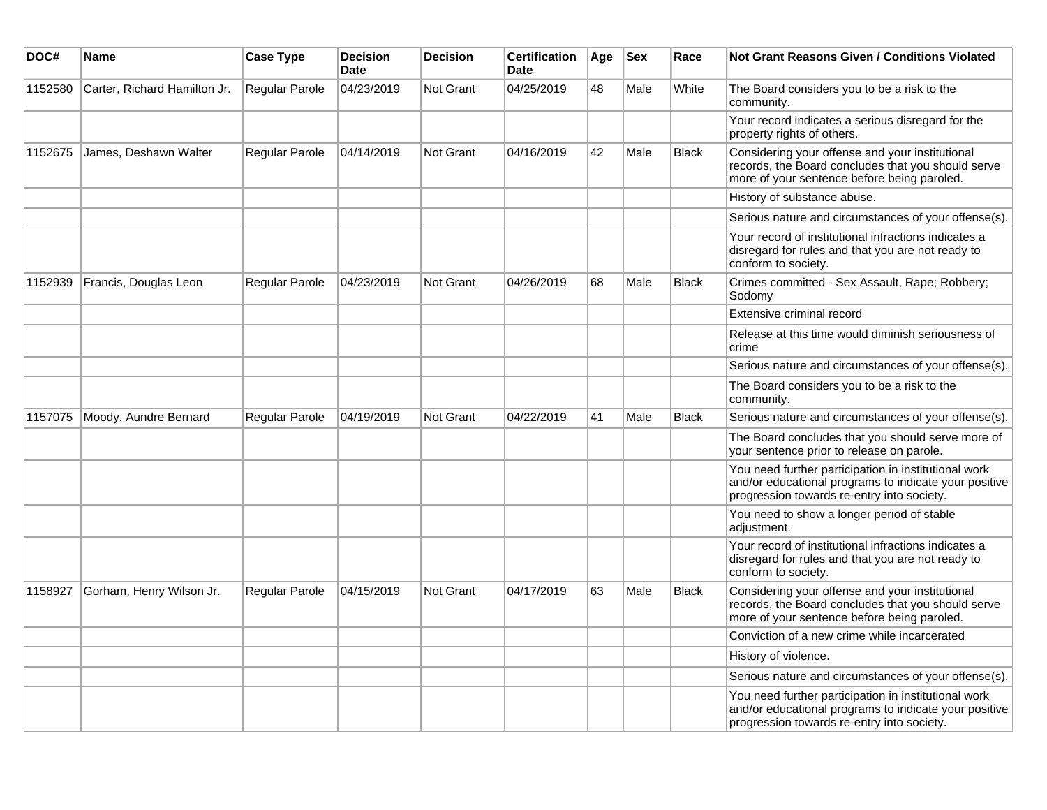| DOC# | Name | Case Type | Decision Date | Decision | Certification Date | Age | Sex | Race | Not Grant Reasons Given / Conditions Violated |
|---|---|---|---|---|---|---|---|---|---|
| 1152580 | Carter, Richard Hamilton Jr. | Regular Parole | 04/23/2019 | Not Grant | 04/25/2019 | 48 | Male | White | The Board considers you to be a risk to the community. |
| | | | | | | | | | Your record indicates a serious disregard for the property rights of others. |
| 1152675 | James, Deshawn Walter | Regular Parole | 04/14/2019 | Not Grant | 04/16/2019 | 42 | Male | Black | Considering your offense and your institutional records, the Board concludes that you should serve more of your sentence before being paroled. |
| | | | | | | | | | History of substance abuse. |
| | | | | | | | | | Serious nature and circumstances of your offense(s). |
| | | | | | | | | | Your record of institutional infractions indicates a disregard for rules and that you are not ready to conform to society. |
| 1152939 | Francis, Douglas Leon | Regular Parole | 04/23/2019 | Not Grant | 04/26/2019 | 68 | Male | Black | Crimes committed - Sex Assault, Rape; Robbery; Sodomy |
| | | | | | | | | | Extensive criminal record |
| | | | | | | | | | Release at this time would diminish seriousness of crime |
| | | | | | | | | | Serious nature and circumstances of your offense(s). |
| | | | | | | | | | The Board considers you to be a risk to the community. |
| 1157075 | Moody, Aundre Bernard | Regular Parole | 04/19/2019 | Not Grant | 04/22/2019 | 41 | Male | Black | Serious nature and circumstances of your offense(s). |
| | | | | | | | | | The Board concludes that you should serve more of your sentence prior to release on parole. |
| | | | | | | | | | You need further participation in institutional work and/or educational programs to indicate your positive progression towards re-entry into society. |
| | | | | | | | | | You need to show a longer period of stable adjustment. |
| | | | | | | | | | Your record of institutional infractions indicates a disregard for rules and that you are not ready to conform to society. |
| 1158927 | Gorham, Henry Wilson Jr. | Regular Parole | 04/15/2019 | Not Grant | 04/17/2019 | 63 | Male | Black | Considering your offense and your institutional records, the Board concludes that you should serve more of your sentence before being paroled. |
| | | | | | | | | | Conviction of a new crime while incarcerated |
| | | | | | | | | | History of violence. |
| | | | | | | | | | Serious nature and circumstances of your offense(s). |
| | | | | | | | | | You need further participation in institutional work and/or educational programs to indicate your positive progression towards re-entry into society. |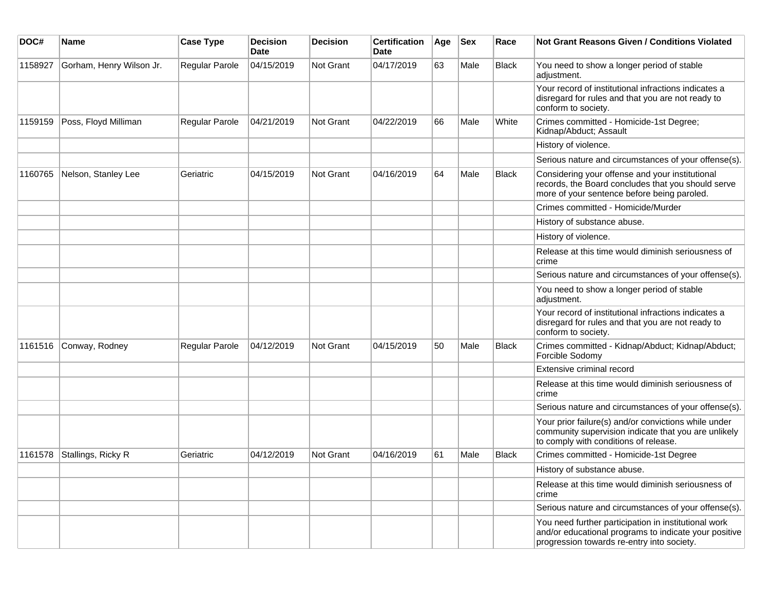| DOC# | Name | Case Type | Decision Date | Decision | Certification Date | Age | Sex | Race | Not Grant Reasons Given / Conditions Violated |
|---|---|---|---|---|---|---|---|---|---|
| 1158927 | Gorham, Henry Wilson Jr. | Regular Parole | 04/15/2019 | Not Grant | 04/17/2019 | 63 | Male | Black | You need to show a longer period of stable adjustment. |
| | | | | | | | | | Your record of institutional infractions indicates a disregard for rules and that you are not ready to conform to society. |
| 1159159 | Poss, Floyd Milliman | Regular Parole | 04/21/2019 | Not Grant | 04/22/2019 | 66 | Male | White | Crimes committed - Homicide-1st Degree; Kidnap/Abduct; Assault |
| | | | | | | | | | History of violence. |
| | | | | | | | | | Serious nature and circumstances of your offense(s). |
| 1160765 | Nelson, Stanley Lee | Geriatric | 04/15/2019 | Not Grant | 04/16/2019 | 64 | Male | Black | Considering your offense and your institutional records, the Board concludes that you should serve more of your sentence before being paroled. |
| | | | | | | | | | Crimes committed - Homicide/Murder |
| | | | | | | | | | History of substance abuse. |
| | | | | | | | | | History of violence. |
| | | | | | | | | | Release at this time would diminish seriousness of crime |
| | | | | | | | | | Serious nature and circumstances of your offense(s). |
| | | | | | | | | | You need to show a longer period of stable adjustment. |
| | | | | | | | | | Your record of institutional infractions indicates a disregard for rules and that you are not ready to conform to society. |
| 1161516 | Conway, Rodney | Regular Parole | 04/12/2019 | Not Grant | 04/15/2019 | 50 | Male | Black | Crimes committed - Kidnap/Abduct; Kidnap/Abduct; Forcible Sodomy |
| | | | | | | | | | Extensive criminal record |
| | | | | | | | | | Release at this time would diminish seriousness of crime |
| | | | | | | | | | Serious nature and circumstances of your offense(s). |
| | | | | | | | | | Your prior failure(s) and/or convictions while under community supervision indicate that you are unlikely to comply with conditions of release. |
| 1161578 | Stallings, Ricky R | Geriatric | 04/12/2019 | Not Grant | 04/16/2019 | 61 | Male | Black | Crimes committed - Homicide-1st Degree |
| | | | | | | | | | History of substance abuse. |
| | | | | | | | | | Release at this time would diminish seriousness of crime |
| | | | | | | | | | Serious nature and circumstances of your offense(s). |
| | | | | | | | | | You need further participation in institutional work and/or educational programs to indicate your positive progression towards re-entry into society. |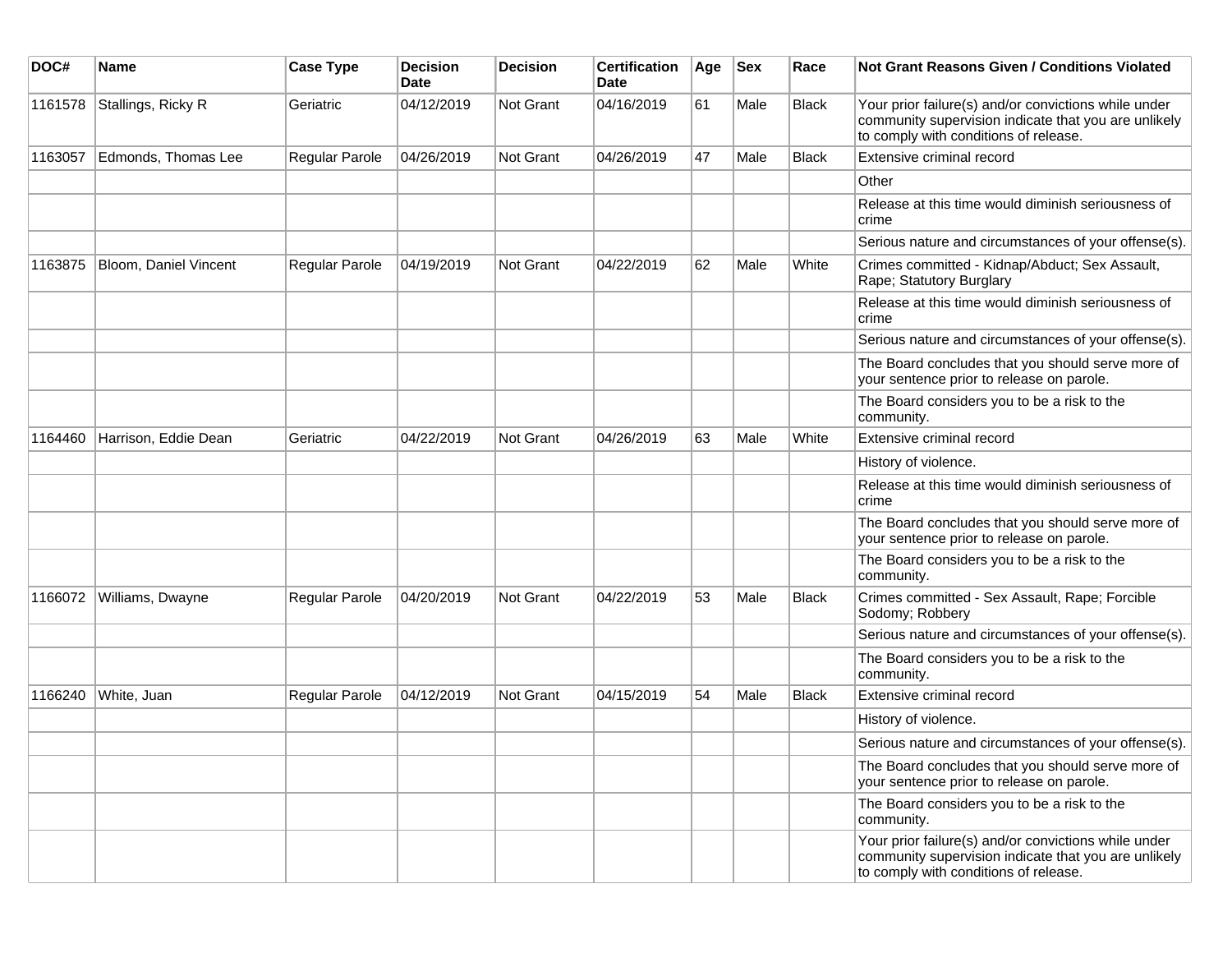| DOC# | Name | Case Type | Decision Date | Decision | Certification Date | Age | Sex | Race | Not Grant Reasons Given / Conditions Violated |
|---|---|---|---|---|---|---|---|---|---|
| 1161578 | Stallings, Ricky R | Geriatric | 04/12/2019 | Not Grant | 04/16/2019 | 61 | Male | Black | Your prior failure(s) and/or convictions while under community supervision indicate that you are unlikely to comply with conditions of release. |
| 1163057 | Edmonds, Thomas Lee | Regular Parole | 04/26/2019 | Not Grant | 04/26/2019 | 47 | Male | Black | Extensive criminal record |
| | | | | | | | | | Other |
| | | | | | | | | | Release at this time would diminish seriousness of crime |
| | | | | | | | | | Serious nature and circumstances of your offense(s). |
| 1163875 | Bloom, Daniel Vincent | Regular Parole | 04/19/2019 | Not Grant | 04/22/2019 | 62 | Male | White | Crimes committed - Kidnap/Abduct; Sex Assault, Rape; Statutory Burglary |
| | | | | | | | | | Release at this time would diminish seriousness of crime |
| | | | | | | | | | Serious nature and circumstances of your offense(s). |
| | | | | | | | | | The Board concludes that you should serve more of your sentence prior to release on parole. |
| | | | | | | | | | The Board considers you to be a risk to the community. |
| 1164460 | Harrison, Eddie Dean | Geriatric | 04/22/2019 | Not Grant | 04/26/2019 | 63 | Male | White | Extensive criminal record |
| | | | | | | | | | History of violence. |
| | | | | | | | | | Release at this time would diminish seriousness of crime |
| | | | | | | | | | The Board concludes that you should serve more of your sentence prior to release on parole. |
| | | | | | | | | | The Board considers you to be a risk to the community. |
| 1166072 | Williams, Dwayne | Regular Parole | 04/20/2019 | Not Grant | 04/22/2019 | 53 | Male | Black | Crimes committed - Sex Assault, Rape; Forcible Sodomy; Robbery |
| | | | | | | | | | Serious nature and circumstances of your offense(s). |
| | | | | | | | | | The Board considers you to be a risk to the community. |
| 1166240 | White, Juan | Regular Parole | 04/12/2019 | Not Grant | 04/15/2019 | 54 | Male | Black | Extensive criminal record |
| | | | | | | | | | History of violence. |
| | | | | | | | | | Serious nature and circumstances of your offense(s). |
| | | | | | | | | | The Board concludes that you should serve more of your sentence prior to release on parole. |
| | | | | | | | | | The Board considers you to be a risk to the community. |
| | | | | | | | | | Your prior failure(s) and/or convictions while under community supervision indicate that you are unlikely to comply with conditions of release. |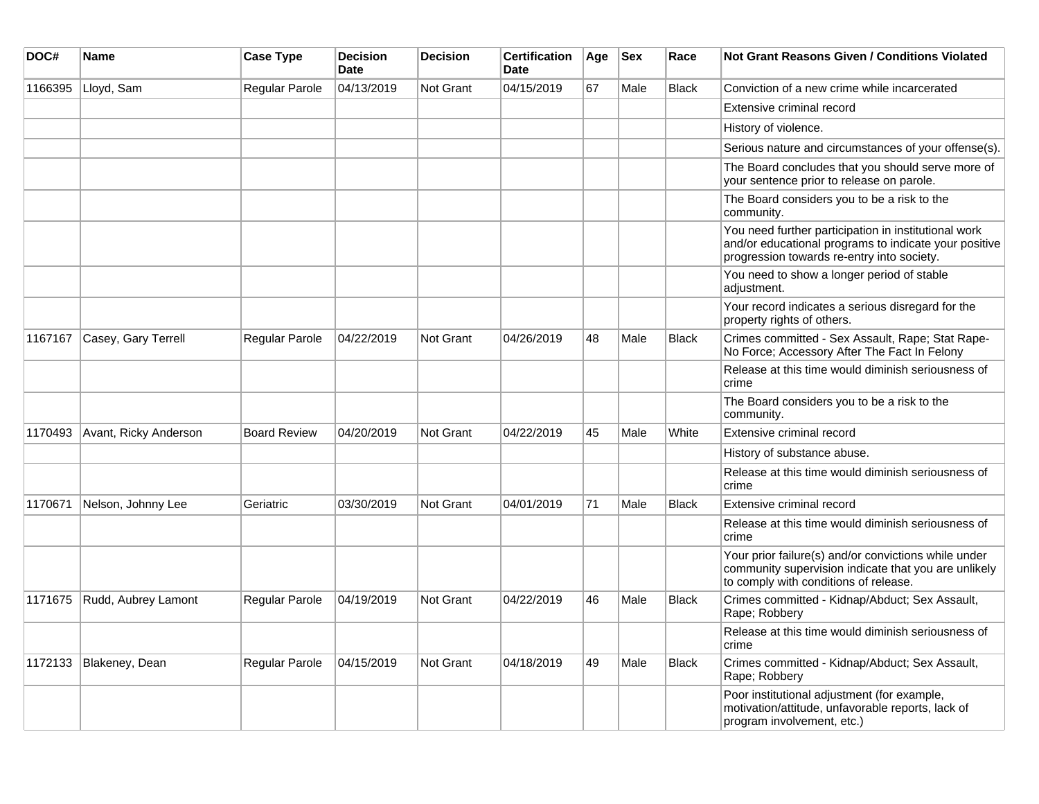| DOC# | Name | Case Type | Decision Date | Decision | Certification Date | Age | Sex | Race | Not Grant Reasons Given / Conditions Violated |
|---|---|---|---|---|---|---|---|---|---|
| 1166395 | Lloyd, Sam | Regular Parole | 04/13/2019 | Not Grant | 04/15/2019 | 67 | Male | Black | Conviction of a new crime while incarcerated |
| | | | | | | | | | Extensive criminal record |
| | | | | | | | | | History of violence. |
| | | | | | | | | | Serious nature and circumstances of your offense(s). |
| | | | | | | | | | The Board concludes that you should serve more of your sentence prior to release on parole. |
| | | | | | | | | | The Board considers you to be a risk to the community. |
| | | | | | | | | | You need further participation in institutional work and/or educational programs to indicate your positive progression towards re-entry into society. |
| | | | | | | | | | You need to show a longer period of stable adjustment. |
| | | | | | | | | | Your record indicates a serious disregard for the property rights of others. |
| 1167167 | Casey, Gary Terrell | Regular Parole | 04/22/2019 | Not Grant | 04/26/2019 | 48 | Male | Black | Crimes committed - Sex Assault, Rape; Stat Rape-No Force; Accessory After The Fact In Felony |
| | | | | | | | | | Release at this time would diminish seriousness of crime |
| | | | | | | | | | The Board considers you to be a risk to the community. |
| 1170493 | Avant, Ricky Anderson | Board Review | 04/20/2019 | Not Grant | 04/22/2019 | 45 | Male | White | Extensive criminal record |
| | | | | | | | | | History of substance abuse. |
| | | | | | | | | | Release at this time would diminish seriousness of crime |
| 1170671 | Nelson, Johnny Lee | Geriatric | 03/30/2019 | Not Grant | 04/01/2019 | 71 | Male | Black | Extensive criminal record |
| | | | | | | | | | Release at this time would diminish seriousness of crime |
| | | | | | | | | | Your prior failure(s) and/or convictions while under community supervision indicate that you are unlikely to comply with conditions of release. |
| 1171675 | Rudd, Aubrey Lamont | Regular Parole | 04/19/2019 | Not Grant | 04/22/2019 | 46 | Male | Black | Crimes committed - Kidnap/Abduct; Sex Assault, Rape; Robbery |
| | | | | | | | | | Release at this time would diminish seriousness of crime |
| 1172133 | Blakeney, Dean | Regular Parole | 04/15/2019 | Not Grant | 04/18/2019 | 49 | Male | Black | Crimes committed - Kidnap/Abduct; Sex Assault, Rape; Robbery |
| | | | | | | | | | Poor institutional adjustment (for example, motivation/attitude, unfavorable reports, lack of program involvement, etc.) |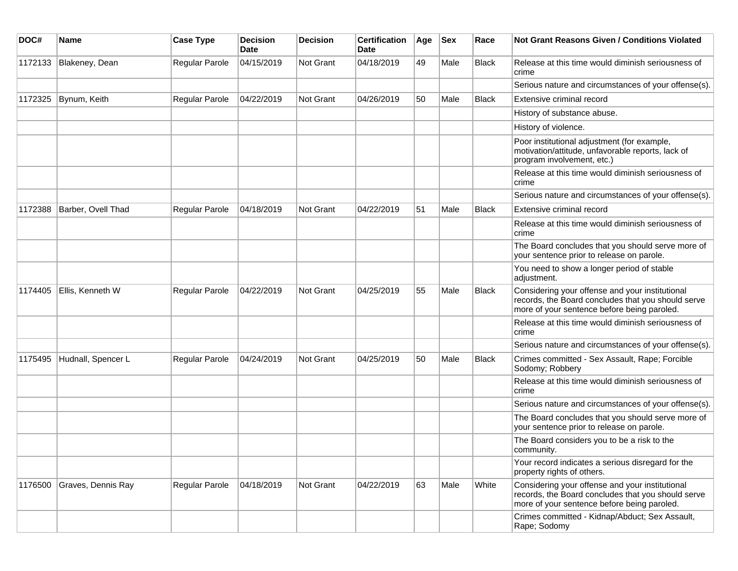| DOC# | Name | Case Type | Decision Date | Decision | Certification Date | Age | Sex | Race | Not Grant Reasons Given / Conditions Violated |
|---|---|---|---|---|---|---|---|---|---|
| 1172133 | Blakeney, Dean | Regular Parole | 04/15/2019 | Not Grant | 04/18/2019 | 49 | Male | Black | Release at this time would diminish seriousness of crime |
| | | | | | | | | | Serious nature and circumstances of your offense(s). |
| 1172325 | Bynum, Keith | Regular Parole | 04/22/2019 | Not Grant | 04/26/2019 | 50 | Male | Black | Extensive criminal record |
| | | | | | | | | | History of substance abuse. |
| | | | | | | | | | History of violence. |
| | | | | | | | | | Poor institutional adjustment (for example, motivation/attitude, unfavorable reports, lack of program involvement, etc.) |
| | | | | | | | | | Release at this time would diminish seriousness of crime |
| | | | | | | | | | Serious nature and circumstances of your offense(s). |
| 1172388 | Barber, Ovell Thad | Regular Parole | 04/18/2019 | Not Grant | 04/22/2019 | 51 | Male | Black | Extensive criminal record |
| | | | | | | | | | Release at this time would diminish seriousness of crime |
| | | | | | | | | | The Board concludes that you should serve more of your sentence prior to release on parole. |
| | | | | | | | | | You need to show a longer period of stable adjustment. |
| 1174405 | Ellis, Kenneth W | Regular Parole | 04/22/2019 | Not Grant | 04/25/2019 | 55 | Male | Black | Considering your offense and your institutional records, the Board concludes that you should serve more of your sentence before being paroled. |
| | | | | | | | | | Release at this time would diminish seriousness of crime |
| | | | | | | | | | Serious nature and circumstances of your offense(s). |
| 1175495 | Hudnall, Spencer L | Regular Parole | 04/24/2019 | Not Grant | 04/25/2019 | 50 | Male | Black | Crimes committed - Sex Assault, Rape; Forcible Sodomy; Robbery |
| | | | | | | | | | Release at this time would diminish seriousness of crime |
| | | | | | | | | | Serious nature and circumstances of your offense(s). |
| | | | | | | | | | The Board concludes that you should serve more of your sentence prior to release on parole. |
| | | | | | | | | | The Board considers you to be a risk to the community. |
| | | | | | | | | | Your record indicates a serious disregard for the property rights of others. |
| 1176500 | Graves, Dennis Ray | Regular Parole | 04/18/2019 | Not Grant | 04/22/2019 | 63 | Male | White | Considering your offense and your institutional records, the Board concludes that you should serve more of your sentence before being paroled. |
| | | | | | | | | | Crimes committed - Kidnap/Abduct; Sex Assault, Rape; Sodomy |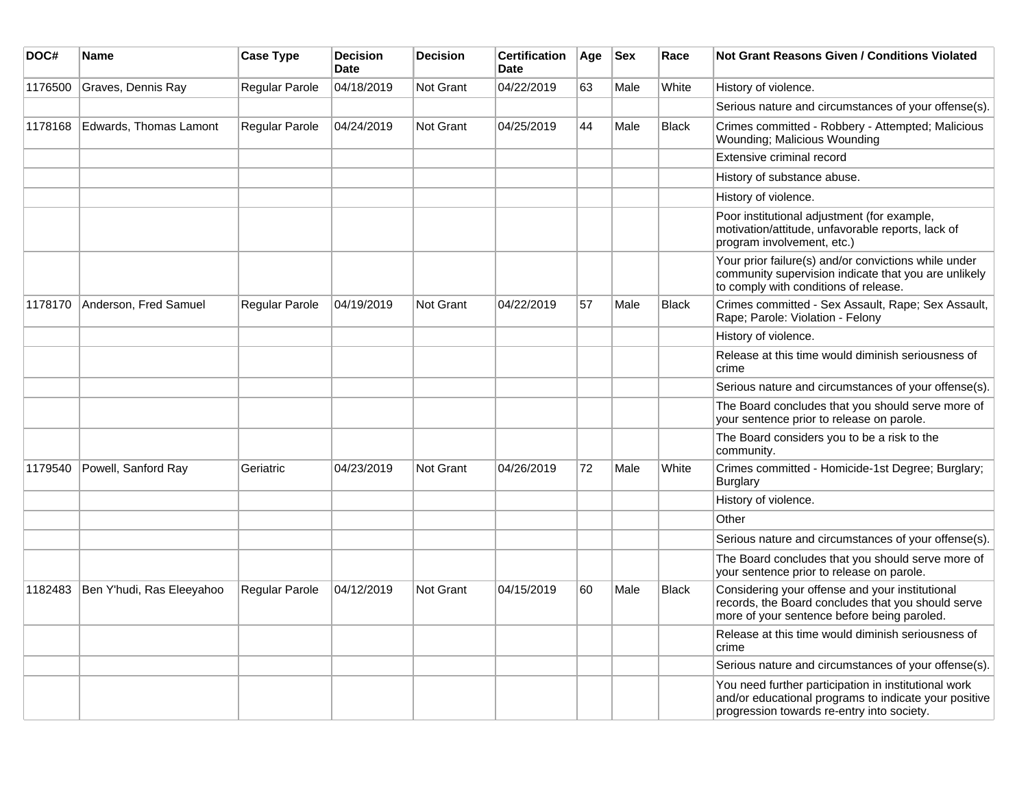| DOC# | Name | Case Type | Decision Date | Decision | Certification Date | Age | Sex | Race | Not Grant Reasons Given / Conditions Violated |
|---|---|---|---|---|---|---|---|---|---|
| 1176500 | Graves, Dennis Ray | Regular Parole | 04/18/2019 | Not Grant | 04/22/2019 | 63 | Male | White | History of violence. |
| | | | | | | | | | Serious nature and circumstances of your offense(s). |
| 1178168 | Edwards, Thomas Lamont | Regular Parole | 04/24/2019 | Not Grant | 04/25/2019 | 44 | Male | Black | Crimes committed - Robbery - Attempted; Malicious Wounding; Malicious Wounding |
| | | | | | | | | | Extensive criminal record |
| | | | | | | | | | History of substance abuse. |
| | | | | | | | | | History of violence. |
| | | | | | | | | | Poor institutional adjustment (for example, motivation/attitude, unfavorable reports, lack of program involvement, etc.) |
| | | | | | | | | | Your prior failure(s) and/or convictions while under community supervision indicate that you are unlikely to comply with conditions of release. |
| 1178170 | Anderson, Fred Samuel | Regular Parole | 04/19/2019 | Not Grant | 04/22/2019 | 57 | Male | Black | Crimes committed - Sex Assault, Rape; Sex Assault, Rape; Parole: Violation - Felony |
| | | | | | | | | | History of violence. |
| | | | | | | | | | Release at this time would diminish seriousness of crime |
| | | | | | | | | | Serious nature and circumstances of your offense(s). |
| | | | | | | | | | The Board concludes that you should serve more of your sentence prior to release on parole. |
| | | | | | | | | | The Board considers you to be a risk to the community. |
| 1179540 | Powell, Sanford Ray | Geriatric | 04/23/2019 | Not Grant | 04/26/2019 | 72 | Male | White | Crimes committed - Homicide-1st Degree; Burglary; Burglary |
| | | | | | | | | | History of violence. |
| | | | | | | | | | Other |
| | | | | | | | | | Serious nature and circumstances of your offense(s). |
| | | | | | | | | | The Board concludes that you should serve more of your sentence prior to release on parole. |
| 1182483 | Ben Y'hudi, Ras Eleeyahoo | Regular Parole | 04/12/2019 | Not Grant | 04/15/2019 | 60 | Male | Black | Considering your offense and your institutional records, the Board concludes that you should serve more of your sentence before being paroled. |
| | | | | | | | | | Release at this time would diminish seriousness of crime |
| | | | | | | | | | Serious nature and circumstances of your offense(s). |
| | | | | | | | | | You need further participation in institutional work and/or educational programs to indicate your positive progression towards re-entry into society. |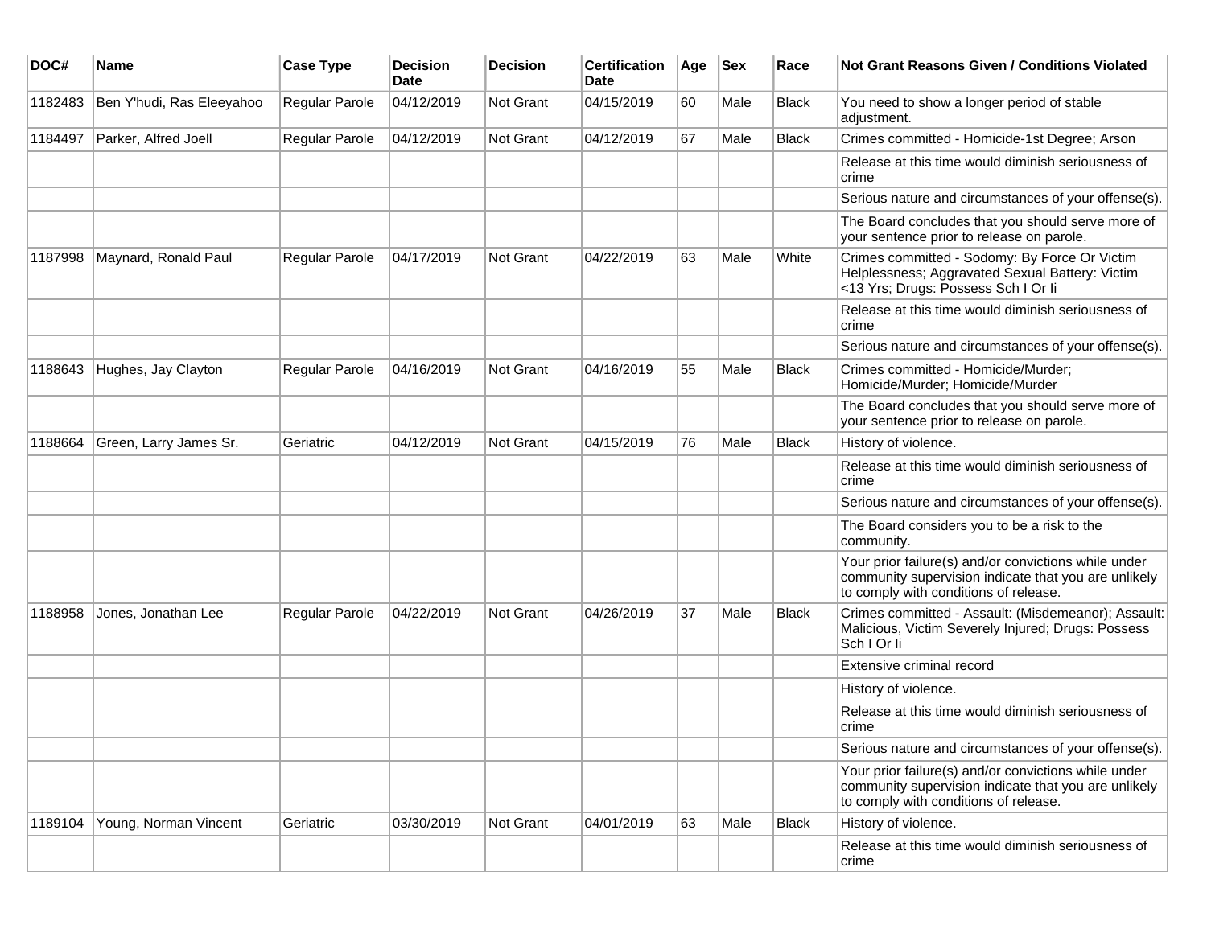| DOC# | Name | Case Type | Decision Date | Decision | Certification Date | Age | Sex | Race | Not Grant Reasons Given / Conditions Violated |
|---|---|---|---|---|---|---|---|---|---|
| 1182483 | Ben Y'hudi, Ras Eleeyahoo | Regular Parole | 04/12/2019 | Not Grant | 04/15/2019 | 60 | Male | Black | You need to show a longer period of stable adjustment. |
| 1184497 | Parker, Alfred Joell | Regular Parole | 04/12/2019 | Not Grant | 04/12/2019 | 67 | Male | Black | Crimes committed - Homicide-1st Degree; Arson |
| | | | | | | | | | Release at this time would diminish seriousness of crime |
| | | | | | | | | | Serious nature and circumstances of your offense(s). |
| | | | | | | | | | The Board concludes that you should serve more of your sentence prior to release on parole. |
| 1187998 | Maynard, Ronald Paul | Regular Parole | 04/17/2019 | Not Grant | 04/22/2019 | 63 | Male | White | Crimes committed - Sodomy: By Force Or Victim Helplessness; Aggravated Sexual Battery: Victim <13 Yrs; Drugs: Possess Sch I Or Ii |
| | | | | | | | | | Release at this time would diminish seriousness of crime |
| | | | | | | | | | Serious nature and circumstances of your offense(s). |
| 1188643 | Hughes, Jay Clayton | Regular Parole | 04/16/2019 | Not Grant | 04/16/2019 | 55 | Male | Black | Crimes committed - Homicide/Murder; Homicide/Murder; Homicide/Murder |
| | | | | | | | | | The Board concludes that you should serve more of your sentence prior to release on parole. |
| 1188664 | Green, Larry James Sr. | Geriatric | 04/12/2019 | Not Grant | 04/15/2019 | 76 | Male | Black | History of violence. |
| | | | | | | | | | Release at this time would diminish seriousness of crime |
| | | | | | | | | | Serious nature and circumstances of your offense(s). |
| | | | | | | | | | The Board considers you to be a risk to the community. |
| | | | | | | | | | Your prior failure(s) and/or convictions while under community supervision indicate that you are unlikely to comply with conditions of release. |
| 1188958 | Jones, Jonathan Lee | Regular Parole | 04/22/2019 | Not Grant | 04/26/2019 | 37 | Male | Black | Crimes committed - Assault: (Misdemeanor); Assault: Malicious, Victim Severely Injured; Drugs: Possess Sch I Or Ii |
| | | | | | | | | | Extensive criminal record |
| | | | | | | | | | History of violence. |
| | | | | | | | | | Release at this time would diminish seriousness of crime |
| | | | | | | | | | Serious nature and circumstances of your offense(s). |
| | | | | | | | | | Your prior failure(s) and/or convictions while under community supervision indicate that you are unlikely to comply with conditions of release. |
| 1189104 | Young, Norman Vincent | Geriatric | 03/30/2019 | Not Grant | 04/01/2019 | 63 | Male | Black | History of violence. |
| | | | | | | | | | Release at this time would diminish seriousness of crime |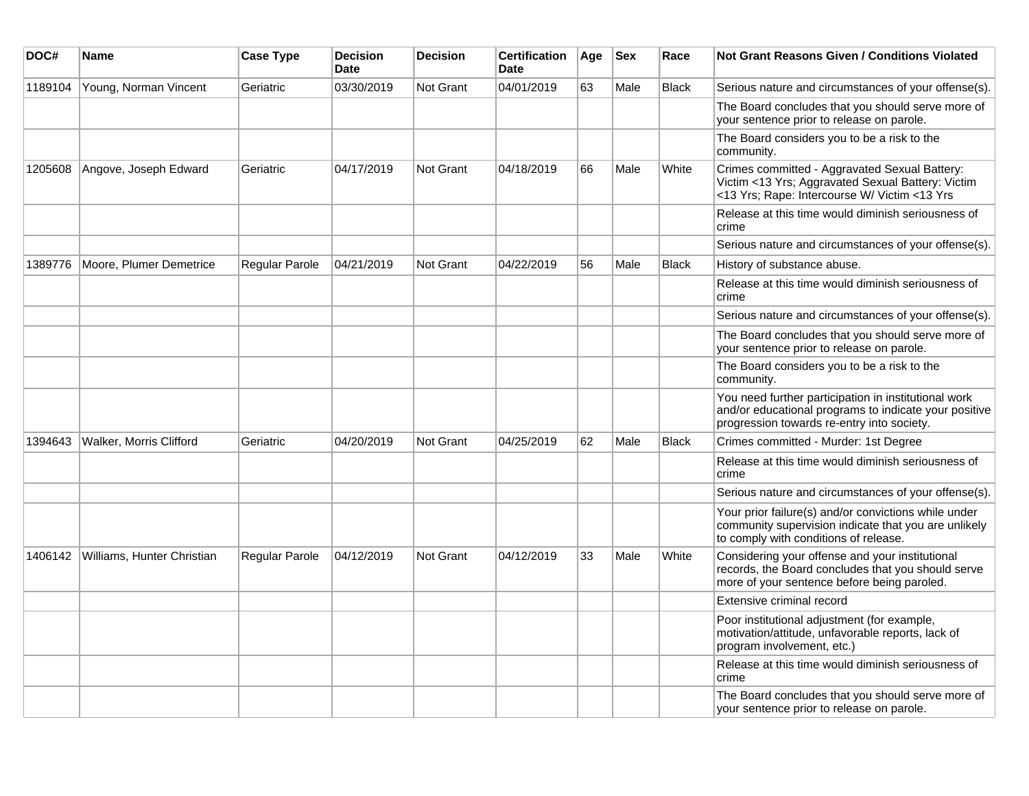| DOC# | Name | Case Type | Decision Date | Decision | Certification Date | Age | Sex | Race | Not Grant Reasons Given / Conditions Violated |
|---|---|---|---|---|---|---|---|---|---|
| 1189104 | Young, Norman Vincent | Geriatric | 03/30/2019 | Not Grant | 04/01/2019 | 63 | Male | Black | Serious nature and circumstances of your offense(s). |
| | | | | | | | | | The Board concludes that you should serve more of your sentence prior to release on parole. |
| | | | | | | | | | The Board considers you to be a risk to the community. |
| 1205608 | Angove, Joseph Edward | Geriatric | 04/17/2019 | Not Grant | 04/18/2019 | 66 | Male | White | Crimes committed - Aggravated Sexual Battery: Victim <13 Yrs; Aggravated Sexual Battery: Victim <13 Yrs; Rape: Intercourse W/ Victim <13 Yrs |
| | | | | | | | | | Release at this time would diminish seriousness of crime |
| | | | | | | | | | Serious nature and circumstances of your offense(s). |
| 1389776 | Moore, Plumer Demetrice | Regular Parole | 04/21/2019 | Not Grant | 04/22/2019 | 56 | Male | Black | History of substance abuse. |
| | | | | | | | | | Release at this time would diminish seriousness of crime |
| | | | | | | | | | Serious nature and circumstances of your offense(s). |
| | | | | | | | | | The Board concludes that you should serve more of your sentence prior to release on parole. |
| | | | | | | | | | The Board considers you to be a risk to the community. |
| | | | | | | | | | You need further participation in institutional work and/or educational programs to indicate your positive progression towards re-entry into society. |
| 1394643 | Walker, Morris Clifford | Geriatric | 04/20/2019 | Not Grant | 04/25/2019 | 62 | Male | Black | Crimes committed - Murder: 1st Degree |
| | | | | | | | | | Release at this time would diminish seriousness of crime |
| | | | | | | | | | Serious nature and circumstances of your offense(s). |
| | | | | | | | | | Your prior failure(s) and/or convictions while under community supervision indicate that you are unlikely to comply with conditions of release. |
| 1406142 | Williams, Hunter Christian | Regular Parole | 04/12/2019 | Not Grant | 04/12/2019 | 33 | Male | White | Considering your offense and your institutional records, the Board concludes that you should serve more of your sentence before being paroled. |
| | | | | | | | | | Extensive criminal record |
| | | | | | | | | | Poor institutional adjustment (for example, motivation/attitude, unfavorable reports, lack of program involvement, etc.) |
| | | | | | | | | | Release at this time would diminish seriousness of crime |
| | | | | | | | | | The Board concludes that you should serve more of your sentence prior to release on parole. |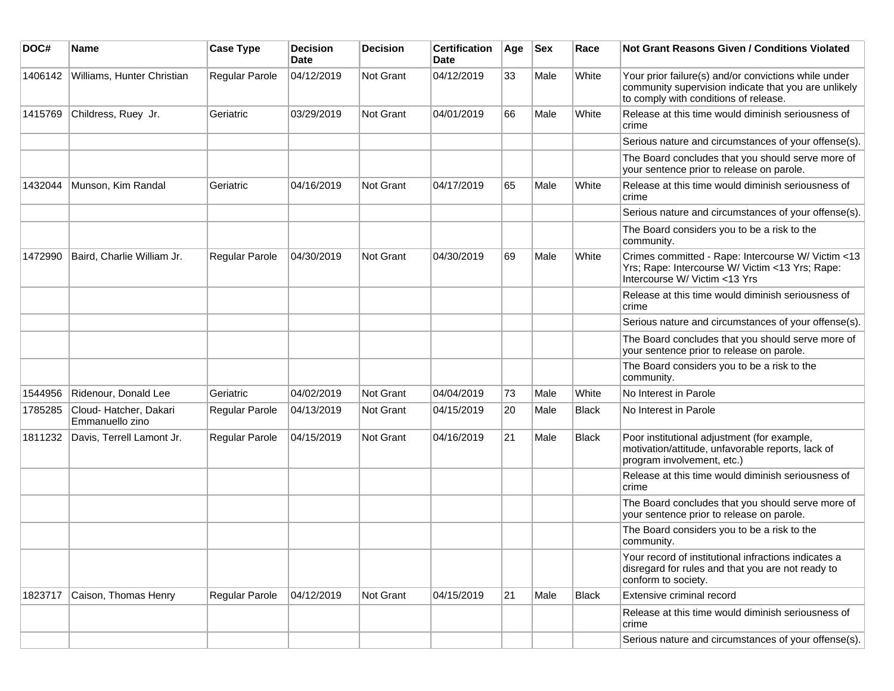| DOC# | Name | Case Type | Decision Date | Decision | Certification Date | Age | Sex | Race | Not Grant Reasons Given / Conditions Violated |
|---|---|---|---|---|---|---|---|---|---|
| 1406142 | Williams, Hunter Christian | Regular Parole | 04/12/2019 | Not Grant | 04/12/2019 | 33 | Male | White | Your prior failure(s) and/or convictions while under community supervision indicate that you are unlikely to comply with conditions of release. |
| 1415769 | Childress, Ruey Jr. | Geriatric | 03/29/2019 | Not Grant | 04/01/2019 | 66 | Male | White | Release at this time would diminish seriousness of crime |
| | | | | | | | | | Serious nature and circumstances of your offense(s). |
| | | | | | | | | | The Board concludes that you should serve more of your sentence prior to release on parole. |
| 1432044 | Munson, Kim Randal | Geriatric | 04/16/2019 | Not Grant | 04/17/2019 | 65 | Male | White | Release at this time would diminish seriousness of crime |
| | | | | | | | | | Serious nature and circumstances of your offense(s). |
| | | | | | | | | | The Board considers you to be a risk to the community. |
| 1472990 | Baird, Charlie William Jr. | Regular Parole | 04/30/2019 | Not Grant | 04/30/2019 | 69 | Male | White | Crimes committed - Rape: Intercourse W/ Victim <13 Yrs; Rape: Intercourse W/ Victim <13 Yrs; Rape: Intercourse W/ Victim <13 Yrs |
| | | | | | | | | | Release at this time would diminish seriousness of crime |
| | | | | | | | | | Serious nature and circumstances of your offense(s). |
| | | | | | | | | | The Board concludes that you should serve more of your sentence prior to release on parole. |
| | | | | | | | | | The Board considers you to be a risk to the community. |
| 1544956 | Ridenour, Donald Lee | Geriatric | 04/02/2019 | Not Grant | 04/04/2019 | 73 | Male | White | No Interest in Parole |
| 1785285 | Cloud- Hatcher, Dakari Emmanuello zino | Regular Parole | 04/13/2019 | Not Grant | 04/15/2019 | 20 | Male | Black | No Interest in Parole |
| 1811232 | Davis, Terrell Lamont Jr. | Regular Parole | 04/15/2019 | Not Grant | 04/16/2019 | 21 | Male | Black | Poor institutional adjustment (for example, motivation/attitude, unfavorable reports, lack of program involvement, etc.) |
| | | | | | | | | | Release at this time would diminish seriousness of crime |
| | | | | | | | | | The Board concludes that you should serve more of your sentence prior to release on parole. |
| | | | | | | | | | The Board considers you to be a risk to the community. |
| | | | | | | | | | Your record of institutional infractions indicates a disregard for rules and that you are not ready to conform to society. |
| 1823717 | Caison, Thomas Henry | Regular Parole | 04/12/2019 | Not Grant | 04/15/2019 | 21 | Male | Black | Extensive criminal record |
| | | | | | | | | | Release at this time would diminish seriousness of crime |
| | | | | | | | | | Serious nature and circumstances of your offense(s). |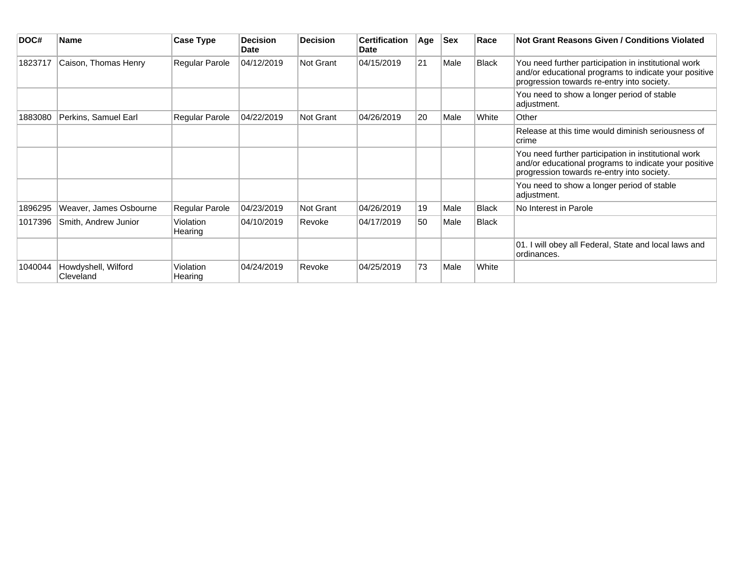| DOC# | Name | Case Type | Decision Date | Decision | Certification Date | Age | Sex | Race | Not Grant Reasons Given / Conditions Violated |
|---|---|---|---|---|---|---|---|---|---|
| 1823717 | Caison, Thomas Henry | Regular Parole | 04/12/2019 | Not Grant | 04/15/2019 | 21 | Male | Black | You need further participation in institutional work and/or educational programs to indicate your positive progression towards re-entry into society. |
| | | | | | | | | | You need to show a longer period of stable adjustment. |
| 1883080 | Perkins, Samuel Earl | Regular Parole | 04/22/2019 | Not Grant | 04/26/2019 | 20 | Male | White | Other |
| | | | | | | | | | Release at this time would diminish seriousness of crime |
| | | | | | | | | | You need further participation in institutional work and/or educational programs to indicate your positive progression towards re-entry into society. |
| | | | | | | | | | You need to show a longer period of stable adjustment. |
| 1896295 | Weaver, James Osbourne | Regular Parole | 04/23/2019 | Not Grant | 04/26/2019 | 19 | Male | Black | No Interest in Parole |
| 1017396 | Smith, Andrew Junior | Violation Hearing | 04/10/2019 | Revoke | 04/17/2019 | 50 | Male | Black | |
| | | | | | | | | | 01. I will obey all Federal, State and local laws and ordinances. |
| 1040044 | Howdyshell, Wilford Cleveland | Violation Hearing | 04/24/2019 | Revoke | 04/25/2019 | 73 | Male | White | |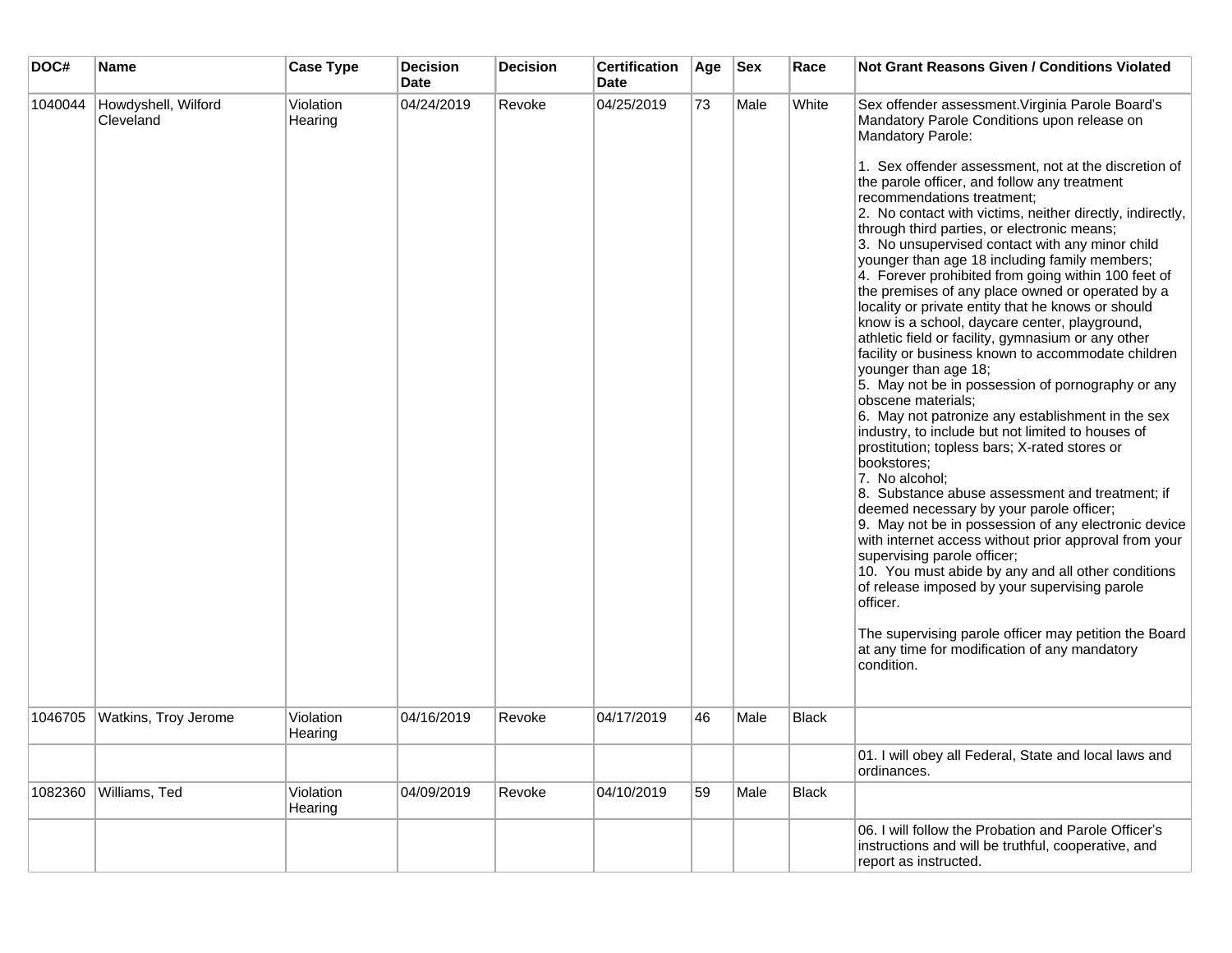| DOC# | Name | Case Type | Decision Date | Decision | Certification Date | Age | Sex | Race | Not Grant Reasons Given / Conditions Violated |
|---|---|---|---|---|---|---|---|---|---|
| 1040044 | Howdyshell, Wilford Cleveland | Violation Hearing | 04/24/2019 | Revoke | 04/25/2019 | 73 | Male | White | Sex offender assessment.Virginia Parole Board's Mandatory Parole Conditions upon release on Mandatory Parole:<br><br>1. Sex offender assessment, not at the discretion of the parole officer, and follow any treatment recommendations treatment;<br>2. No contact with victims, neither directly, indirectly, through third parties, or electronic means;<br>3. No unsupervised contact with any minor child younger than age 18 including family members;<br>4. Forever prohibited from going within 100 feet of the premises of any place owned or operated by a locality or private entity that he knows or should know is a school, daycare center, playground, athletic field or facility, gymnasium or any other facility or business known to accommodate children younger than age 18;<br>5. May not be in possession of pornography or any obscene materials;<br>6. May not patronize any establishment in the sex industry, to include but not limited to houses of prostitution; topless bars; X-rated stores or bookstores;<br>7. No alcohol;<br>8. Substance abuse assessment and treatment; if deemed necessary by your parole officer;<br>9. May not be in possession of any electronic device with internet access without prior approval from your supervising parole officer;<br>10. You must abide by any and all other conditions of release imposed by your supervising parole officer.<br><br>The supervising parole officer may petition the Board at any time for modification of any mandatory condition. |
| 1046705 | Watkins, Troy Jerome | Violation Hearing | 04/16/2019 | Revoke | 04/17/2019 | 46 | Male | Black | |
| | | | | | | | | | 01. I will obey all Federal, State and local laws and ordinances. |
| 1082360 | Williams, Ted | Violation Hearing | 04/09/2019 | Revoke | 04/10/2019 | 59 | Male | Black | |
| | | | | | | | | | 06. I will follow the Probation and Parole Officer's instructions and will be truthful, cooperative, and report as instructed. |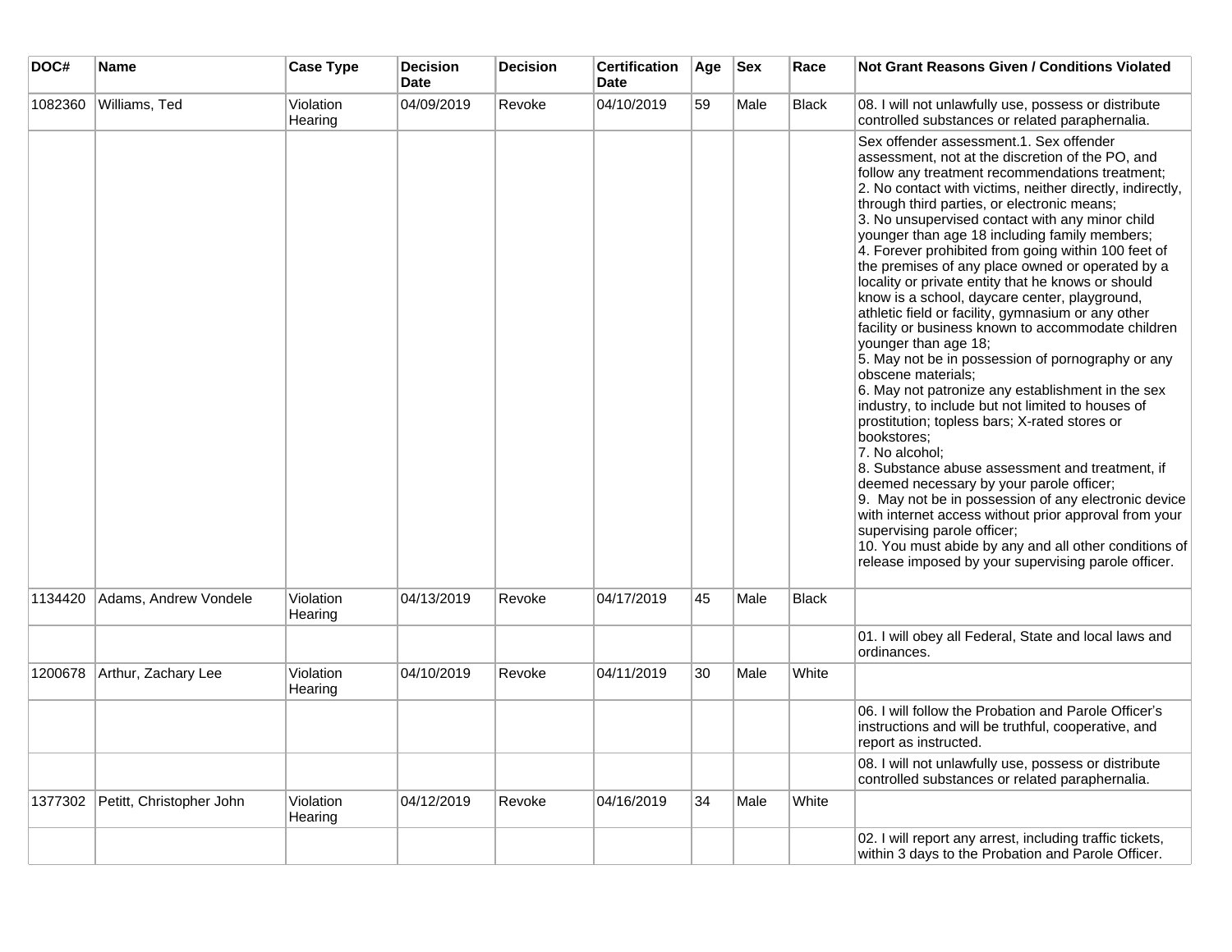| DOC# | Name | Case Type | Decision Date | Decision | Certification Date | Age | Sex | Race | Not Grant Reasons Given / Conditions Violated |
|---|---|---|---|---|---|---|---|---|---|
| 1082360 | Williams, Ted | Violation Hearing | 04/09/2019 | Revoke | 04/10/2019 | 59 | Male | Black | 08. I will not unlawfully use, possess or distribute controlled substances or related paraphernalia. |
| | | | | | | | | | Sex offender assessment.1. Sex offender assessment, not at the discretion of the PO, and follow any treatment recommendations treatment;<br>2. No contact with victims, neither directly, indirectly, through third parties, or electronic means;<br>3. No unsupervised contact with any minor child younger than age 18 including family members;<br>4. Forever prohibited from going within 100 feet of the premises of any place owned or operated by a locality or private entity that he knows or should know is a school, daycare center, playground, athletic field or facility, gymnasium or any other facility or business known to accommodate children younger than age 18;<br>5. May not be in possession of pornography or any obscene materials;<br>6. May not patronize any establishment in the sex industry, to include but not limited to houses of prostitution; topless bars; X-rated stores or bookstores;<br>7. No alcohol;<br>8. Substance abuse assessment and treatment, if deemed necessary by your parole officer;<br>9. May not be in possession of any electronic device with internet access without prior approval from your supervising parole officer;<br>10. You must abide by any and all other conditions of release imposed by your supervising parole officer. |
| 1134420 | Adams, Andrew Vondele | Violation Hearing | 04/13/2019 | Revoke | 04/17/2019 | 45 | Male | Black | |
| | | | | | | | | | 01. I will obey all Federal, State and local laws and ordinances. |
| 1200678 | Arthur, Zachary Lee | Violation Hearing | 04/10/2019 | Revoke | 04/11/2019 | 30 | Male | White | |
| | | | | | | | | | 06. I will follow the Probation and Parole Officer's instructions and will be truthful, cooperative, and report as instructed. |
| | | | | | | | | | 08. I will not unlawfully use, possess or distribute controlled substances or related paraphernalia. |
| 1377302 | Petitt, Christopher John | Violation Hearing | 04/12/2019 | Revoke | 04/16/2019 | 34 | Male | White | |
| | | | | | | | | | 02. I will report any arrest, including traffic tickets, within 3 days to the Probation and Parole Officer. |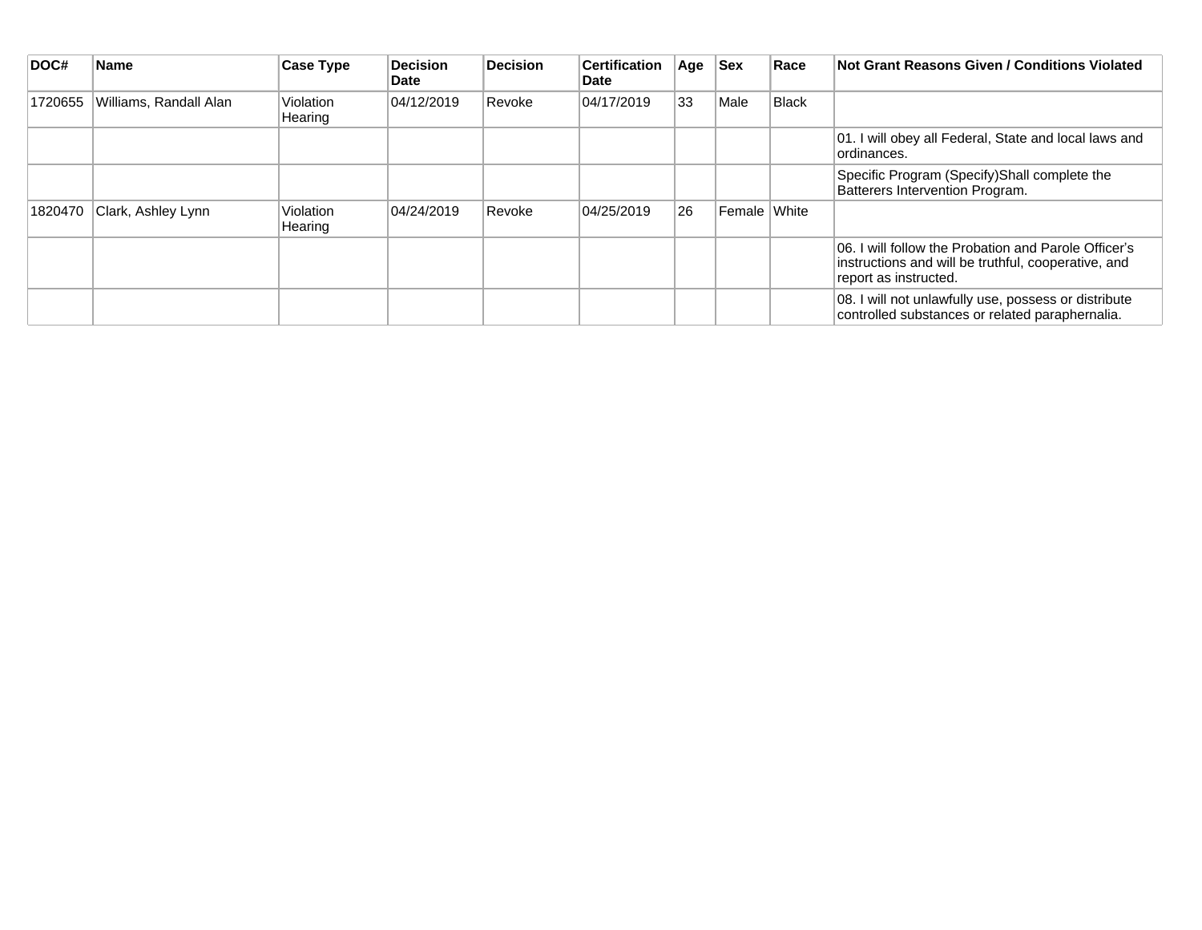| DOC# | Name | Case Type | Decision Date | Decision | Certification Date | Age | Sex | Race | Not Grant Reasons Given / Conditions Violated |
| --- | --- | --- | --- | --- | --- | --- | --- | --- | --- |
| 1720655 | Williams, Randall Alan | Violation Hearing | 04/12/2019 | Revoke | 04/17/2019 | 33 | Male | Black | |
| | | | | | | | | | 01. I will obey all Federal, State and local laws and ordinances. |
| | | | | | | | | | Specific Program (Specify)Shall complete the Batterers Intervention Program. |
| 1820470 | Clark, Ashley Lynn | Violation Hearing | 04/24/2019 | Revoke | 04/25/2019 | 26 | Female | White | |
| | | | | | | | | | 06. I will follow the Probation and Parole Officer's instructions and will be truthful, cooperative, and report as instructed. |
| | | | | | | | | | 08. I will not unlawfully use, possess or distribute controlled substances or related paraphernalia. |